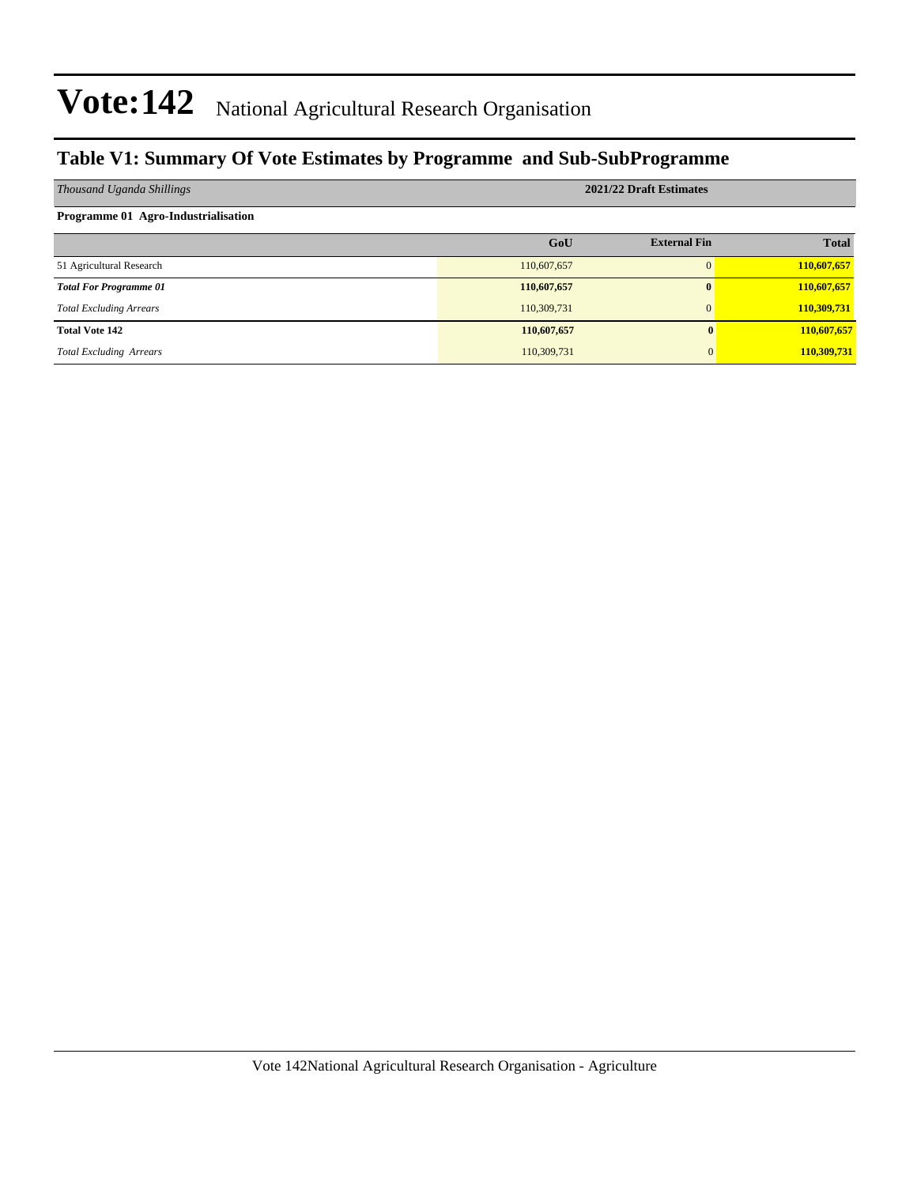# Vote:142 National Agricultural Research Organisation

## Table V1: Summary Of Vote Estimates by Programme and Sub-SubProgramme

| *Thousand Uganda Shillings* | 2021/22 Draft Estimates | | |
|---|---|---|---|
| **Programme 01 Agro-Industrialisation** | | | |
| | **GoU** | **External Fin** | **Total** |
| 51 Agricultural Research | 110,607,657 | 0 | **110,607,657** |
| ***Total For Programme 01*** | **110,607,657** | **0** | **110,607,657** |
| *Total Excluding Arrears* | 110,309,731 | 0 | **110,309,731** |
| **Total Vote 142** | **110,607,657** | **0** | **110,607,657** |
| *Total Excluding Arrears* | 110,309,731 | 0 | **110,309,731** |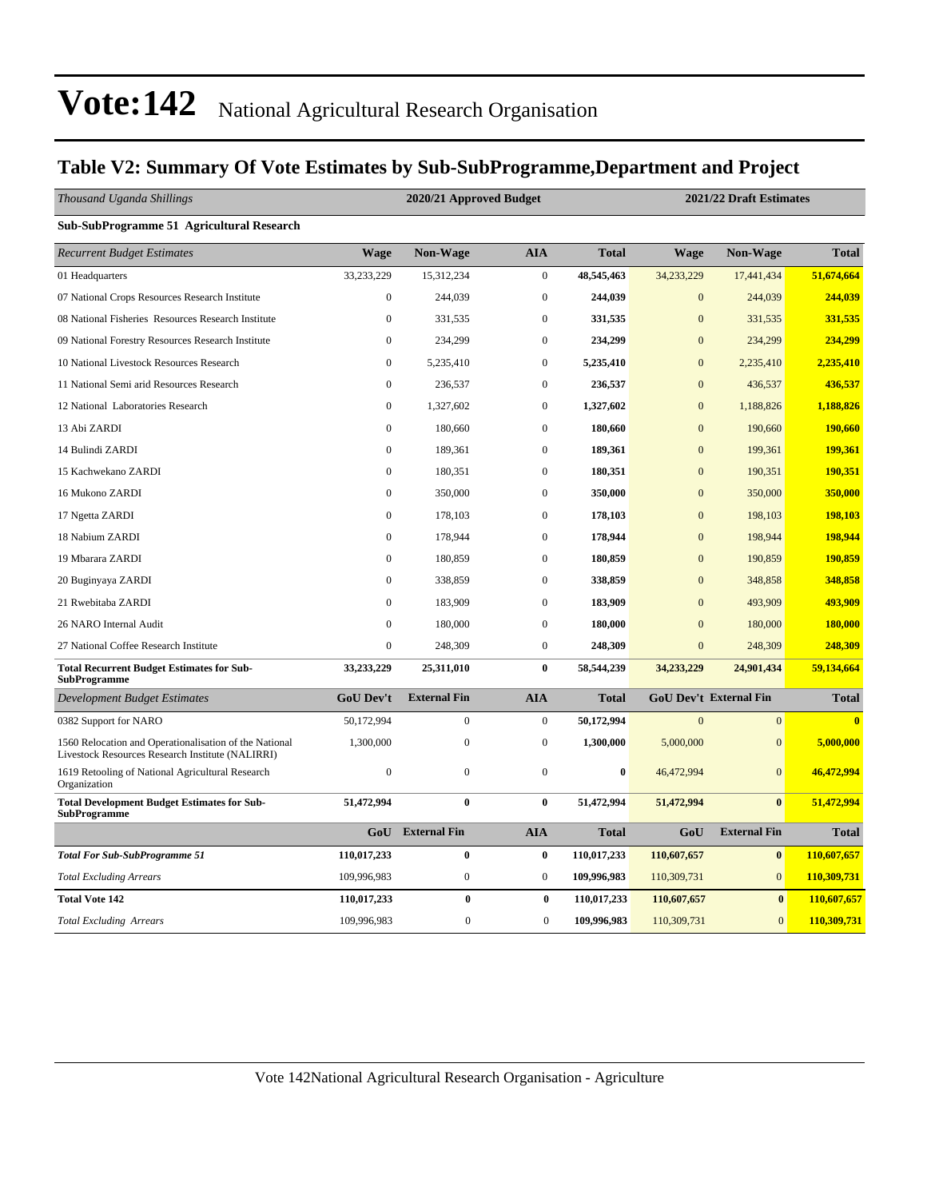# Vote:142 National Agricultural Research Organisation

## Table V2: Summary Of Vote Estimates by Sub-SubProgramme,Department and Project

| *Thousand Uganda Shillings* | 2020/21 Approved Budget | | | | 2021/22 Draft Estimates | | |
|---|---|---|---|---|---|---|---|
| **Sub-SubProgramme 51 Agricultural Research** | | | | | | | |
| *Recurrent Budget Estimates* | **Wage** | **Non-Wage** | **AIA** | **Total** | **Wage** | **Non-Wage** | **Total** |
| 01 Headquarters | 33,233,229 | 15,312,234 | 0 | **48,545,463** | 34,233,229 | 17,441,434 | **51,674,664** |
| 07 National Crops Resources Research Institute | 0 | 244,039 | 0 | **244,039** | 0 | 244,039 | **244,039** |
| 08 National Fisheries Resources Research Institute | 0 | 331,535 | 0 | **331,535** | 0 | 331,535 | **331,535** |
| 09 National Forestry Resources Research Institute | 0 | 234,299 | 0 | **234,299** | 0 | 234,299 | **234,299** |
| 10 National Livestock Resources Research | 0 | 5,235,410 | 0 | **5,235,410** | 0 | 2,235,410 | **2,235,410** |
| 11 National Semi arid Resources Research | 0 | 236,537 | 0 | **236,537** | 0 | 436,537 | **436,537** |
| 12 National Laboratories Research | 0 | 1,327,602 | 0 | **1,327,602** | 0 | 1,188,826 | **1,188,826** |
| 13 Abi ZARDI | 0 | 180,660 | 0 | **180,660** | 0 | 190,660 | **190,660** |
| 14 Bulindi ZARDI | 0 | 189,361 | 0 | **189,361** | 0 | 199,361 | **199,361** |
| 15 Kachwekano ZARDI | 0 | 180,351 | 0 | **180,351** | 0 | 190,351 | **190,351** |
| 16 Mukono ZARDI | 0 | 350,000 | 0 | **350,000** | 0 | 350,000 | **350,000** |
| 17 Ngetta ZARDI | 0 | 178,103 | 0 | **178,103** | 0 | 198,103 | **198,103** |
| 18 Nabium ZARDI | 0 | 178,944 | 0 | **178,944** | 0 | 198,944 | **198,944** |
| 19 Mbarara ZARDI | 0 | 180,859 | 0 | **180,859** | 0 | 190,859 | **190,859** |
| 20 Buginyaya ZARDI | 0 | 338,859 | 0 | **338,859** | 0 | 348,858 | **348,858** |
| 21 Rwebitaba ZARDI | 0 | 183,909 | 0 | **183,909** | 0 | 493,909 | **493,909** |
| 26 NARO Internal Audit | 0 | 180,000 | 0 | **180,000** | 0 | 180,000 | **180,000** |
| 27 National Coffee Research Institute | 0 | 248,309 | 0 | **248,309** | 0 | 248,309 | **248,309** |
| **Total Recurrent Budget Estimates for Sub-SubProgramme** | **33,233,229** | **25,311,010** | **0** | **58,544,239** | **34,233,229** | **24,901,434** | **59,134,664** |
| *Development Budget Estimates* | **GoU Dev't** | **External Fin** | **AIA** | **Total** | **GoU Dev't** | **External Fin** | **Total** |
| 0382 Support for NARO | 50,172,994 | 0 | 0 | **50,172,994** | 0 | 0 | **0** |
| 1560 Relocation and Operationalisation of the National Livestock Resources Research Institute (NALIRRI) | 1,300,000 | 0 | 0 | **1,300,000** | 5,000,000 | 0 | **5,000,000** |
| 1619 Retooling of National Agricultural Research Organization | 0 | 0 | 0 | **0** | 46,472,994 | 0 | **46,472,994** |
| **Total Development Budget Estimates for Sub-SubProgramme** | **51,472,994** | **0** | **0** | **51,472,994** | **51,472,994** | **0** | **51,472,994** |
| | **GoU** | **External Fin** | **AIA** | **Total** | **GoU** | **External Fin** | **Total** |
| ***Total For Sub-SubProgramme 51*** | **110,017,233** | **0** | **0** | **110,017,233** | **110,607,657** | **0** | **110,607,657** |
| *Total Excluding Arrears* | 109,996,983 | 0 | 0 | **109,996,983** | 110,309,731 | 0 | **110,309,731** |
| **Total Vote 142** | **110,017,233** | **0** | **0** | **110,017,233** | **110,607,657** | **0** | **110,607,657** |
| *Total Excluding Arrears* | 109,996,983 | 0 | 0 | **109,996,983** | 110,309,731 | 0 | **110,309,731** |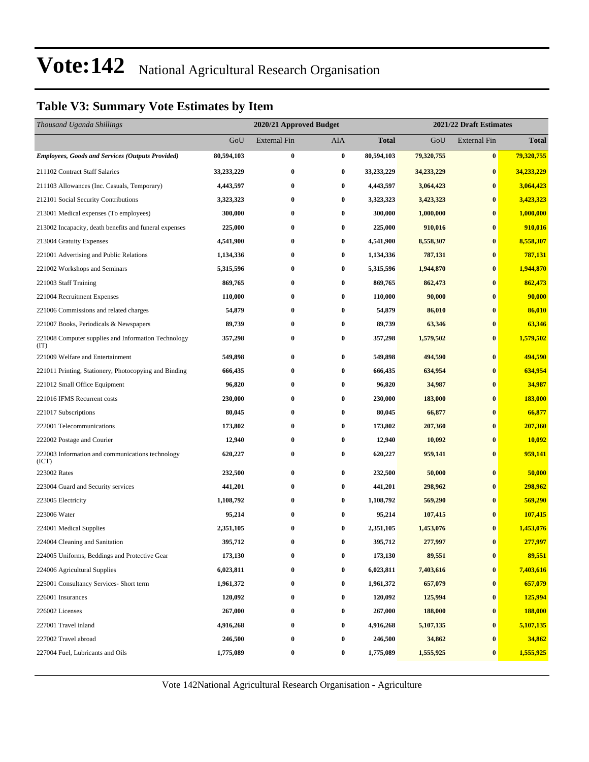# Vote:142 National Agricultural Research Organisation

## Table V3: Summary Vote Estimates by Item

| *Thousand Uganda Shillings* | 2020/21 Approved Budget | | | | 2021/22 Draft Estimates | | |
|---|---|---|---|---|---|---|---|
| | GoU | External Fin | AIA | **Total** | GoU | External Fin | **Total** |
| ***Employees, Goods and Services (Outputs Provided)*** | **80,594,103** | **0** | **0** | **80,594,103** | **79,320,755** | **0** | **79,320,755** |
| 211102 Contract Staff Salaries | **33,233,229** | **0** | **0** | **33,233,229** | **34,233,229** | **0** | **34,233,229** |
| 211103 Allowances (Inc. Casuals, Temporary) | **4,443,597** | **0** | **0** | **4,443,597** | **3,064,423** | **0** | **3,064,423** |
| 212101 Social Security Contributions | **3,323,323** | **0** | **0** | **3,323,323** | **3,423,323** | **0** | **3,423,323** |
| 213001 Medical expenses (To employees) | **300,000** | **0** | **0** | **300,000** | **1,000,000** | **0** | **1,000,000** |
| 213002 Incapacity, death benefits and funeral expenses | **225,000** | **0** | **0** | **225,000** | **910,016** | **0** | **910,016** |
| 213004 Gratuity Expenses | **4,541,900** | **0** | **0** | **4,541,900** | **8,558,307** | **0** | **8,558,307** |
| 221001 Advertising and Public Relations | **1,134,336** | **0** | **0** | **1,134,336** | **787,131** | **0** | **787,131** |
| 221002 Workshops and Seminars | **5,315,596** | **0** | **0** | **5,315,596** | **1,944,870** | **0** | **1,944,870** |
| 221003 Staff Training | **869,765** | **0** | **0** | **869,765** | **862,473** | **0** | **862,473** |
| 221004 Recruitment Expenses | **110,000** | **0** | **0** | **110,000** | **90,000** | **0** | **90,000** |
| 221006 Commissions and related charges | **54,879** | **0** | **0** | **54,879** | **86,010** | **0** | **86,010** |
| 221007 Books, Periodicals & Newspapers | **89,739** | **0** | **0** | **89,739** | **63,346** | **0** | **63,346** |
| 221008 Computer supplies and Information Technology (IT) | **357,298** | **0** | **0** | **357,298** | **1,579,502** | **0** | **1,579,502** |
| 221009 Welfare and Entertainment | **549,898** | **0** | **0** | **549,898** | **494,590** | **0** | **494,590** |
| 221011 Printing, Stationery, Photocopying and Binding | **666,435** | **0** | **0** | **666,435** | **634,954** | **0** | **634,954** |
| 221012 Small Office Equipment | **96,820** | **0** | **0** | **96,820** | **34,987** | **0** | **34,987** |
| 221016 IFMS Recurrent costs | **230,000** | **0** | **0** | **230,000** | **183,000** | **0** | **183,000** |
| 221017 Subscriptions | **80,045** | **0** | **0** | **80,045** | **66,877** | **0** | **66,877** |
| 222001 Telecommunications | **173,802** | **0** | **0** | **173,802** | **207,360** | **0** | **207,360** |
| 222002 Postage and Courier | **12,940** | **0** | **0** | **12,940** | **10,092** | **0** | **10,092** |
| 222003 Information and communications technology (ICT) | **620,227** | **0** | **0** | **620,227** | **959,141** | **0** | **959,141** |
| 223002 Rates | **232,500** | **0** | **0** | **232,500** | **50,000** | **0** | **50,000** |
| 223004 Guard and Security services | **441,201** | **0** | **0** | **441,201** | **298,962** | **0** | **298,962** |
| 223005 Electricity | **1,108,792** | **0** | **0** | **1,108,792** | **569,290** | **0** | **569,290** |
| 223006 Water | **95,214** | **0** | **0** | **95,214** | **107,415** | **0** | **107,415** |
| 224001 Medical Supplies | **2,351,105** | **0** | **0** | **2,351,105** | **1,453,076** | **0** | **1,453,076** |
| 224004 Cleaning and Sanitation | **395,712** | **0** | **0** | **395,712** | **277,997** | **0** | **277,997** |
| 224005 Uniforms, Beddings and Protective Gear | **173,130** | **0** | **0** | **173,130** | **89,551** | **0** | **89,551** |
| 224006 Agricultural Supplies | **6,023,811** | **0** | **0** | **6,023,811** | **7,403,616** | **0** | **7,403,616** |
| 225001 Consultancy Services- Short term | **1,961,372** | **0** | **0** | **1,961,372** | **657,079** | **0** | **657,079** |
| 226001 Insurances | **120,092** | **0** | **0** | **120,092** | **125,994** | **0** | **125,994** |
| 226002 Licenses | **267,000** | **0** | **0** | **267,000** | **188,000** | **0** | **188,000** |
| 227001 Travel inland | **4,916,268** | **0** | **0** | **4,916,268** | **5,107,135** | **0** | **5,107,135** |
| 227002 Travel abroad | **246,500** | **0** | **0** | **246,500** | **34,862** | **0** | **34,862** |
| 227004 Fuel, Lubricants and Oils | **1,775,089** | **0** | **0** | **1,775,089** | **1,555,925** | **0** | **1,555,925** |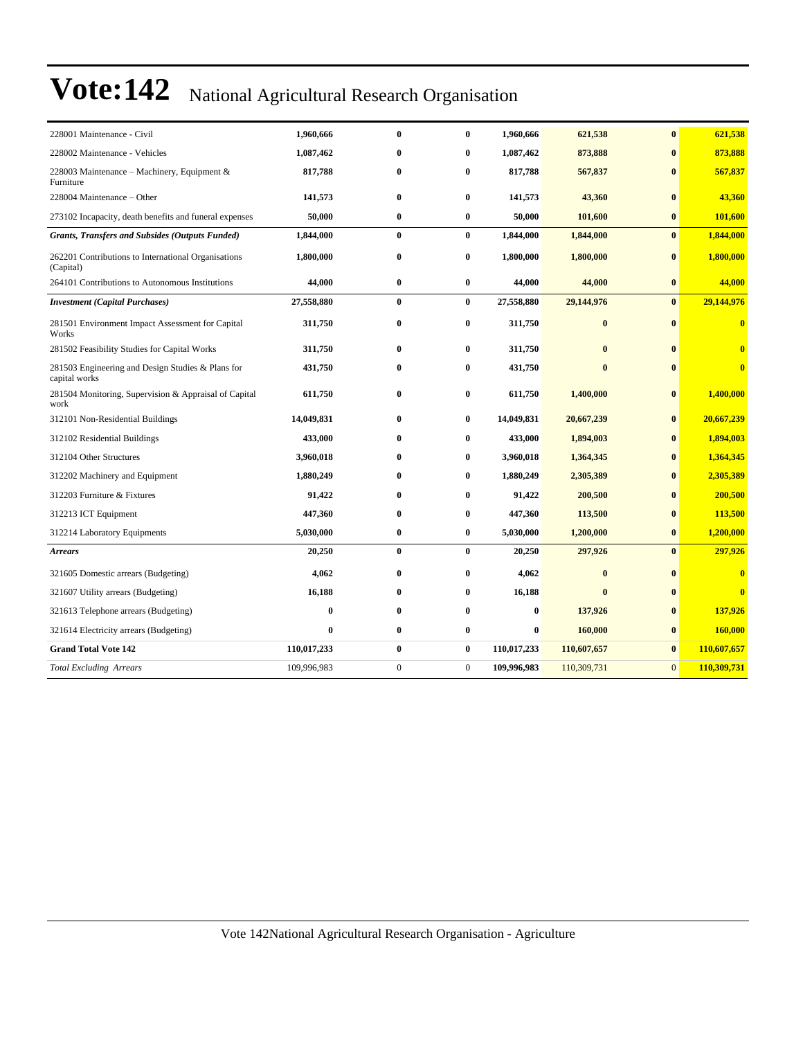# Vote:142 National Agricultural Research Organisation

| | | | | | | | |
|---|---|---|---|---|---|---|---|
| 228001 Maintenance - Civil | 1,960,666 | 0 | 0 | 1,960,666 | 621,538 | 0 | 621,538 |
| 228002 Maintenance - Vehicles | 1,087,462 | 0 | 0 | 1,087,462 | 873,888 | 0 | 873,888 |
| 228003 Maintenance – Machinery, Equipment & Furniture | 817,788 | 0 | 0 | 817,788 | 567,837 | 0 | 567,837 |
| 228004 Maintenance – Other | 141,573 | 0 | 0 | 141,573 | 43,360 | 0 | 43,360 |
| 273102 Incapacity, death benefits and funeral expenses | 50,000 | 0 | 0 | 50,000 | 101,600 | 0 | 101,600 |
| ***Grants, Transfers and Subsides (Outputs Funded)*** | **1,844,000** | **0** | **0** | **1,844,000** | **1,844,000** | **0** | **1,844,000** |
| 262201 Contributions to International Organisations (Capital) | 1,800,000 | 0 | 0 | 1,800,000 | 1,800,000 | 0 | 1,800,000 |
| 264101 Contributions to Autonomous Institutions | 44,000 | 0 | 0 | 44,000 | 44,000 | 0 | 44,000 |
| ***Investment (Capital Purchases)*** | **27,558,880** | **0** | **0** | **27,558,880** | **29,144,976** | **0** | **29,144,976** |
| 281501 Environment Impact Assessment for Capital Works | 311,750 | 0 | 0 | 311,750 | 0 | 0 | 0 |
| 281502 Feasibility Studies for Capital Works | 311,750 | 0 | 0 | 311,750 | 0 | 0 | 0 |
| 281503 Engineering and Design Studies & Plans for capital works | 431,750 | 0 | 0 | 431,750 | 0 | 0 | 0 |
| 281504 Monitoring, Supervision & Appraisal of Capital work | 611,750 | 0 | 0 | 611,750 | 1,400,000 | 0 | 1,400,000 |
| 312101 Non-Residential Buildings | 14,049,831 | 0 | 0 | 14,049,831 | 20,667,239 | 0 | 20,667,239 |
| 312102 Residential Buildings | 433,000 | 0 | 0 | 433,000 | 1,894,003 | 0 | 1,894,003 |
| 312104 Other Structures | 3,960,018 | 0 | 0 | 3,960,018 | 1,364,345 | 0 | 1,364,345 |
| 312202 Machinery and Equipment | 1,880,249 | 0 | 0 | 1,880,249 | 2,305,389 | 0 | 2,305,389 |
| 312203 Furniture & Fixtures | 91,422 | 0 | 0 | 91,422 | 200,500 | 0 | 200,500 |
| 312213 ICT Equipment | 447,360 | 0 | 0 | 447,360 | 113,500 | 0 | 113,500 |
| 312214 Laboratory Equipments | 5,030,000 | 0 | 0 | 5,030,000 | 1,200,000 | 0 | 1,200,000 |
| ***Arrears*** | **20,250** | **0** | **0** | **20,250** | **297,926** | **0** | **297,926** |
| 321605 Domestic arrears (Budgeting) | 4,062 | 0 | 0 | 4,062 | 0 | 0 | 0 |
| 321607 Utility arrears (Budgeting) | 16,188 | 0 | 0 | 16,188 | 0 | 0 | 0 |
| 321613 Telephone arrears (Budgeting) | 0 | 0 | 0 | 0 | 137,926 | 0 | 137,926 |
| 321614 Electricity arrears (Budgeting) | 0 | 0 | 0 | 0 | 160,000 | 0 | 160,000 |
| **Grand Total Vote 142** | **110,017,233** | **0** | **0** | **110,017,233** | **110,607,657** | **0** | **110,607,657** |
| *Total Excluding Arrears* | 109,996,983 | 0 | 0 | **109,996,983** | 110,309,731 | 0 | **110,309,731** |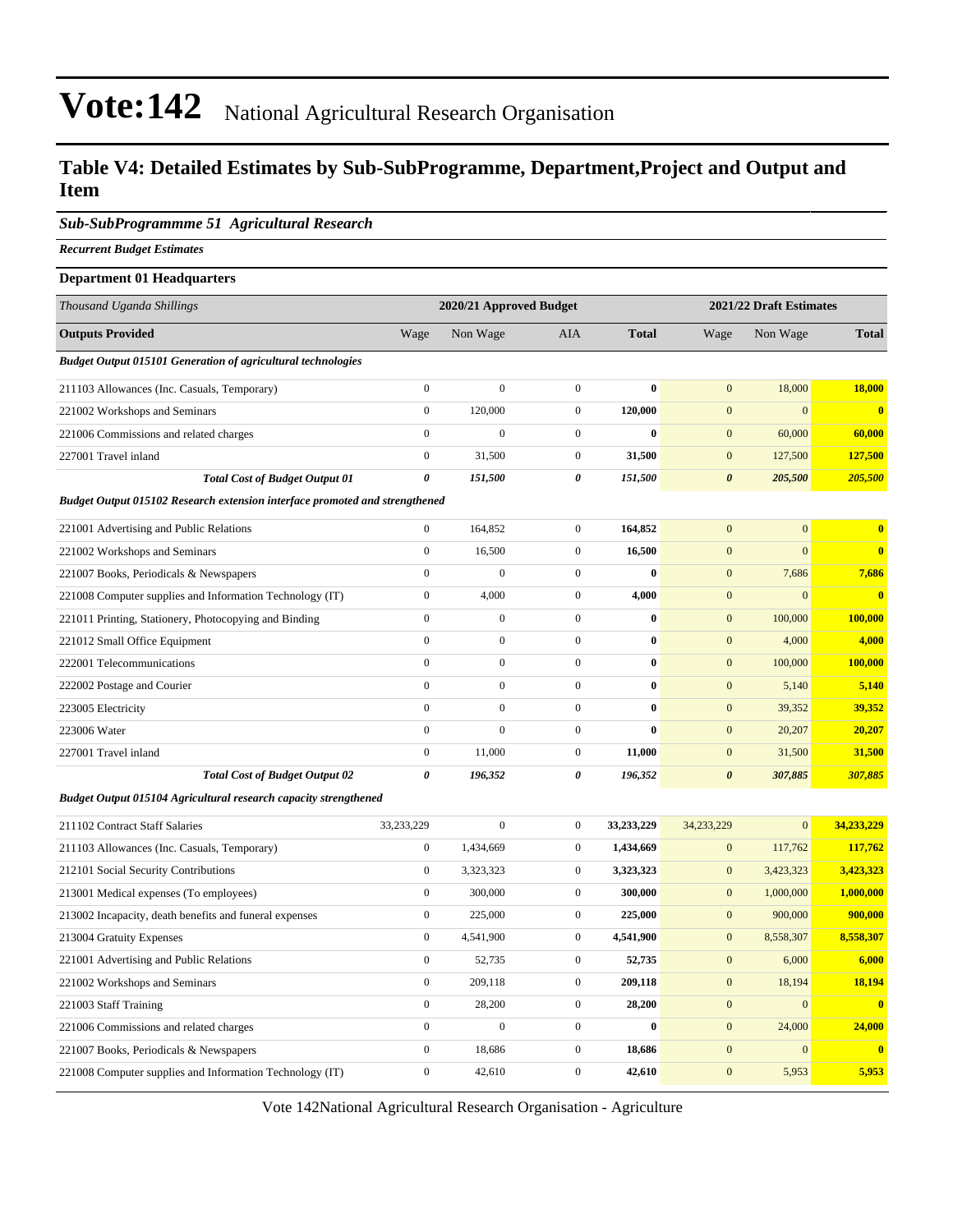# Vote:142 National Agricultural Research Organisation

## Table V4: Detailed Estimates by Sub-SubProgramme, Department,Project and Output and Item

### *Sub-SubProgrammme 51 Agricultural Research*

***Recurrent Budget Estimates***

**Department 01 Headquarters**

| *Thousand Uganda Shillings* | 2020/21 Approved Budget | | | | 2021/22 Draft Estimates | | |
|---|---|---|---|---|---|---|---|
| **Outputs Provided** | Wage | Non Wage | AIA | **Total** | Wage | Non Wage | **Total** |
| ***Budget Output 015101 Generation of agricultural technologies*** | | | | | | | |
| 211103 Allowances (Inc. Casuals, Temporary) | 0 | 0 | 0 | **0** | 0 | 18,000 | **18,000** |
| 221002 Workshops and Seminars | 0 | 120,000 | 0 | **120,000** | 0 | 0 | **0** |
| 221006 Commissions and related charges | 0 | 0 | 0 | **0** | 0 | 60,000 | **60,000** |
| 227001 Travel inland | 0 | 31,500 | 0 | **31,500** | 0 | 127,500 | **127,500** |
| ***Total Cost of Budget Output 01*** | ***0*** | ***151,500*** | ***0*** | ***151,500*** | ***0*** | ***205,500*** | ***205,500*** |
| ***Budget Output 015102 Research extension interface promoted and strengthened*** | | | | | | | |
| 221001 Advertising and Public Relations | 0 | 164,852 | 0 | **164,852** | 0 | 0 | **0** |
| 221002 Workshops and Seminars | 0 | 16,500 | 0 | **16,500** | 0 | 0 | **0** |
| 221007 Books, Periodicals & Newspapers | 0 | 0 | 0 | **0** | 0 | 7,686 | **7,686** |
| 221008 Computer supplies and Information Technology (IT) | 0 | 4,000 | 0 | **4,000** | 0 | 0 | **0** |
| 221011 Printing, Stationery, Photocopying and Binding | 0 | 0 | 0 | **0** | 0 | 100,000 | **100,000** |
| 221012 Small Office Equipment | 0 | 0 | 0 | **0** | 0 | 4,000 | **4,000** |
| 222001 Telecommunications | 0 | 0 | 0 | **0** | 0 | 100,000 | **100,000** |
| 222002 Postage and Courier | 0 | 0 | 0 | **0** | 0 | 5,140 | **5,140** |
| 223005 Electricity | 0 | 0 | 0 | **0** | 0 | 39,352 | **39,352** |
| 223006 Water | 0 | 0 | 0 | **0** | 0 | 20,207 | **20,207** |
| 227001 Travel inland | 0 | 11,000 | 0 | **11,000** | 0 | 31,500 | **31,500** |
| ***Total Cost of Budget Output 02*** | ***0*** | ***196,352*** | ***0*** | ***196,352*** | ***0*** | ***307,885*** | ***307,885*** |
| ***Budget Output 015104 Agricultural research capacity strengthened*** | | | | | | | |
| 211102 Contract Staff Salaries | 33,233,229 | 0 | 0 | **33,233,229** | 34,233,229 | 0 | **34,233,229** |
| 211103 Allowances (Inc. Casuals, Temporary) | 0 | 1,434,669 | 0 | **1,434,669** | 0 | 117,762 | **117,762** |
| 212101 Social Security Contributions | 0 | 3,323,323 | 0 | **3,323,323** | 0 | 3,423,323 | **3,423,323** |
| 213001 Medical expenses (To employees) | 0 | 300,000 | 0 | **300,000** | 0 | 1,000,000 | **1,000,000** |
| 213002 Incapacity, death benefits and funeral expenses | 0 | 225,000 | 0 | **225,000** | 0 | 900,000 | **900,000** |
| 213004 Gratuity Expenses | 0 | 4,541,900 | 0 | **4,541,900** | 0 | 8,558,307 | **8,558,307** |
| 221001 Advertising and Public Relations | 0 | 52,735 | 0 | **52,735** | 0 | 6,000 | **6,000** |
| 221002 Workshops and Seminars | 0 | 209,118 | 0 | **209,118** | 0 | 18,194 | **18,194** |
| 221003 Staff Training | 0 | 28,200 | 0 | **28,200** | 0 | 0 | **0** |
| 221006 Commissions and related charges | 0 | 0 | 0 | **0** | 0 | 24,000 | **24,000** |
| 221007 Books, Periodicals & Newspapers | 0 | 18,686 | 0 | **18,686** | 0 | 0 | **0** |
| 221008 Computer supplies and Information Technology (IT) | 0 | 42,610 | 0 | **42,610** | 0 | 5,953 | **5,953** |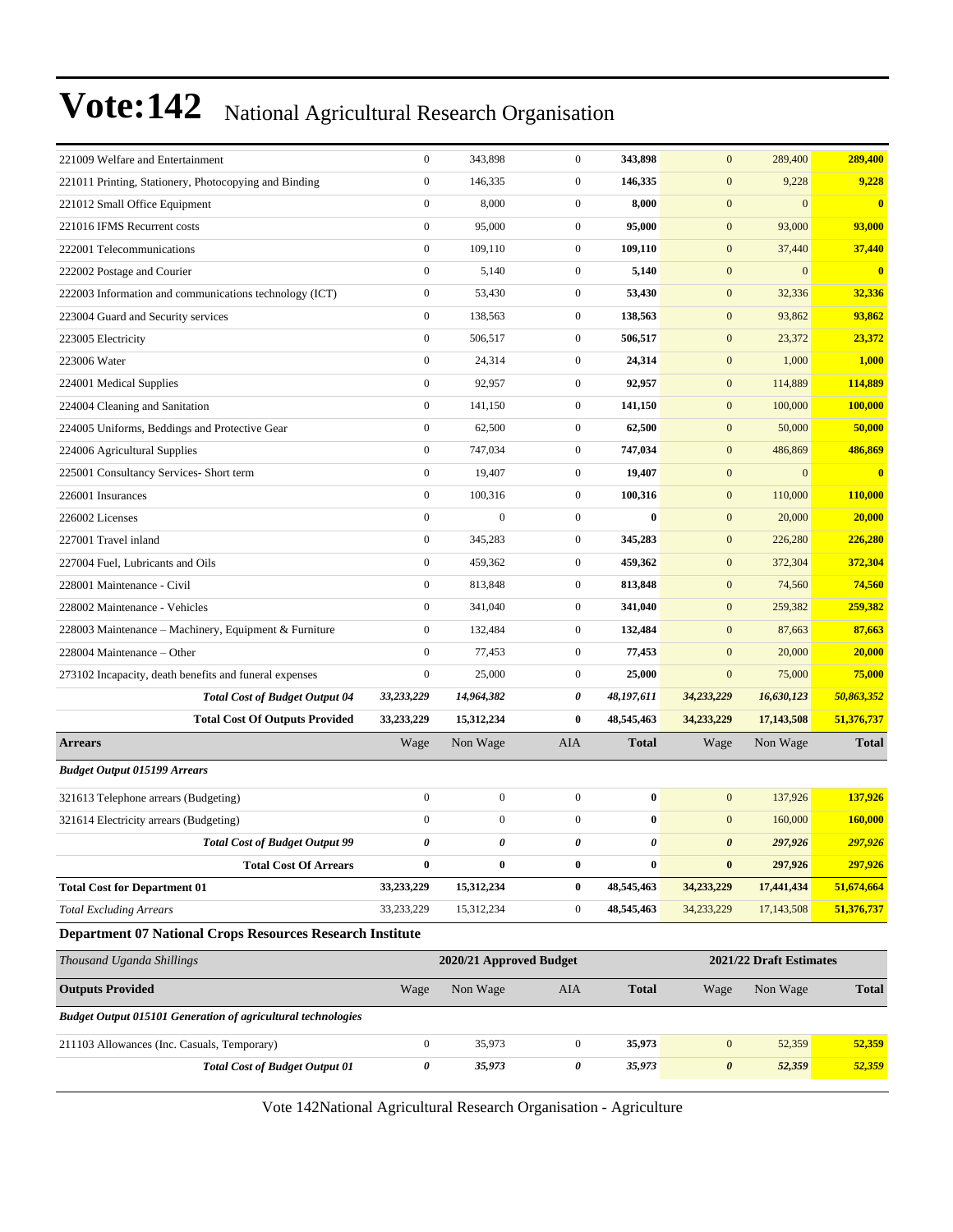| | | | | | | | |
|---|---|---|---|---|---|---|---|
| 221009 Welfare and Entertainment | 0 | 343,898 | 0 | **343,898** | 0 | 289,400 | **289,400** |
| 221011 Printing, Stationery, Photocopying and Binding | 0 | 146,335 | 0 | **146,335** | 0 | 9,228 | **9,228** |
| 221012 Small Office Equipment | 0 | 8,000 | 0 | **8,000** | 0 | 0 | **0** |
| 221016 IFMS Recurrent costs | 0 | 95,000 | 0 | **95,000** | 0 | 93,000 | **93,000** |
| 222001 Telecommunications | 0 | 109,110 | 0 | **109,110** | 0 | 37,440 | **37,440** |
| 222002 Postage and Courier | 0 | 5,140 | 0 | **5,140** | 0 | 0 | **0** |
| 222003 Information and communications technology (ICT) | 0 | 53,430 | 0 | **53,430** | 0 | 32,336 | **32,336** |
| 223004 Guard and Security services | 0 | 138,563 | 0 | **138,563** | 0 | 93,862 | **93,862** |
| 223005 Electricity | 0 | 506,517 | 0 | **506,517** | 0 | 23,372 | **23,372** |
| 223006 Water | 0 | 24,314 | 0 | **24,314** | 0 | 1,000 | **1,000** |
| 224001 Medical Supplies | 0 | 92,957 | 0 | **92,957** | 0 | 114,889 | **114,889** |
| 224004 Cleaning and Sanitation | 0 | 141,150 | 0 | **141,150** | 0 | 100,000 | **100,000** |
| 224005 Uniforms, Beddings and Protective Gear | 0 | 62,500 | 0 | **62,500** | 0 | 50,000 | **50,000** |
| 224006 Agricultural Supplies | 0 | 747,034 | 0 | **747,034** | 0 | 486,869 | **486,869** |
| 225001 Consultancy Services- Short term | 0 | 19,407 | 0 | **19,407** | 0 | 0 | **0** |
| 226001 Insurances | 0 | 100,316 | 0 | **100,316** | 0 | 110,000 | **110,000** |
| 226002 Licenses | 0 | 0 | 0 | **0** | 0 | 20,000 | **20,000** |
| 227001 Travel inland | 0 | 345,283 | 0 | **345,283** | 0 | 226,280 | **226,280** |
| 227004 Fuel, Lubricants and Oils | 0 | 459,362 | 0 | **459,362** | 0 | 372,304 | **372,304** |
| 228001 Maintenance - Civil | 0 | 813,848 | 0 | **813,848** | 0 | 74,560 | **74,560** |
| 228002 Maintenance - Vehicles | 0 | 341,040 | 0 | **341,040** | 0 | 259,382 | **259,382** |
| 228003 Maintenance – Machinery, Equipment & Furniture | 0 | 132,484 | 0 | **132,484** | 0 | 87,663 | **87,663** |
| 228004 Maintenance – Other | 0 | 77,453 | 0 | **77,453** | 0 | 20,000 | **20,000** |
| 273102 Incapacity, death benefits and funeral expenses | 0 | 25,000 | 0 | **25,000** | 0 | 75,000 | **75,000** |
| ***Total Cost of Budget Output 04*** | ***33,233,229*** | ***14,964,382*** | ***0*** | ***48,197,611*** | ***34,233,229*** | ***16,630,123*** | ***50,863,352*** |
| **Total Cost Of Outputs Provided** | **33,233,229** | **15,312,234** | **0** | **48,545,463** | **34,233,229** | **17,143,508** | **51,376,737** |
| **Arrears** | Wage | Non Wage | AIA | **Total** | Wage | Non Wage | **Total** |
| ***Budget Output 015199 Arrears*** | | | | | | | |
| 321613 Telephone arrears (Budgeting) | 0 | 0 | 0 | **0** | 0 | 137,926 | **137,926** |
| 321614 Electricity arrears (Budgeting) | 0 | 0 | 0 | **0** | 0 | 160,000 | **160,000** |
| ***Total Cost of Budget Output 99*** | ***0*** | ***0*** | ***0*** | ***0*** | ***0*** | ***297,926*** | ***297,926*** |
| **Total Cost Of Arrears** | **0** | **0** | **0** | **0** | **0** | **297,926** | **297,926** |
| **Total Cost for Department 01** | **33,233,229** | **15,312,234** | **0** | **48,545,463** | **34,233,229** | **17,441,434** | **51,674,664** |
| *Total Excluding Arrears* | 33,233,229 | 15,312,234 | 0 | **48,545,463** | 34,233,229 | 17,143,508 | **51,376,737** |

**Department 07 National Crops Resources Research Institute**

| *Thousand Uganda Shillings* | 2020/21 Approved Budget | | | | 2021/22 Draft Estimates | | |
|---|---|---|---|---|---|---|---|
| **Outputs Provided** | Wage | Non Wage | AIA | **Total** | Wage | Non Wage | **Total** |
| ***Budget Output 015101 Generation of agricultural technologies*** | | | | | | | |
| 211103 Allowances (Inc. Casuals, Temporary) | 0 | 35,973 | 0 | **35,973** | 0 | 52,359 | **52,359** |
| ***Total Cost of Budget Output 01*** | ***0*** | ***35,973*** | ***0*** | ***35,973*** | ***0*** | ***52,359*** | ***52,359*** |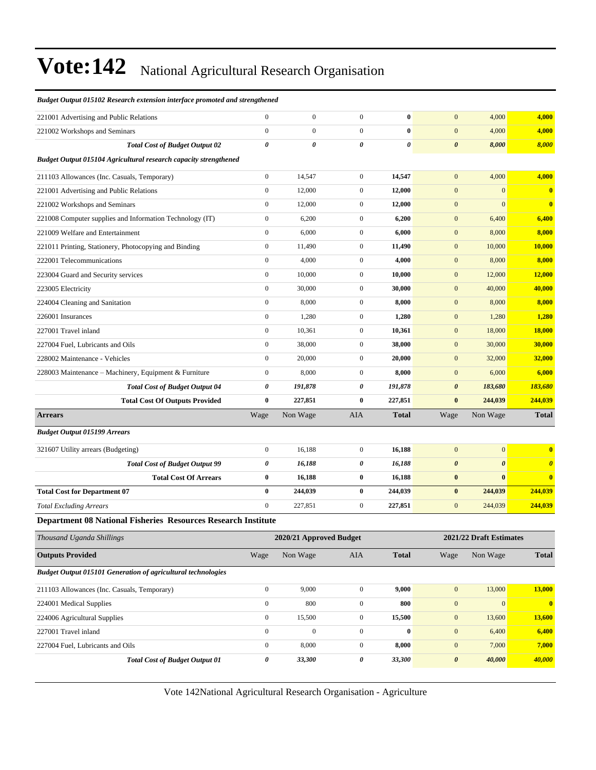| | Wage | Non Wage | AIA | Total | Wage | Non Wage | Total |
|---|---|---|---|---|---|---|---|
| ***Budget Output 015102 Research extension interface promoted and strengthened*** | | | | | | | |
| 221001 Advertising and Public Relations | 0 | 0 | 0 | **0** | 0 | 4,000 | **4,000** |
| 221002 Workshops and Seminars | 0 | 0 | 0 | **0** | 0 | 4,000 | **4,000** |
| ***Total Cost of Budget Output 02*** | ***0*** | ***0*** | ***0*** | ***0*** | ***0*** | ***8,000*** | ***8,000*** |
| ***Budget Output 015104 Agricultural research capacity strengthened*** | | | | | | | |
| 211103 Allowances (Inc. Casuals, Temporary) | 0 | 14,547 | 0 | **14,547** | 0 | 4,000 | **4,000** |
| 221001 Advertising and Public Relations | 0 | 12,000 | 0 | **12,000** | 0 | 0 | **0** |
| 221002 Workshops and Seminars | 0 | 12,000 | 0 | **12,000** | 0 | 0 | **0** |
| 221008 Computer supplies and Information Technology (IT) | 0 | 6,200 | 0 | **6,200** | 0 | 6,400 | **6,400** |
| 221009 Welfare and Entertainment | 0 | 6,000 | 0 | **6,000** | 0 | 8,000 | **8,000** |
| 221011 Printing, Stationery, Photocopying and Binding | 0 | 11,490 | 0 | **11,490** | 0 | 10,000 | **10,000** |
| 222001 Telecommunications | 0 | 4,000 | 0 | **4,000** | 0 | 8,000 | **8,000** |
| 223004 Guard and Security services | 0 | 10,000 | 0 | **10,000** | 0 | 12,000 | **12,000** |
| 223005 Electricity | 0 | 30,000 | 0 | **30,000** | 0 | 40,000 | **40,000** |
| 224004 Cleaning and Sanitation | 0 | 8,000 | 0 | **8,000** | 0 | 8,000 | **8,000** |
| 226001 Insurances | 0 | 1,280 | 0 | **1,280** | 0 | 1,280 | **1,280** |
| 227001 Travel inland | 0 | 10,361 | 0 | **10,361** | 0 | 18,000 | **18,000** |
| 227004 Fuel, Lubricants and Oils | 0 | 38,000 | 0 | **38,000** | 0 | 30,000 | **30,000** |
| 228002 Maintenance - Vehicles | 0 | 20,000 | 0 | **20,000** | 0 | 32,000 | **32,000** |
| 228003 Maintenance – Machinery, Equipment & Furniture | 0 | 8,000 | 0 | **8,000** | 0 | 6,000 | **6,000** |
| ***Total Cost of Budget Output 04*** | ***0*** | ***191,878*** | ***0*** | ***191,878*** | ***0*** | ***183,680*** | ***183,680*** |
| **Total Cost Of Outputs Provided** | **0** | **227,851** | **0** | **227,851** | **0** | **244,039** | **244,039** |
| **Arrears** | Wage | Non Wage | AIA | **Total** | Wage | Non Wage | **Total** |
| ***Budget Output 015199 Arrears*** | | | | | | | |
| 321607 Utility arrears (Budgeting) | 0 | 16,188 | 0 | **16,188** | 0 | 0 | **0** |
| ***Total Cost of Budget Output 99*** | ***0*** | ***16,188*** | ***0*** | ***16,188*** | ***0*** | ***0*** | ***0*** |
| **Total Cost Of Arrears** | **0** | **16,188** | **0** | **16,188** | **0** | **0** | **0** |
| **Total Cost for Department 07** | **0** | **244,039** | **0** | **244,039** | **0** | **244,039** | **244,039** |
| *Total Excluding Arrears* | 0 | 227,851 | 0 | **227,851** | 0 | 244,039 | **244,039** |

**Department 08 National Fisheries Resources Research Institute**

| *Thousand Uganda Shillings* | 2020/21 Approved Budget | | | | 2021/22 Draft Estimates | | |
|---|---|---|---|---|---|---|---|
| **Outputs Provided** | Wage | Non Wage | AIA | **Total** | Wage | Non Wage | **Total** |
| ***Budget Output 015101 Generation of agricultural technologies*** | | | | | | | |
| 211103 Allowances (Inc. Casuals, Temporary) | 0 | 9,000 | 0 | **9,000** | 0 | 13,000 | **13,000** |
| 224001 Medical Supplies | 0 | 800 | 0 | **800** | 0 | 0 | **0** |
| 224006 Agricultural Supplies | 0 | 15,500 | 0 | **15,500** | 0 | 13,600 | **13,600** |
| 227001 Travel inland | 0 | 0 | 0 | **0** | 0 | 6,400 | **6,400** |
| 227004 Fuel, Lubricants and Oils | 0 | 8,000 | 0 | **8,000** | 0 | 7,000 | **7,000** |
| ***Total Cost of Budget Output 01*** | ***0*** | ***33,300*** | ***0*** | ***33,300*** | ***0*** | ***40,000*** | ***40,000*** |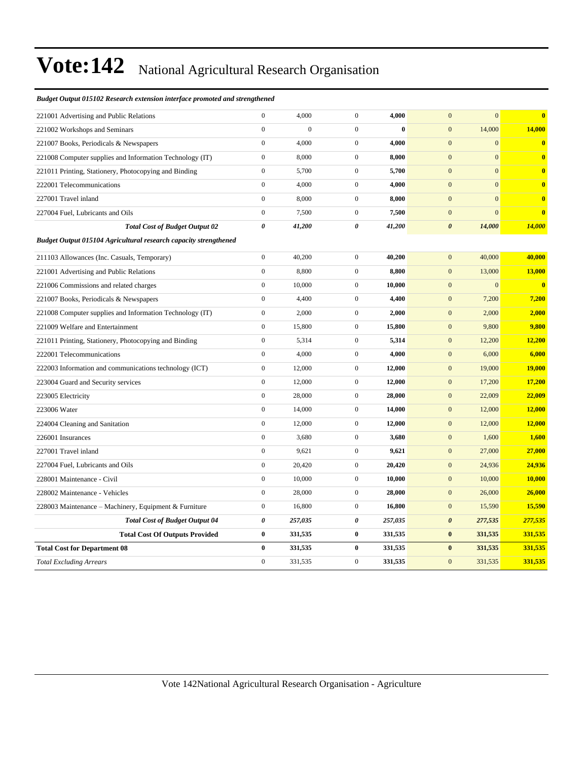*Budget Output 015102 Research extension interface promoted and strengthened*

| | | | | | | | |
|---|---|---|---|---|---|---|---|
| 221001 Advertising and Public Relations | 0 | 4,000 | 0 | **4,000** | 0 | 0 | **0** |
| 221002 Workshops and Seminars | 0 | 0 | 0 | **0** | 0 | 14,000 | **14,000** |
| 221007 Books, Periodicals & Newspapers | 0 | 4,000 | 0 | **4,000** | 0 | 0 | **0** |
| 221008 Computer supplies and Information Technology (IT) | 0 | 8,000 | 0 | **8,000** | 0 | 0 | **0** |
| 221011 Printing, Stationery, Photocopying and Binding | 0 | 5,700 | 0 | **5,700** | 0 | 0 | **0** |
| 222001 Telecommunications | 0 | 4,000 | 0 | **4,000** | 0 | 0 | **0** |
| 227001 Travel inland | 0 | 8,000 | 0 | **8,000** | 0 | 0 | **0** |
| 227004 Fuel, Lubricants and Oils | 0 | 7,500 | 0 | **7,500** | 0 | 0 | **0** |
| ***Total Cost of Budget Output 02*** | ***0*** | ***41,200*** | ***0*** | ***41,200*** | ***0*** | ***14,000*** | ***14,000*** |

*Budget Output 015104 Agricultural research capacity strengthened*

| | | | | | | | |
|---|---|---|---|---|---|---|---|
| 211103 Allowances (Inc. Casuals, Temporary) | 0 | 40,200 | 0 | **40,200** | 0 | 40,000 | **40,000** |
| 221001 Advertising and Public Relations | 0 | 8,800 | 0 | **8,800** | 0 | 13,000 | **13,000** |
| 221006 Commissions and related charges | 0 | 10,000 | 0 | **10,000** | 0 | 0 | **0** |
| 221007 Books, Periodicals & Newspapers | 0 | 4,400 | 0 | **4,400** | 0 | 7,200 | **7,200** |
| 221008 Computer supplies and Information Technology (IT) | 0 | 2,000 | 0 | **2,000** | 0 | 2,000 | **2,000** |
| 221009 Welfare and Entertainment | 0 | 15,800 | 0 | **15,800** | 0 | 9,800 | **9,800** |
| 221011 Printing, Stationery, Photocopying and Binding | 0 | 5,314 | 0 | **5,314** | 0 | 12,200 | **12,200** |
| 222001 Telecommunications | 0 | 4,000 | 0 | **4,000** | 0 | 6,000 | **6,000** |
| 222003 Information and communications technology (ICT) | 0 | 12,000 | 0 | **12,000** | 0 | 19,000 | **19,000** |
| 223004 Guard and Security services | 0 | 12,000 | 0 | **12,000** | 0 | 17,200 | **17,200** |
| 223005 Electricity | 0 | 28,000 | 0 | **28,000** | 0 | 22,009 | **22,009** |
| 223006 Water | 0 | 14,000 | 0 | **14,000** | 0 | 12,000 | **12,000** |
| 224004 Cleaning and Sanitation | 0 | 12,000 | 0 | **12,000** | 0 | 12,000 | **12,000** |
| 226001 Insurances | 0 | 3,680 | 0 | **3,680** | 0 | 1,600 | **1,600** |
| 227001 Travel inland | 0 | 9,621 | 0 | **9,621** | 0 | 27,000 | **27,000** |
| 227004 Fuel, Lubricants and Oils | 0 | 20,420 | 0 | **20,420** | 0 | 24,936 | **24,936** |
| 228001 Maintenance - Civil | 0 | 10,000 | 0 | **10,000** | 0 | 10,000 | **10,000** |
| 228002 Maintenance - Vehicles | 0 | 28,000 | 0 | **28,000** | 0 | 26,000 | **26,000** |
| 228003 Maintenance – Machinery, Equipment & Furniture | 0 | 16,800 | 0 | **16,800** | 0 | 15,590 | **15,590** |
| ***Total Cost of Budget Output 04*** | ***0*** | ***257,035*** | ***0*** | ***257,035*** | ***0*** | ***277,535*** | ***277,535*** |
| **Total Cost Of Outputs Provided** | **0** | **331,535** | **0** | **331,535** | **0** | **331,535** | **331,535** |
| **Total Cost for Department 08** | **0** | **331,535** | **0** | **331,535** | **0** | **331,535** | **331,535** |
| *Total Excluding Arrears* | 0 | 331,535 | 0 | **331,535** | 0 | 331,535 | **331,535** |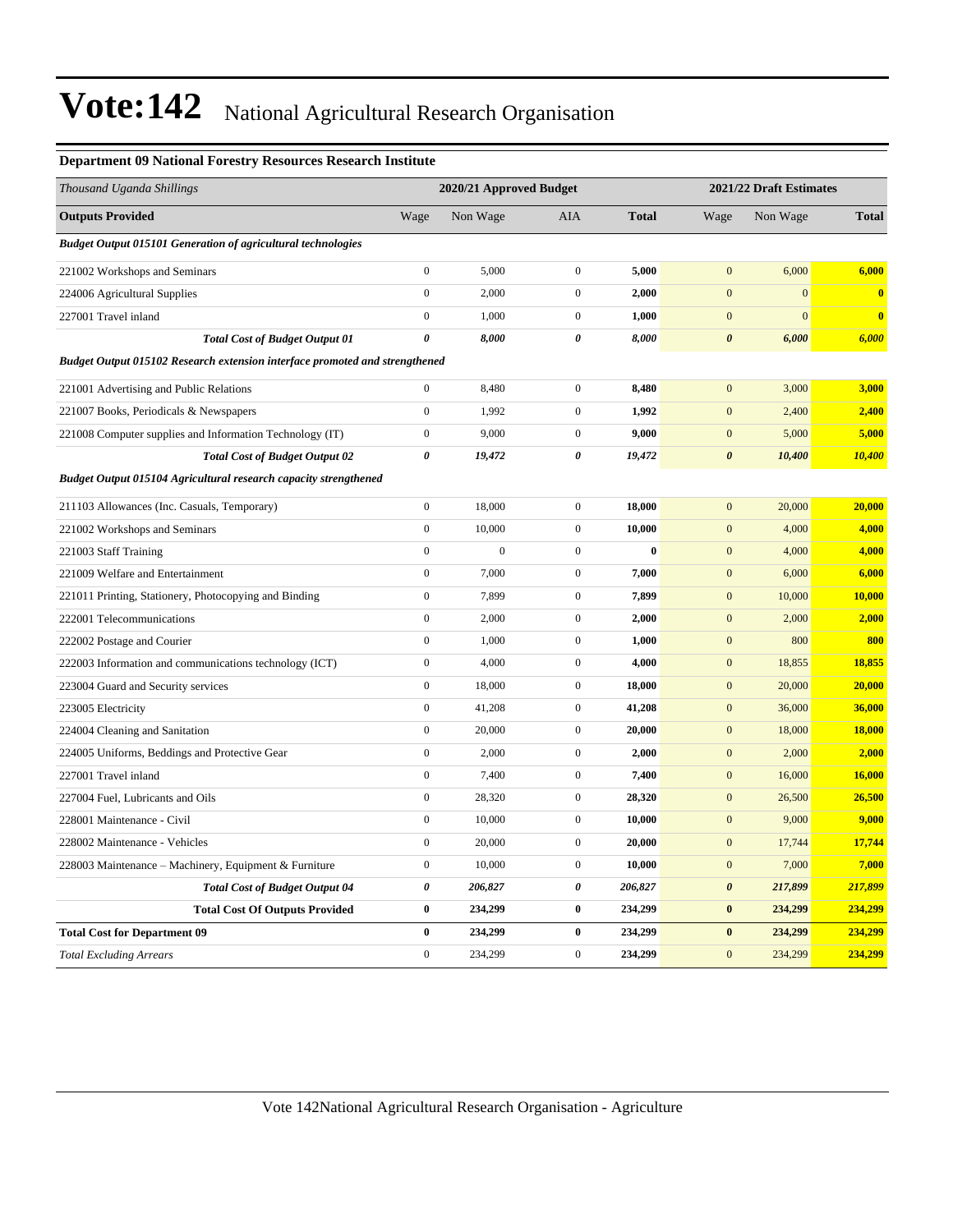# Vote:142 National Agricultural Research Organisation

**Department 09 National Forestry Resources Research Institute**

| *Thousand Uganda Shillings* | 2020/21 Approved Budget | | | | 2021/22 Draft Estimates | | |
|---|---|---|---|---|---|---|---|
| **Outputs Provided** | Wage | Non Wage | AIA | **Total** | Wage | Non Wage | **Total** |
| ***Budget Output 015101 Generation of agricultural technologies*** | | | | | | | |
| 221002 Workshops and Seminars | 0 | 5,000 | 0 | **5,000** | 0 | 6,000 | **6,000** |
| 224006 Agricultural Supplies | 0 | 2,000 | 0 | **2,000** | 0 | 0 | **0** |
| 227001 Travel inland | 0 | 1,000 | 0 | **1,000** | 0 | 0 | **0** |
| ***Total Cost of Budget Output 01*** | ***0*** | ***8,000*** | ***0*** | ***8,000*** | ***0*** | ***6,000*** | ***6,000*** |
| ***Budget Output 015102 Research extension interface promoted and strengthened*** | | | | | | | |
| 221001 Advertising and Public Relations | 0 | 8,480 | 0 | **8,480** | 0 | 3,000 | **3,000** |
| 221007 Books, Periodicals & Newspapers | 0 | 1,992 | 0 | **1,992** | 0 | 2,400 | **2,400** |
| 221008 Computer supplies and Information Technology (IT) | 0 | 9,000 | 0 | **9,000** | 0 | 5,000 | **5,000** |
| ***Total Cost of Budget Output 02*** | ***0*** | ***19,472*** | ***0*** | ***19,472*** | ***0*** | ***10,400*** | ***10,400*** |
| ***Budget Output 015104 Agricultural research capacity strengthened*** | | | | | | | |
| 211103 Allowances (Inc. Casuals, Temporary) | 0 | 18,000 | 0 | **18,000** | 0 | 20,000 | **20,000** |
| 221002 Workshops and Seminars | 0 | 10,000 | 0 | **10,000** | 0 | 4,000 | **4,000** |
| 221003 Staff Training | 0 | 0 | 0 | **0** | 0 | 4,000 | **4,000** |
| 221009 Welfare and Entertainment | 0 | 7,000 | 0 | **7,000** | 0 | 6,000 | **6,000** |
| 221011 Printing, Stationery, Photocopying and Binding | 0 | 7,899 | 0 | **7,899** | 0 | 10,000 | **10,000** |
| 222001 Telecommunications | 0 | 2,000 | 0 | **2,000** | 0 | 2,000 | **2,000** |
| 222002 Postage and Courier | 0 | 1,000 | 0 | **1,000** | 0 | 800 | **800** |
| 222003 Information and communications technology (ICT) | 0 | 4,000 | 0 | **4,000** | 0 | 18,855 | **18,855** |
| 223004 Guard and Security services | 0 | 18,000 | 0 | **18,000** | 0 | 20,000 | **20,000** |
| 223005 Electricity | 0 | 41,208 | 0 | **41,208** | 0 | 36,000 | **36,000** |
| 224004 Cleaning and Sanitation | 0 | 20,000 | 0 | **20,000** | 0 | 18,000 | **18,000** |
| 224005 Uniforms, Beddings and Protective Gear | 0 | 2,000 | 0 | **2,000** | 0 | 2,000 | **2,000** |
| 227001 Travel inland | 0 | 7,400 | 0 | **7,400** | 0 | 16,000 | **16,000** |
| 227004 Fuel, Lubricants and Oils | 0 | 28,320 | 0 | **28,320** | 0 | 26,500 | **26,500** |
| 228001 Maintenance - Civil | 0 | 10,000 | 0 | **10,000** | 0 | 9,000 | **9,000** |
| 228002 Maintenance - Vehicles | 0 | 20,000 | 0 | **20,000** | 0 | 17,744 | **17,744** |
| 228003 Maintenance – Machinery, Equipment & Furniture | 0 | 10,000 | 0 | **10,000** | 0 | 7,000 | **7,000** |
| ***Total Cost of Budget Output 04*** | ***0*** | ***206,827*** | ***0*** | ***206,827*** | ***0*** | ***217,899*** | ***217,899*** |
| **Total Cost Of Outputs Provided** | **0** | **234,299** | **0** | **234,299** | **0** | **234,299** | **234,299** |
| **Total Cost for Department 09** | **0** | **234,299** | **0** | **234,299** | **0** | **234,299** | **234,299** |
| *Total Excluding Arrears* | 0 | 234,299 | 0 | **234,299** | 0 | 234,299 | **234,299** |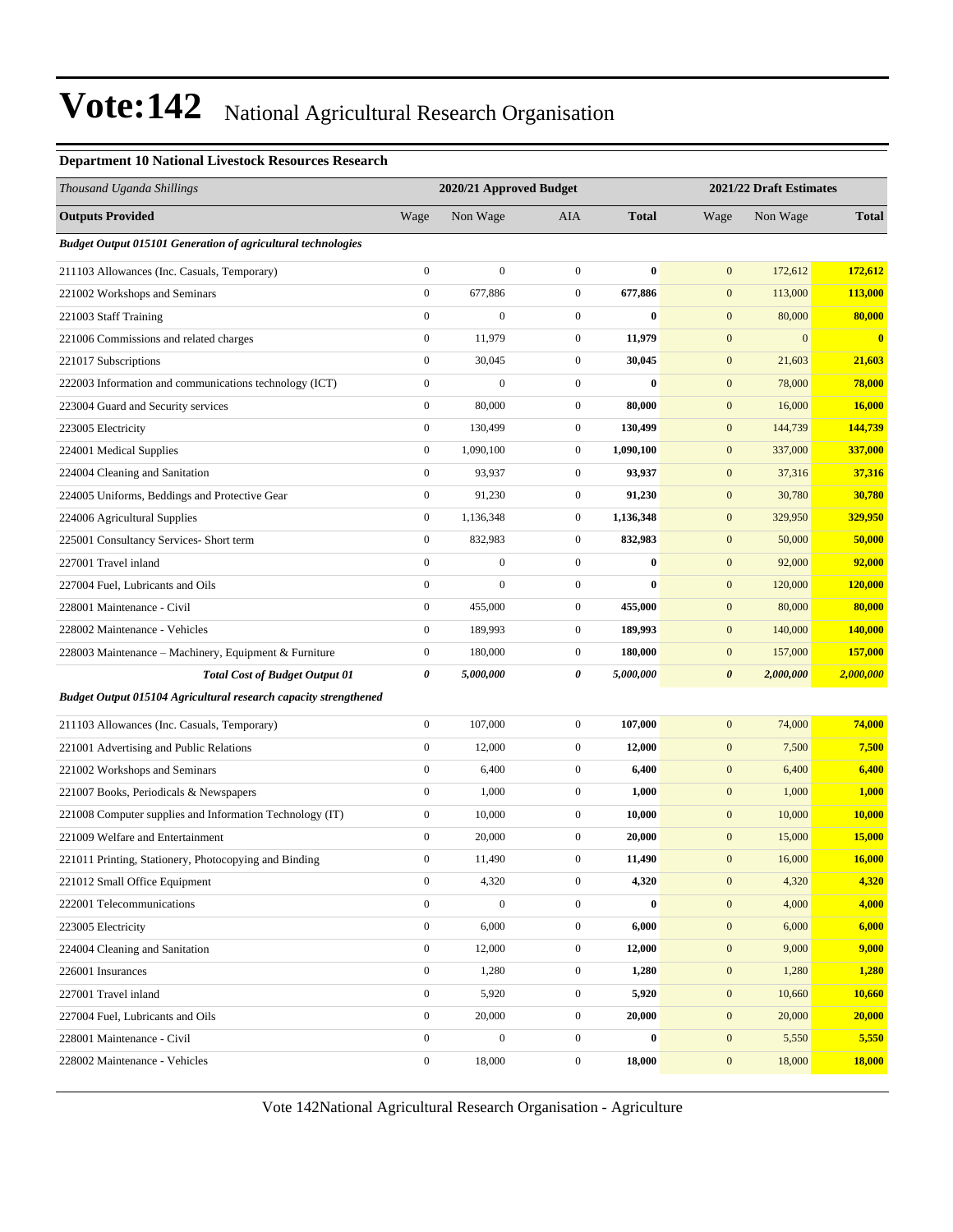# Vote:142 National Agricultural Research Organisation

### Department 10 National Livestock Resources Research

| *Thousand Uganda Shillings* | 2020/21 Approved Budget | | | | 2021/22 Draft Estimates | | |
|---|---|---|---|---|---|---|---|
| **Outputs Provided** | Wage | Non Wage | AIA | **Total** | Wage | Non Wage | **Total** |
| ***Budget Output 015101 Generation of agricultural technologies*** | | | | | | | |
| 211103 Allowances (Inc. Casuals, Temporary) | 0 | 0 | 0 | **0** | 0 | 172,612 | **172,612** |
| 221002 Workshops and Seminars | 0 | 677,886 | 0 | **677,886** | 0 | 113,000 | **113,000** |
| 221003 Staff Training | 0 | 0 | 0 | **0** | 0 | 80,000 | **80,000** |
| 221006 Commissions and related charges | 0 | 11,979 | 0 | **11,979** | 0 | 0 | **0** |
| 221017 Subscriptions | 0 | 30,045 | 0 | **30,045** | 0 | 21,603 | **21,603** |
| 222003 Information and communications technology (ICT) | 0 | 0 | 0 | **0** | 0 | 78,000 | **78,000** |
| 223004 Guard and Security services | 0 | 80,000 | 0 | **80,000** | 0 | 16,000 | **16,000** |
| 223005 Electricity | 0 | 130,499 | 0 | **130,499** | 0 | 144,739 | **144,739** |
| 224001 Medical Supplies | 0 | 1,090,100 | 0 | **1,090,100** | 0 | 337,000 | **337,000** |
| 224004 Cleaning and Sanitation | 0 | 93,937 | 0 | **93,937** | 0 | 37,316 | **37,316** |
| 224005 Uniforms, Beddings and Protective Gear | 0 | 91,230 | 0 | **91,230** | 0 | 30,780 | **30,780** |
| 224006 Agricultural Supplies | 0 | 1,136,348 | 0 | **1,136,348** | 0 | 329,950 | **329,950** |
| 225001 Consultancy Services- Short term | 0 | 832,983 | 0 | **832,983** | 0 | 50,000 | **50,000** |
| 227001 Travel inland | 0 | 0 | 0 | **0** | 0 | 92,000 | **92,000** |
| 227004 Fuel, Lubricants and Oils | 0 | 0 | 0 | **0** | 0 | 120,000 | **120,000** |
| 228001 Maintenance - Civil | 0 | 455,000 | 0 | **455,000** | 0 | 80,000 | **80,000** |
| 228002 Maintenance - Vehicles | 0 | 189,993 | 0 | **189,993** | 0 | 140,000 | **140,000** |
| 228003 Maintenance – Machinery, Equipment & Furniture | 0 | 180,000 | 0 | **180,000** | 0 | 157,000 | **157,000** |
| ***Total Cost of Budget Output 01*** | ***0*** | ***5,000,000*** | ***0*** | ***5,000,000*** | ***0*** | ***2,000,000*** | ***2,000,000*** |
| ***Budget Output 015104 Agricultural research capacity strengthened*** | | | | | | | |
| 211103 Allowances (Inc. Casuals, Temporary) | 0 | 107,000 | 0 | **107,000** | 0 | 74,000 | **74,000** |
| 221001 Advertising and Public Relations | 0 | 12,000 | 0 | **12,000** | 0 | 7,500 | **7,500** |
| 221002 Workshops and Seminars | 0 | 6,400 | 0 | **6,400** | 0 | 6,400 | **6,400** |
| 221007 Books, Periodicals & Newspapers | 0 | 1,000 | 0 | **1,000** | 0 | 1,000 | **1,000** |
| 221008 Computer supplies and Information Technology (IT) | 0 | 10,000 | 0 | **10,000** | 0 | 10,000 | **10,000** |
| 221009 Welfare and Entertainment | 0 | 20,000 | 0 | **20,000** | 0 | 15,000 | **15,000** |
| 221011 Printing, Stationery, Photocopying and Binding | 0 | 11,490 | 0 | **11,490** | 0 | 16,000 | **16,000** |
| 221012 Small Office Equipment | 0 | 4,320 | 0 | **4,320** | 0 | 4,320 | **4,320** |
| 222001 Telecommunications | 0 | 0 | 0 | **0** | 0 | 4,000 | **4,000** |
| 223005 Electricity | 0 | 6,000 | 0 | **6,000** | 0 | 6,000 | **6,000** |
| 224004 Cleaning and Sanitation | 0 | 12,000 | 0 | **12,000** | 0 | 9,000 | **9,000** |
| 226001 Insurances | 0 | 1,280 | 0 | **1,280** | 0 | 1,280 | **1,280** |
| 227001 Travel inland | 0 | 5,920 | 0 | **5,920** | 0 | 10,660 | **10,660** |
| 227004 Fuel, Lubricants and Oils | 0 | 20,000 | 0 | **20,000** | 0 | 20,000 | **20,000** |
| 228001 Maintenance - Civil | 0 | 0 | 0 | **0** | 0 | 5,550 | **5,550** |
| 228002 Maintenance - Vehicles | 0 | 18,000 | 0 | **18,000** | 0 | 18,000 | **18,000** |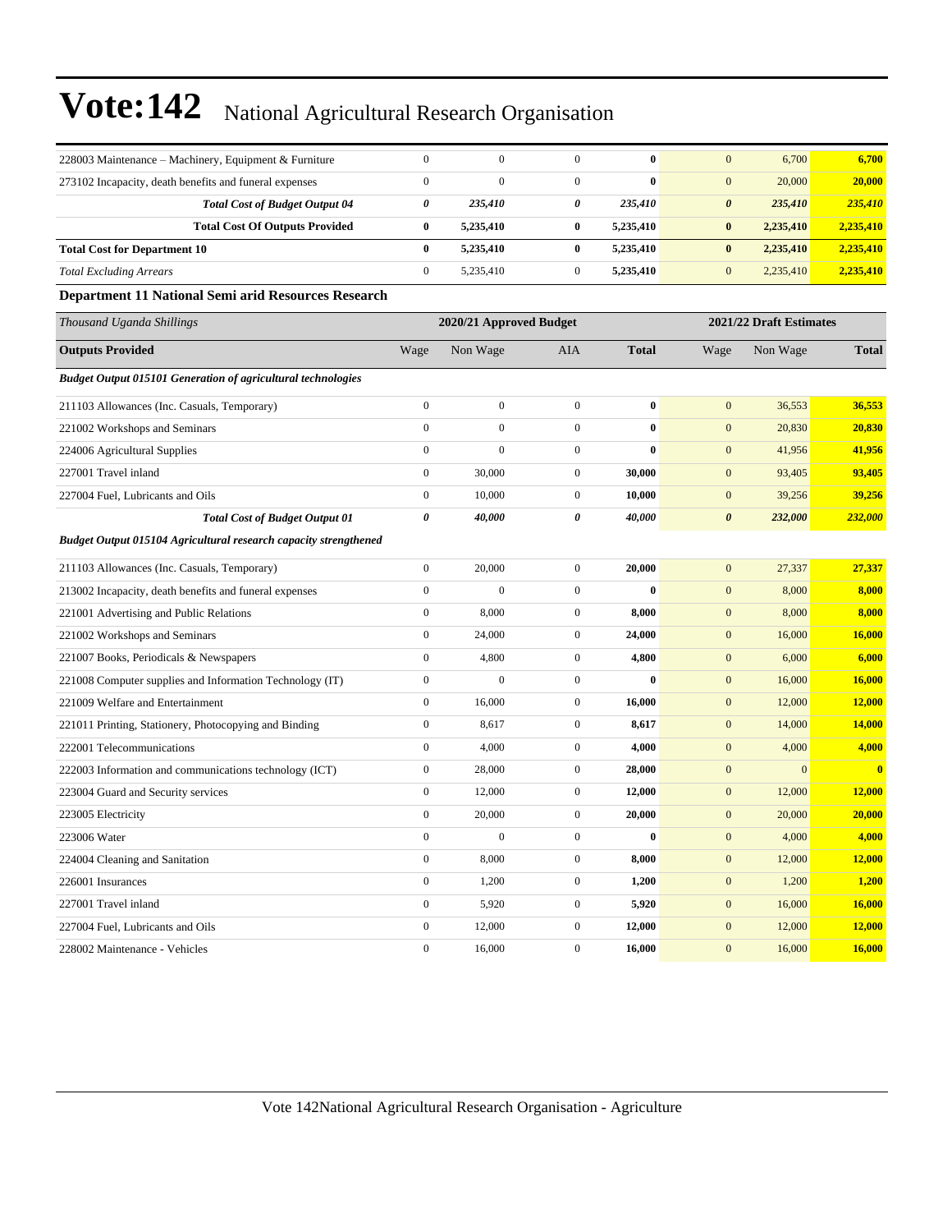| | | | | | | | |
|---|---|---|---|---|---|---|---|
| 228003 Maintenance – Machinery, Equipment & Furniture | 0 | 0 | 0 | **0** | 0 | 6,700 | **6,700** |
| 273102 Incapacity, death benefits and funeral expenses | 0 | 0 | 0 | **0** | 0 | 20,000 | **20,000** |
| ***Total Cost of Budget Output 04*** | ***0*** | ***235,410*** | ***0*** | ***235,410*** | ***0*** | ***235,410*** | ***235,410*** |
| **Total Cost Of Outputs Provided** | **0** | **5,235,410** | **0** | **5,235,410** | **0** | **2,235,410** | **2,235,410** |
| **Total Cost for Department 10** | **0** | **5,235,410** | **0** | **5,235,410** | **0** | **2,235,410** | **2,235,410** |
| *Total Excluding Arrears* | 0 | 5,235,410 | 0 | **5,235,410** | 0 | 2,235,410 | **2,235,410** |

### Department 11 National Semi arid Resources Research

| *Thousand Uganda Shillings* | 2020/21 Approved Budget | | | | 2021/22 Draft Estimates | | |
|---|---|---|---|---|---|---|---|
| **Outputs Provided** | Wage | Non Wage | AIA | **Total** | Wage | Non Wage | **Total** |
| ***Budget Output 015101 Generation of agricultural technologies*** | | | | | | | |
| 211103 Allowances (Inc. Casuals, Temporary) | 0 | 0 | 0 | **0** | 0 | 36,553 | **36,553** |
| 221002 Workshops and Seminars | 0 | 0 | 0 | **0** | 0 | 20,830 | **20,830** |
| 224006 Agricultural Supplies | 0 | 0 | 0 | **0** | 0 | 41,956 | **41,956** |
| 227001 Travel inland | 0 | 30,000 | 0 | **30,000** | 0 | 93,405 | **93,405** |
| 227004 Fuel, Lubricants and Oils | 0 | 10,000 | 0 | **10,000** | 0 | 39,256 | **39,256** |
| ***Total Cost of Budget Output 01*** | ***0*** | ***40,000*** | ***0*** | ***40,000*** | ***0*** | ***232,000*** | ***232,000*** |
| ***Budget Output 015104 Agricultural research capacity strengthened*** | | | | | | | |
| 211103 Allowances (Inc. Casuals, Temporary) | 0 | 20,000 | 0 | **20,000** | 0 | 27,337 | **27,337** |
| 213002 Incapacity, death benefits and funeral expenses | 0 | 0 | 0 | **0** | 0 | 8,000 | **8,000** |
| 221001 Advertising and Public Relations | 0 | 8,000 | 0 | **8,000** | 0 | 8,000 | **8,000** |
| 221002 Workshops and Seminars | 0 | 24,000 | 0 | **24,000** | 0 | 16,000 | **16,000** |
| 221007 Books, Periodicals & Newspapers | 0 | 4,800 | 0 | **4,800** | 0 | 6,000 | **6,000** |
| 221008 Computer supplies and Information Technology (IT) | 0 | 0 | 0 | **0** | 0 | 16,000 | **16,000** |
| 221009 Welfare and Entertainment | 0 | 16,000 | 0 | **16,000** | 0 | 12,000 | **12,000** |
| 221011 Printing, Stationery, Photocopying and Binding | 0 | 8,617 | 0 | **8,617** | 0 | 14,000 | **14,000** |
| 222001 Telecommunications | 0 | 4,000 | 0 | **4,000** | 0 | 4,000 | **4,000** |
| 222003 Information and communications technology (ICT) | 0 | 28,000 | 0 | **28,000** | 0 | 0 | **0** |
| 223004 Guard and Security services | 0 | 12,000 | 0 | **12,000** | 0 | 12,000 | **12,000** |
| 223005 Electricity | 0 | 20,000 | 0 | **20,000** | 0 | 20,000 | **20,000** |
| 223006 Water | 0 | 0 | 0 | **0** | 0 | 4,000 | **4,000** |
| 224004 Cleaning and Sanitation | 0 | 8,000 | 0 | **8,000** | 0 | 12,000 | **12,000** |
| 226001 Insurances | 0 | 1,200 | 0 | **1,200** | 0 | 1,200 | **1,200** |
| 227001 Travel inland | 0 | 5,920 | 0 | **5,920** | 0 | 16,000 | **16,000** |
| 227004 Fuel, Lubricants and Oils | 0 | 12,000 | 0 | **12,000** | 0 | 12,000 | **12,000** |
| 228002 Maintenance - Vehicles | 0 | 16,000 | 0 | **16,000** | 0 | 16,000 | **16,000** |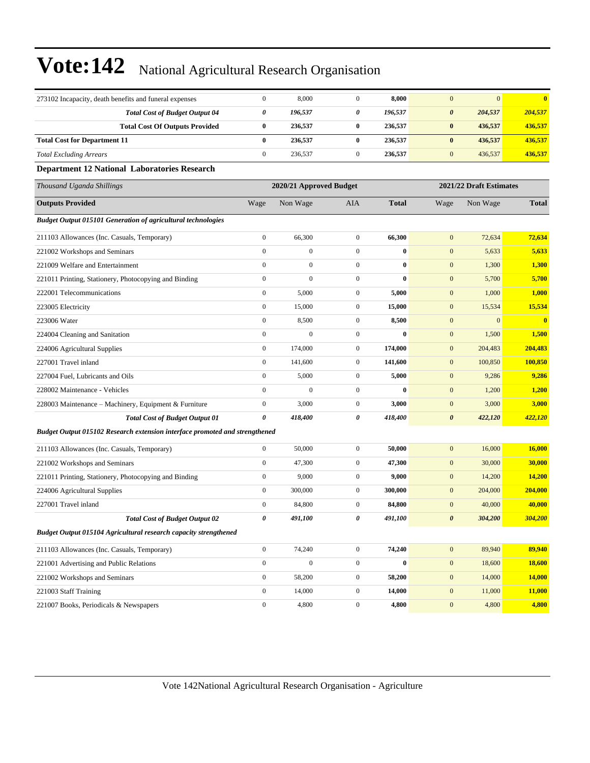| | | | | | | | |
|---|---|---|---|---|---|---|---|
| 273102 Incapacity, death benefits and funeral expenses | 0 | 8,000 | 0 | **8,000** | 0 | 0 | **0** |
| ***Total Cost of Budget Output 04*** | ***0*** | ***196,537*** | ***0*** | ***196,537*** | ***0*** | ***204,537*** | ***204,537*** |
| **Total Cost Of Outputs Provided** | **0** | **236,537** | **0** | **236,537** | **0** | **436,537** | **436,537** |
| **Total Cost for Department 11** | **0** | **236,537** | **0** | **236,537** | **0** | **436,537** | **436,537** |
| *Total Excluding Arrears* | 0 | 236,537 | 0 | **236,537** | 0 | 436,537 | **436,537** |

### Department 12 National Laboratories Research

| *Thousand Uganda Shillings* | 2020/21 Approved Budget | | | | 2021/22 Draft Estimates | | |
|---|---|---|---|---|---|---|---|
| **Outputs Provided** | Wage | Non Wage | AIA | **Total** | Wage | Non Wage | **Total** |
| ***Budget Output 015101 Generation of agricultural technologies*** | | | | | | | |
| 211103 Allowances (Inc. Casuals, Temporary) | 0 | 66,300 | 0 | **66,300** | 0 | 72,634 | **72,634** |
| 221002 Workshops and Seminars | 0 | 0 | 0 | **0** | 0 | 5,633 | **5,633** |
| 221009 Welfare and Entertainment | 0 | 0 | 0 | **0** | 0 | 1,300 | **1,300** |
| 221011 Printing, Stationery, Photocopying and Binding | 0 | 0 | 0 | **0** | 0 | 5,700 | **5,700** |
| 222001 Telecommunications | 0 | 5,000 | 0 | **5,000** | 0 | 1,000 | **1,000** |
| 223005 Electricity | 0 | 15,000 | 0 | **15,000** | 0 | 15,534 | **15,534** |
| 223006 Water | 0 | 8,500 | 0 | **8,500** | 0 | 0 | **0** |
| 224004 Cleaning and Sanitation | 0 | 0 | 0 | **0** | 0 | 1,500 | **1,500** |
| 224006 Agricultural Supplies | 0 | 174,000 | 0 | **174,000** | 0 | 204,483 | **204,483** |
| 227001 Travel inland | 0 | 141,600 | 0 | **141,600** | 0 | 100,850 | **100,850** |
| 227004 Fuel, Lubricants and Oils | 0 | 5,000 | 0 | **5,000** | 0 | 9,286 | **9,286** |
| 228002 Maintenance - Vehicles | 0 | 0 | 0 | **0** | 0 | 1,200 | **1,200** |
| 228003 Maintenance – Machinery, Equipment & Furniture | 0 | 3,000 | 0 | **3,000** | 0 | 3,000 | **3,000** |
| ***Total Cost of Budget Output 01*** | ***0*** | ***418,400*** | ***0*** | ***418,400*** | ***0*** | ***422,120*** | ***422,120*** |
| ***Budget Output 015102 Research extension interface promoted and strengthened*** | | | | | | | |
| 211103 Allowances (Inc. Casuals, Temporary) | 0 | 50,000 | 0 | **50,000** | 0 | 16,000 | **16,000** |
| 221002 Workshops and Seminars | 0 | 47,300 | 0 | **47,300** | 0 | 30,000 | **30,000** |
| 221011 Printing, Stationery, Photocopying and Binding | 0 | 9,000 | 0 | **9,000** | 0 | 14,200 | **14,200** |
| 224006 Agricultural Supplies | 0 | 300,000 | 0 | **300,000** | 0 | 204,000 | **204,000** |
| 227001 Travel inland | 0 | 84,800 | 0 | **84,800** | 0 | 40,000 | **40,000** |
| ***Total Cost of Budget Output 02*** | ***0*** | ***491,100*** | ***0*** | ***491,100*** | ***0*** | ***304,200*** | ***304,200*** |
| ***Budget Output 015104 Agricultural research capacity strengthened*** | | | | | | | |
| 211103 Allowances (Inc. Casuals, Temporary) | 0 | 74,240 | 0 | **74,240** | 0 | 89,940 | **89,940** |
| 221001 Advertising and Public Relations | 0 | 0 | 0 | **0** | 0 | 18,600 | **18,600** |
| 221002 Workshops and Seminars | 0 | 58,200 | 0 | **58,200** | 0 | 14,000 | **14,000** |
| 221003 Staff Training | 0 | 14,000 | 0 | **14,000** | 0 | 11,000 | **11,000** |
| 221007 Books, Periodicals & Newspapers | 0 | 4,800 | 0 | **4,800** | 0 | 4,800 | **4,800** |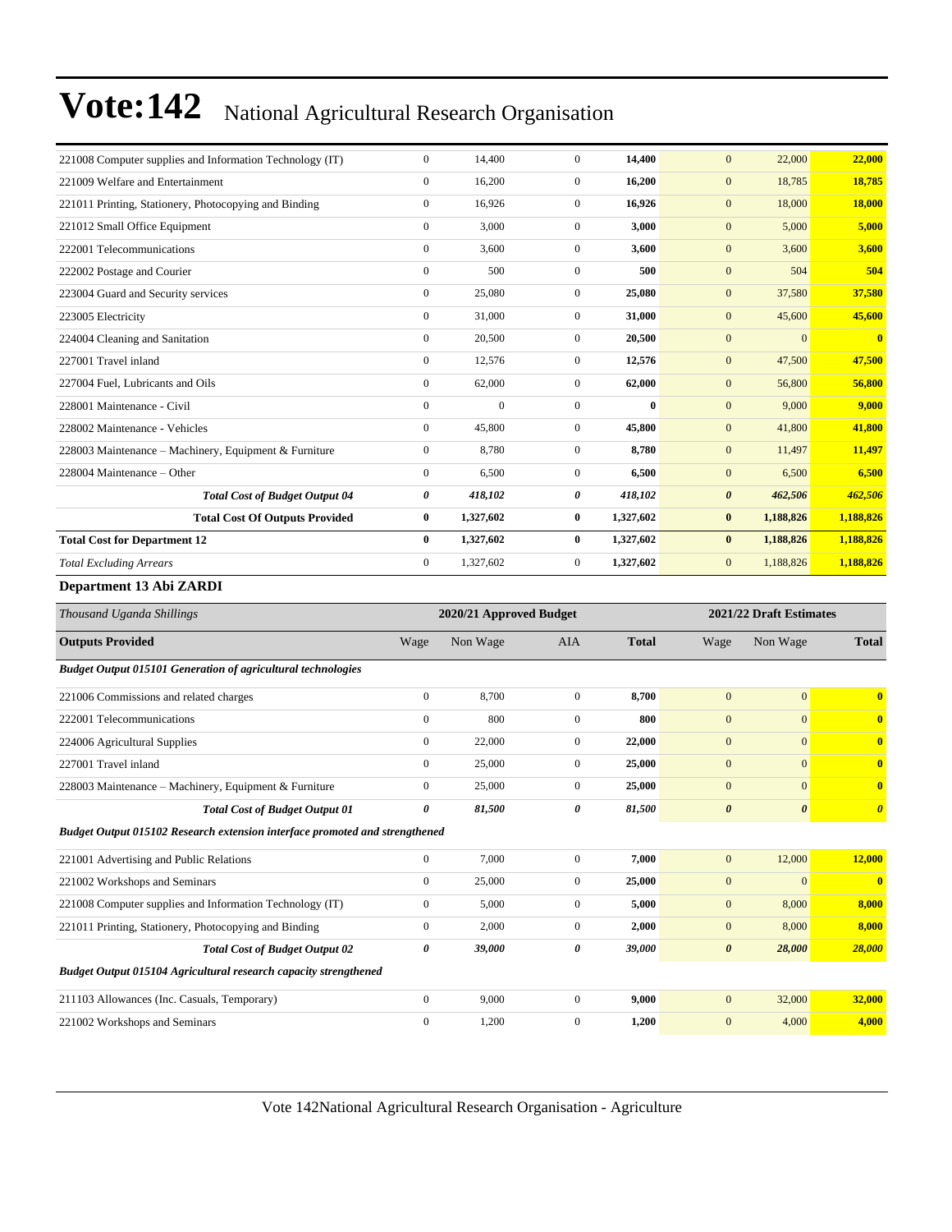| | | | | | | | |
|---|---|---|---|---|---|---|---|
| 221008 Computer supplies and Information Technology (IT) | 0 | 14,400 | 0 | **14,400** | 0 | 22,000 | **22,000** |
| 221009 Welfare and Entertainment | 0 | 16,200 | 0 | **16,200** | 0 | 18,785 | **18,785** |
| 221011 Printing, Stationery, Photocopying and Binding | 0 | 16,926 | 0 | **16,926** | 0 | 18,000 | **18,000** |
| 221012 Small Office Equipment | 0 | 3,000 | 0 | **3,000** | 0 | 5,000 | **5,000** |
| 222001 Telecommunications | 0 | 3,600 | 0 | **3,600** | 0 | 3,600 | **3,600** |
| 222002 Postage and Courier | 0 | 500 | 0 | **500** | 0 | 504 | **504** |
| 223004 Guard and Security services | 0 | 25,080 | 0 | **25,080** | 0 | 37,580 | **37,580** |
| 223005 Electricity | 0 | 31,000 | 0 | **31,000** | 0 | 45,600 | **45,600** |
| 224004 Cleaning and Sanitation | 0 | 20,500 | 0 | **20,500** | 0 | 0 | **0** |
| 227001 Travel inland | 0 | 12,576 | 0 | **12,576** | 0 | 47,500 | **47,500** |
| 227004 Fuel, Lubricants and Oils | 0 | 62,000 | 0 | **62,000** | 0 | 56,800 | **56,800** |
| 228001 Maintenance - Civil | 0 | 0 | 0 | **0** | 0 | 9,000 | **9,000** |
| 228002 Maintenance - Vehicles | 0 | 45,800 | 0 | **45,800** | 0 | 41,800 | **41,800** |
| 228003 Maintenance – Machinery, Equipment & Furniture | 0 | 8,780 | 0 | **8,780** | 0 | 11,497 | **11,497** |
| 228004 Maintenance – Other | 0 | 6,500 | 0 | **6,500** | 0 | 6,500 | **6,500** |
| ***Total Cost of Budget Output 04*** | ***0*** | ***418,102*** | ***0*** | ***418,102*** | ***0*** | ***462,506*** | ***462,506*** |
| **Total Cost Of Outputs Provided** | **0** | **1,327,602** | **0** | **1,327,602** | **0** | **1,188,826** | **1,188,826** |
| **Total Cost for Department 12** | **0** | **1,327,602** | **0** | **1,327,602** | **0** | **1,188,826** | **1,188,826** |
| *Total Excluding Arrears* | 0 | 1,327,602 | 0 | **1,327,602** | 0 | 1,188,826 | **1,188,826** |

**Department 13 Abi ZARDI**

| *Thousand Uganda Shillings* | 2020/21 Approved Budget | | | | 2021/22 Draft Estimates | | |
|---|---|---|---|---|---|---|---|
| **Outputs Provided** | Wage | Non Wage | AIA | **Total** | Wage | Non Wage | **Total** |
| ***Budget Output 015101 Generation of agricultural technologies*** | | | | | | | |
| 221006 Commissions and related charges | 0 | 8,700 | 0 | **8,700** | 0 | 0 | **0** |
| 222001 Telecommunications | 0 | 800 | 0 | **800** | 0 | 0 | **0** |
| 224006 Agricultural Supplies | 0 | 22,000 | 0 | **22,000** | 0 | 0 | **0** |
| 227001 Travel inland | 0 | 25,000 | 0 | **25,000** | 0 | 0 | **0** |
| 228003 Maintenance – Machinery, Equipment & Furniture | 0 | 25,000 | 0 | **25,000** | 0 | 0 | **0** |
| ***Total Cost of Budget Output 01*** | ***0*** | ***81,500*** | ***0*** | ***81,500*** | ***0*** | ***0*** | ***0*** |
| ***Budget Output 015102 Research extension interface promoted and strengthened*** | | | | | | | |
| 221001 Advertising and Public Relations | 0 | 7,000 | 0 | **7,000** | 0 | 12,000 | **12,000** |
| 221002 Workshops and Seminars | 0 | 25,000 | 0 | **25,000** | 0 | 0 | **0** |
| 221008 Computer supplies and Information Technology (IT) | 0 | 5,000 | 0 | **5,000** | 0 | 8,000 | **8,000** |
| 221011 Printing, Stationery, Photocopying and Binding | 0 | 2,000 | 0 | **2,000** | 0 | 8,000 | **8,000** |
| ***Total Cost of Budget Output 02*** | ***0*** | ***39,000*** | ***0*** | ***39,000*** | ***0*** | ***28,000*** | ***28,000*** |
| ***Budget Output 015104 Agricultural research capacity strengthened*** | | | | | | | |
| 211103 Allowances (Inc. Casuals, Temporary) | 0 | 9,000 | 0 | **9,000** | 0 | 32,000 | **32,000** |
| 221002 Workshops and Seminars | 0 | 1,200 | 0 | **1,200** | 0 | 4,000 | **4,000** |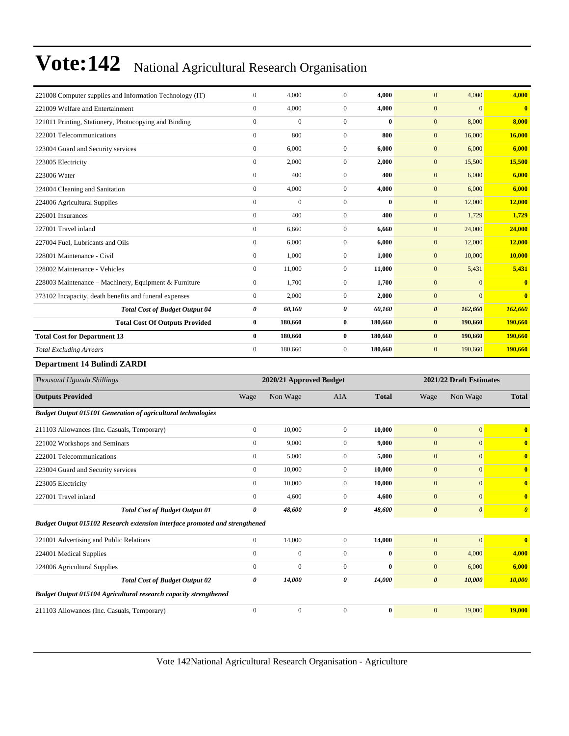| | | | | | | | |
|---|---|---|---|---|---|---|---|
| 221008 Computer supplies and Information Technology (IT) | 0 | 4,000 | 0 | **4,000** | 0 | 4,000 | **4,000** |
| 221009 Welfare and Entertainment | 0 | 4,000 | 0 | **4,000** | 0 | 0 | **0** |
| 221011 Printing, Stationery, Photocopying and Binding | 0 | 0 | 0 | **0** | 0 | 8,000 | **8,000** |
| 222001 Telecommunications | 0 | 800 | 0 | **800** | 0 | 16,000 | **16,000** |
| 223004 Guard and Security services | 0 | 6,000 | 0 | **6,000** | 0 | 6,000 | **6,000** |
| 223005 Electricity | 0 | 2,000 | 0 | **2,000** | 0 | 15,500 | **15,500** |
| 223006 Water | 0 | 400 | 0 | **400** | 0 | 6,000 | **6,000** |
| 224004 Cleaning and Sanitation | 0 | 4,000 | 0 | **4,000** | 0 | 6,000 | **6,000** |
| 224006 Agricultural Supplies | 0 | 0 | 0 | **0** | 0 | 12,000 | **12,000** |
| 226001 Insurances | 0 | 400 | 0 | **400** | 0 | 1,729 | **1,729** |
| 227001 Travel inland | 0 | 6,660 | 0 | **6,660** | 0 | 24,000 | **24,000** |
| 227004 Fuel, Lubricants and Oils | 0 | 6,000 | 0 | **6,000** | 0 | 12,000 | **12,000** |
| 228001 Maintenance - Civil | 0 | 1,000 | 0 | **1,000** | 0 | 10,000 | **10,000** |
| 228002 Maintenance - Vehicles | 0 | 11,000 | 0 | **11,000** | 0 | 5,431 | **5,431** |
| 228003 Maintenance – Machinery, Equipment & Furniture | 0 | 1,700 | 0 | **1,700** | 0 | 0 | **0** |
| 273102 Incapacity, death benefits and funeral expenses | 0 | 2,000 | 0 | **2,000** | 0 | 0 | **0** |
| ***Total Cost of Budget Output 04*** | ***0*** | ***60,160*** | ***0*** | ***60,160*** | ***0*** | ***162,660*** | ***162,660*** |
| **Total Cost Of Outputs Provided** | **0** | **180,660** | **0** | **180,660** | **0** | **190,660** | **190,660** |
| **Total Cost for Department 13** | **0** | **180,660** | **0** | **180,660** | **0** | **190,660** | **190,660** |
| *Total Excluding Arrears* | 0 | 180,660 | 0 | **180,660** | 0 | 190,660 | **190,660** |

### Department 14 Bulindi ZARDI

| *Thousand Uganda Shillings* | 2020/21 Approved Budget | | | | 2021/22 Draft Estimates | | |
|---|---|---|---|---|---|---|---|
| **Outputs Provided** | Wage | Non Wage | AIA | **Total** | Wage | Non Wage | **Total** |
| ***Budget Output 015101 Generation of agricultural technologies*** | | | | | | | |
| 211103 Allowances (Inc. Casuals, Temporary) | 0 | 10,000 | 0 | **10,000** | 0 | 0 | **0** |
| 221002 Workshops and Seminars | 0 | 9,000 | 0 | **9,000** | 0 | 0 | **0** |
| 222001 Telecommunications | 0 | 5,000 | 0 | **5,000** | 0 | 0 | **0** |
| 223004 Guard and Security services | 0 | 10,000 | 0 | **10,000** | 0 | 0 | **0** |
| 223005 Electricity | 0 | 10,000 | 0 | **10,000** | 0 | 0 | **0** |
| 227001 Travel inland | 0 | 4,600 | 0 | **4,600** | 0 | 0 | **0** |
| ***Total Cost of Budget Output 01*** | ***0*** | ***48,600*** | ***0*** | ***48,600*** | ***0*** | ***0*** | ***0*** |
| ***Budget Output 015102 Research extension interface promoted and strengthened*** | | | | | | | |
| 221001 Advertising and Public Relations | 0 | 14,000 | 0 | **14,000** | 0 | 0 | **0** |
| 224001 Medical Supplies | 0 | 0 | 0 | **0** | 0 | 4,000 | **4,000** |
| 224006 Agricultural Supplies | 0 | 0 | 0 | **0** | 0 | 6,000 | **6,000** |
| ***Total Cost of Budget Output 02*** | ***0*** | ***14,000*** | ***0*** | ***14,000*** | ***0*** | ***10,000*** | ***10,000*** |
| ***Budget Output 015104 Agricultural research capacity strengthened*** | | | | | | | |
| 211103 Allowances (Inc. Casuals, Temporary) | 0 | 0 | 0 | **0** | 0 | 19,000 | **19,000** |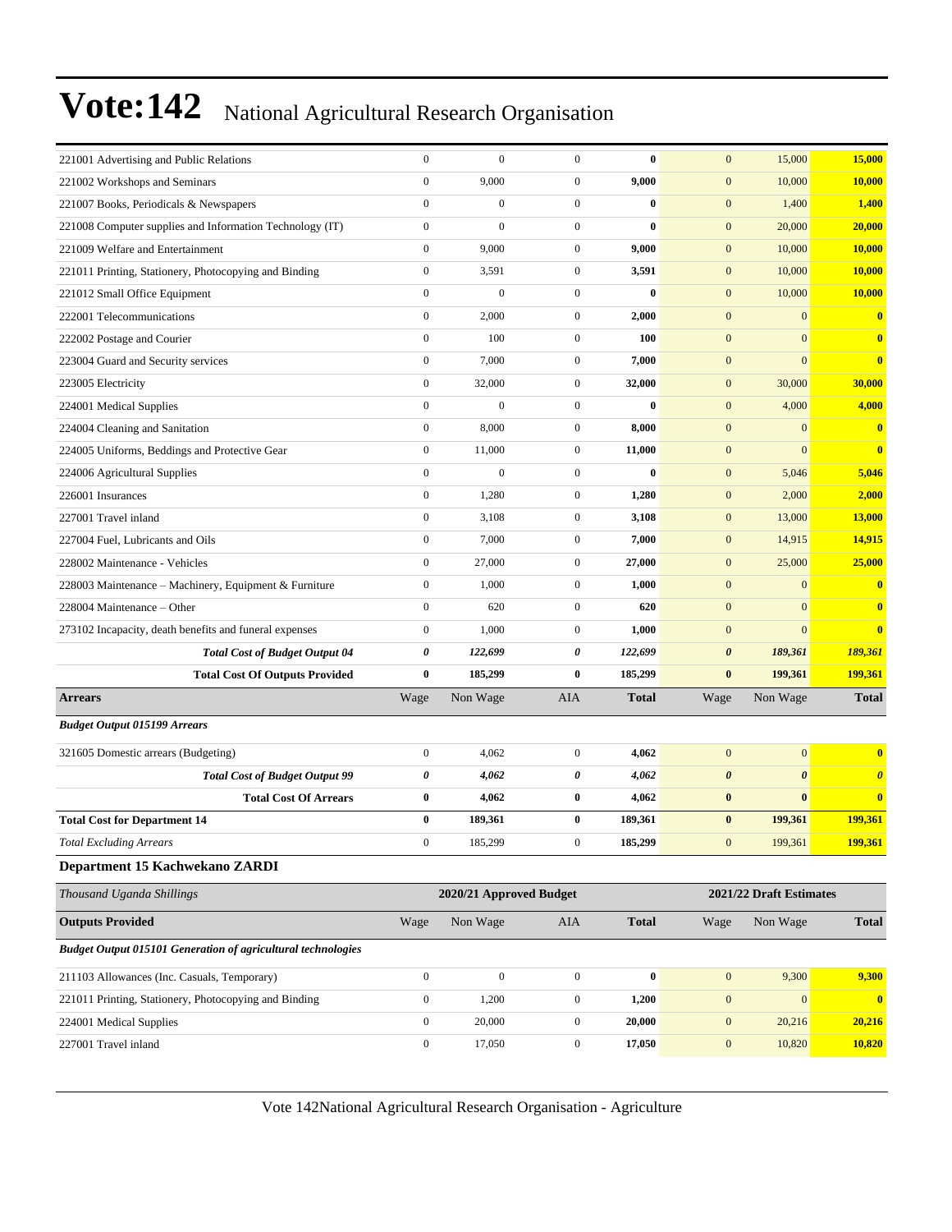# Vote:142 National Agricultural Research Organisation

| | Wage | Non Wage | AIA | Total | Wage | Non Wage | Total |
|---|---|---|---|---|---|---|---|
| 221001 Advertising and Public Relations | 0 | 0 | 0 | **0** | 0 | 15,000 | **15,000** |
| 221002 Workshops and Seminars | 0 | 9,000 | 0 | **9,000** | 0 | 10,000 | **10,000** |
| 221007 Books, Periodicals & Newspapers | 0 | 0 | 0 | **0** | 0 | 1,400 | **1,400** |
| 221008 Computer supplies and Information Technology (IT) | 0 | 0 | 0 | **0** | 0 | 20,000 | **20,000** |
| 221009 Welfare and Entertainment | 0 | 9,000 | 0 | **9,000** | 0 | 10,000 | **10,000** |
| 221011 Printing, Stationery, Photocopying and Binding | 0 | 3,591 | 0 | **3,591** | 0 | 10,000 | **10,000** |
| 221012 Small Office Equipment | 0 | 0 | 0 | **0** | 0 | 10,000 | **10,000** |
| 222001 Telecommunications | 0 | 2,000 | 0 | **2,000** | 0 | 0 | **0** |
| 222002 Postage and Courier | 0 | 100 | 0 | **100** | 0 | 0 | **0** |
| 223004 Guard and Security services | 0 | 7,000 | 0 | **7,000** | 0 | 0 | **0** |
| 223005 Electricity | 0 | 32,000 | 0 | **32,000** | 0 | 30,000 | **30,000** |
| 224001 Medical Supplies | 0 | 0 | 0 | **0** | 0 | 4,000 | **4,000** |
| 224004 Cleaning and Sanitation | 0 | 8,000 | 0 | **8,000** | 0 | 0 | **0** |
| 224005 Uniforms, Beddings and Protective Gear | 0 | 11,000 | 0 | **11,000** | 0 | 0 | **0** |
| 224006 Agricultural Supplies | 0 | 0 | 0 | **0** | 0 | 5,046 | **5,046** |
| 226001 Insurances | 0 | 1,280 | 0 | **1,280** | 0 | 2,000 | **2,000** |
| 227001 Travel inland | 0 | 3,108 | 0 | **3,108** | 0 | 13,000 | **13,000** |
| 227004 Fuel, Lubricants and Oils | 0 | 7,000 | 0 | **7,000** | 0 | 14,915 | **14,915** |
| 228002 Maintenance - Vehicles | 0 | 27,000 | 0 | **27,000** | 0 | 25,000 | **25,000** |
| 228003 Maintenance – Machinery, Equipment & Furniture | 0 | 1,000 | 0 | **1,000** | 0 | 0 | **0** |
| 228004 Maintenance – Other | 0 | 620 | 0 | **620** | 0 | 0 | **0** |
| 273102 Incapacity, death benefits and funeral expenses | 0 | 1,000 | 0 | **1,000** | 0 | 0 | **0** |
| ***Total Cost of Budget Output 04*** | ***0*** | ***122,699*** | ***0*** | ***122,699*** | ***0*** | ***189,361*** | ***189,361*** |
| **Total Cost Of Outputs Provided** | **0** | **185,299** | **0** | **185,299** | **0** | **199,361** | **199,361** |
| **Arrears** | Wage | Non Wage | AIA | **Total** | Wage | Non Wage | **Total** |
| ***Budget Output 015199 Arrears*** | | | | | | | |
| 321605 Domestic arrears (Budgeting) | 0 | 4,062 | 0 | **4,062** | 0 | 0 | **0** |
| ***Total Cost of Budget Output 99*** | ***0*** | ***4,062*** | ***0*** | ***4,062*** | ***0*** | ***0*** | ***0*** |
| **Total Cost Of Arrears** | **0** | **4,062** | **0** | **4,062** | **0** | **0** | **0** |
| **Total Cost for Department 14** | **0** | **189,361** | **0** | **189,361** | **0** | **199,361** | **199,361** |
| *Total Excluding Arrears* | 0 | 185,299 | 0 | 185,299 | 0 | 199,361 | **199,361** |

**Department 15 Kachwekano ZARDI**

| *Thousand Uganda Shillings* | 2020/21 Approved Budget | | | | 2021/22 Draft Estimates | | |
|---|---|---|---|---|---|---|---|
| **Outputs Provided** | Wage | Non Wage | AIA | **Total** | Wage | Non Wage | **Total** |
| ***Budget Output 015101 Generation of agricultural technologies*** | | | | | | | |
| 211103 Allowances (Inc. Casuals, Temporary) | 0 | 0 | 0 | **0** | 0 | 9,300 | **9,300** |
| 221011 Printing, Stationery, Photocopying and Binding | 0 | 1,200 | 0 | **1,200** | 0 | 0 | **0** |
| 224001 Medical Supplies | 0 | 20,000 | 0 | **20,000** | 0 | 20,216 | **20,216** |
| 227001 Travel inland | 0 | 17,050 | 0 | **17,050** | 0 | 10,820 | **10,820** |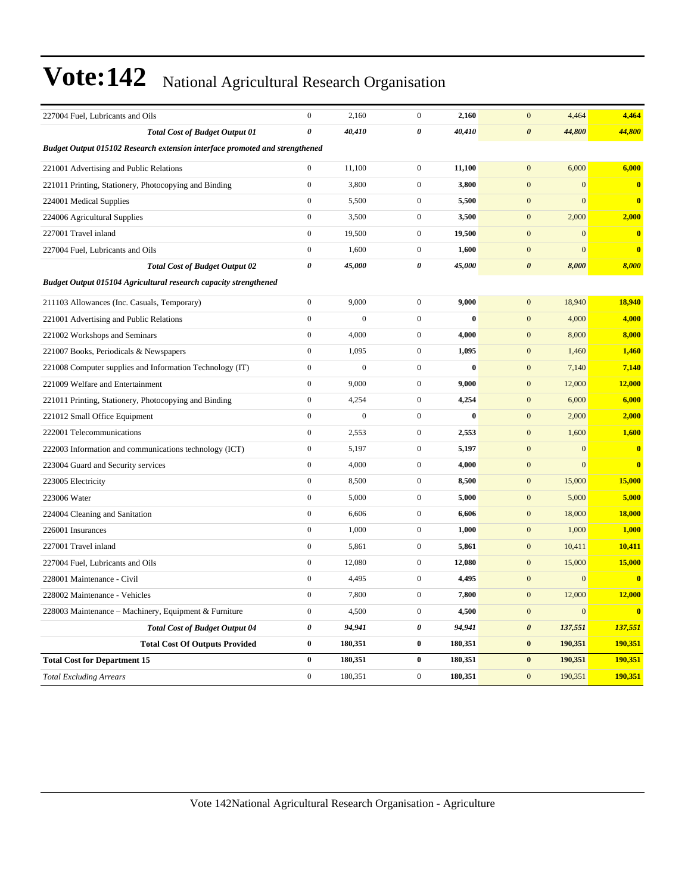# Vote:142 National Agricultural Research Organisation

| | | | | | | | |
|---|---|---|---|---|---|---|---|
| 227004 Fuel, Lubricants and Oils | 0 | 2,160 | 0 | **2,160** | 0 | 4,464 | **4,464** |
| ***Total Cost of Budget Output 01*** | ***0*** | ***40,410*** | ***0*** | ***40,410*** | ***0*** | ***44,800*** | ***44,800*** |
| ***Budget Output 015102 Research extension interface promoted and strengthened*** | | | | | | | |
| 221001 Advertising and Public Relations | 0 | 11,100 | 0 | **11,100** | 0 | 6,000 | **6,000** |
| 221011 Printing, Stationery, Photocopying and Binding | 0 | 3,800 | 0 | **3,800** | 0 | 0 | **0** |
| 224001 Medical Supplies | 0 | 5,500 | 0 | **5,500** | 0 | 0 | **0** |
| 224006 Agricultural Supplies | 0 | 3,500 | 0 | **3,500** | 0 | 2,000 | **2,000** |
| 227001 Travel inland | 0 | 19,500 | 0 | **19,500** | 0 | 0 | **0** |
| 227004 Fuel, Lubricants and Oils | 0 | 1,600 | 0 | **1,600** | 0 | 0 | **0** |
| ***Total Cost of Budget Output 02*** | ***0*** | ***45,000*** | ***0*** | ***45,000*** | ***0*** | ***8,000*** | ***8,000*** |
| ***Budget Output 015104 Agricultural research capacity strengthened*** | | | | | | | |
| 211103 Allowances (Inc. Casuals, Temporary) | 0 | 9,000 | 0 | **9,000** | 0 | 18,940 | **18,940** |
| 221001 Advertising and Public Relations | 0 | 0 | 0 | **0** | 0 | 4,000 | **4,000** |
| 221002 Workshops and Seminars | 0 | 4,000 | 0 | **4,000** | 0 | 8,000 | **8,000** |
| 221007 Books, Periodicals & Newspapers | 0 | 1,095 | 0 | **1,095** | 0 | 1,460 | **1,460** |
| 221008 Computer supplies and Information Technology (IT) | 0 | 0 | 0 | **0** | 0 | 7,140 | **7,140** |
| 221009 Welfare and Entertainment | 0 | 9,000 | 0 | **9,000** | 0 | 12,000 | **12,000** |
| 221011 Printing, Stationery, Photocopying and Binding | 0 | 4,254 | 0 | **4,254** | 0 | 6,000 | **6,000** |
| 221012 Small Office Equipment | 0 | 0 | 0 | **0** | 0 | 2,000 | **2,000** |
| 222001 Telecommunications | 0 | 2,553 | 0 | **2,553** | 0 | 1,600 | **1,600** |
| 222003 Information and communications technology (ICT) | 0 | 5,197 | 0 | **5,197** | 0 | 0 | **0** |
| 223004 Guard and Security services | 0 | 4,000 | 0 | **4,000** | 0 | 0 | **0** |
| 223005 Electricity | 0 | 8,500 | 0 | **8,500** | 0 | 15,000 | **15,000** |
| 223006 Water | 0 | 5,000 | 0 | **5,000** | 0 | 5,000 | **5,000** |
| 224004 Cleaning and Sanitation | 0 | 6,606 | 0 | **6,606** | 0 | 18,000 | **18,000** |
| 226001 Insurances | 0 | 1,000 | 0 | **1,000** | 0 | 1,000 | **1,000** |
| 227001 Travel inland | 0 | 5,861 | 0 | **5,861** | 0 | 10,411 | **10,411** |
| 227004 Fuel, Lubricants and Oils | 0 | 12,080 | 0 | **12,080** | 0 | 15,000 | **15,000** |
| 228001 Maintenance - Civil | 0 | 4,495 | 0 | **4,495** | 0 | 0 | **0** |
| 228002 Maintenance - Vehicles | 0 | 7,800 | 0 | **7,800** | 0 | 12,000 | **12,000** |
| 228003 Maintenance – Machinery, Equipment & Furniture | 0 | 4,500 | 0 | **4,500** | 0 | 0 | **0** |
| ***Total Cost of Budget Output 04*** | ***0*** | ***94,941*** | ***0*** | ***94,941*** | ***0*** | ***137,551*** | ***137,551*** |
| **Total Cost Of Outputs Provided** | **0** | **180,351** | **0** | **180,351** | **0** | **190,351** | **190,351** |
| **Total Cost for Department 15** | **0** | **180,351** | **0** | **180,351** | **0** | **190,351** | **190,351** |
| *Total Excluding Arrears* | 0 | 180,351 | 0 | **180,351** | 0 | 190,351 | **190,351** |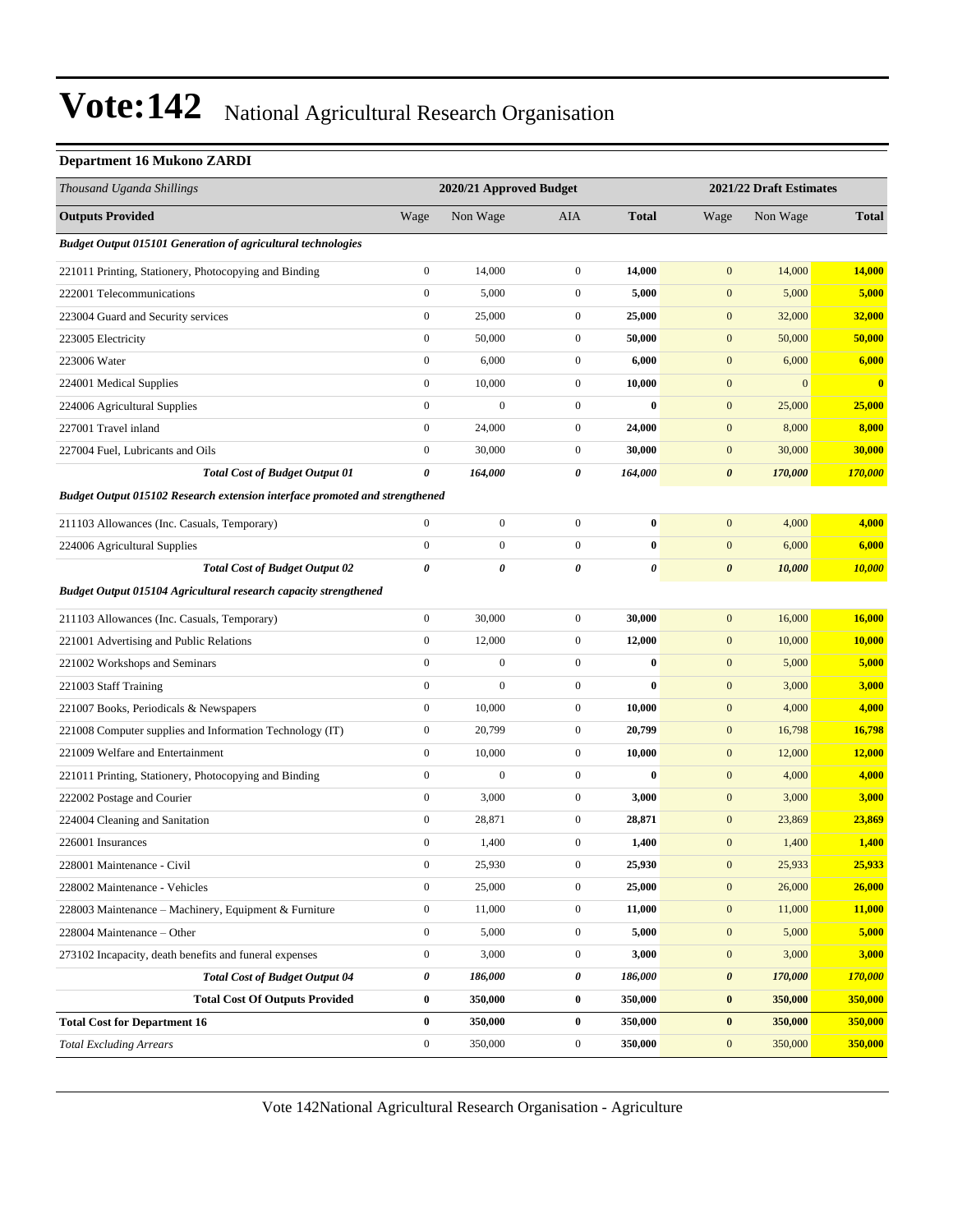# Vote:142 National Agricultural Research Organisation

### Department 16 Mukono ZARDI

| *Thousand Uganda Shillings* | 2020/21 Approved Budget | | | | 2021/22 Draft Estimates | | |
|---|---|---|---|---|---|---|---|
| **Outputs Provided** | Wage | Non Wage | AIA | **Total** | Wage | Non Wage | **Total** |
| ***Budget Output 015101 Generation of agricultural technologies*** | | | | | | | |
| 221011 Printing, Stationery, Photocopying and Binding | 0 | 14,000 | 0 | **14,000** | 0 | 14,000 | **14,000** |
| 222001 Telecommunications | 0 | 5,000 | 0 | **5,000** | 0 | 5,000 | **5,000** |
| 223004 Guard and Security services | 0 | 25,000 | 0 | **25,000** | 0 | 32,000 | **32,000** |
| 223005 Electricity | 0 | 50,000 | 0 | **50,000** | 0 | 50,000 | **50,000** |
| 223006 Water | 0 | 6,000 | 0 | **6,000** | 0 | 6,000 | **6,000** |
| 224001 Medical Supplies | 0 | 10,000 | 0 | **10,000** | 0 | 0 | **0** |
| 224006 Agricultural Supplies | 0 | 0 | 0 | **0** | 0 | 25,000 | **25,000** |
| 227001 Travel inland | 0 | 24,000 | 0 | **24,000** | 0 | 8,000 | **8,000** |
| 227004 Fuel, Lubricants and Oils | 0 | 30,000 | 0 | **30,000** | 0 | 30,000 | **30,000** |
| ***Total Cost of Budget Output 01*** | ***0*** | ***164,000*** | ***0*** | ***164,000*** | ***0*** | ***170,000*** | ***170,000*** |
| ***Budget Output 015102 Research extension interface promoted and strengthened*** | | | | | | | |
| 211103 Allowances (Inc. Casuals, Temporary) | 0 | 0 | 0 | **0** | 0 | 4,000 | **4,000** |
| 224006 Agricultural Supplies | 0 | 0 | 0 | **0** | 0 | 6,000 | **6,000** |
| ***Total Cost of Budget Output 02*** | ***0*** | ***0*** | ***0*** | ***0*** | ***0*** | ***10,000*** | ***10,000*** |
| ***Budget Output 015104 Agricultural research capacity strengthened*** | | | | | | | |
| 211103 Allowances (Inc. Casuals, Temporary) | 0 | 30,000 | 0 | **30,000** | 0 | 16,000 | **16,000** |
| 221001 Advertising and Public Relations | 0 | 12,000 | 0 | **12,000** | 0 | 10,000 | **10,000** |
| 221002 Workshops and Seminars | 0 | 0 | 0 | **0** | 0 | 5,000 | **5,000** |
| 221003 Staff Training | 0 | 0 | 0 | **0** | 0 | 3,000 | **3,000** |
| 221007 Books, Periodicals & Newspapers | 0 | 10,000 | 0 | **10,000** | 0 | 4,000 | **4,000** |
| 221008 Computer supplies and Information Technology (IT) | 0 | 20,799 | 0 | **20,799** | 0 | 16,798 | **16,798** |
| 221009 Welfare and Entertainment | 0 | 10,000 | 0 | **10,000** | 0 | 12,000 | **12,000** |
| 221011 Printing, Stationery, Photocopying and Binding | 0 | 0 | 0 | **0** | 0 | 4,000 | **4,000** |
| 222002 Postage and Courier | 0 | 3,000 | 0 | **3,000** | 0 | 3,000 | **3,000** |
| 224004 Cleaning and Sanitation | 0 | 28,871 | 0 | **28,871** | 0 | 23,869 | **23,869** |
| 226001 Insurances | 0 | 1,400 | 0 | **1,400** | 0 | 1,400 | **1,400** |
| 228001 Maintenance - Civil | 0 | 25,930 | 0 | **25,930** | 0 | 25,933 | **25,933** |
| 228002 Maintenance - Vehicles | 0 | 25,000 | 0 | **25,000** | 0 | 26,000 | **26,000** |
| 228003 Maintenance – Machinery, Equipment & Furniture | 0 | 11,000 | 0 | **11,000** | 0 | 11,000 | **11,000** |
| 228004 Maintenance – Other | 0 | 5,000 | 0 | **5,000** | 0 | 5,000 | **5,000** |
| 273102 Incapacity, death benefits and funeral expenses | 0 | 3,000 | 0 | **3,000** | 0 | 3,000 | **3,000** |
| ***Total Cost of Budget Output 04*** | ***0*** | ***186,000*** | ***0*** | ***186,000*** | ***0*** | ***170,000*** | ***170,000*** |
| **Total Cost Of Outputs Provided** | **0** | **350,000** | **0** | **350,000** | **0** | **350,000** | **350,000** |
| **Total Cost for Department 16** | **0** | **350,000** | **0** | **350,000** | **0** | **350,000** | **350,000** |
| *Total Excluding Arrears* | 0 | 350,000 | 0 | **350,000** | 0 | 350,000 | **350,000** |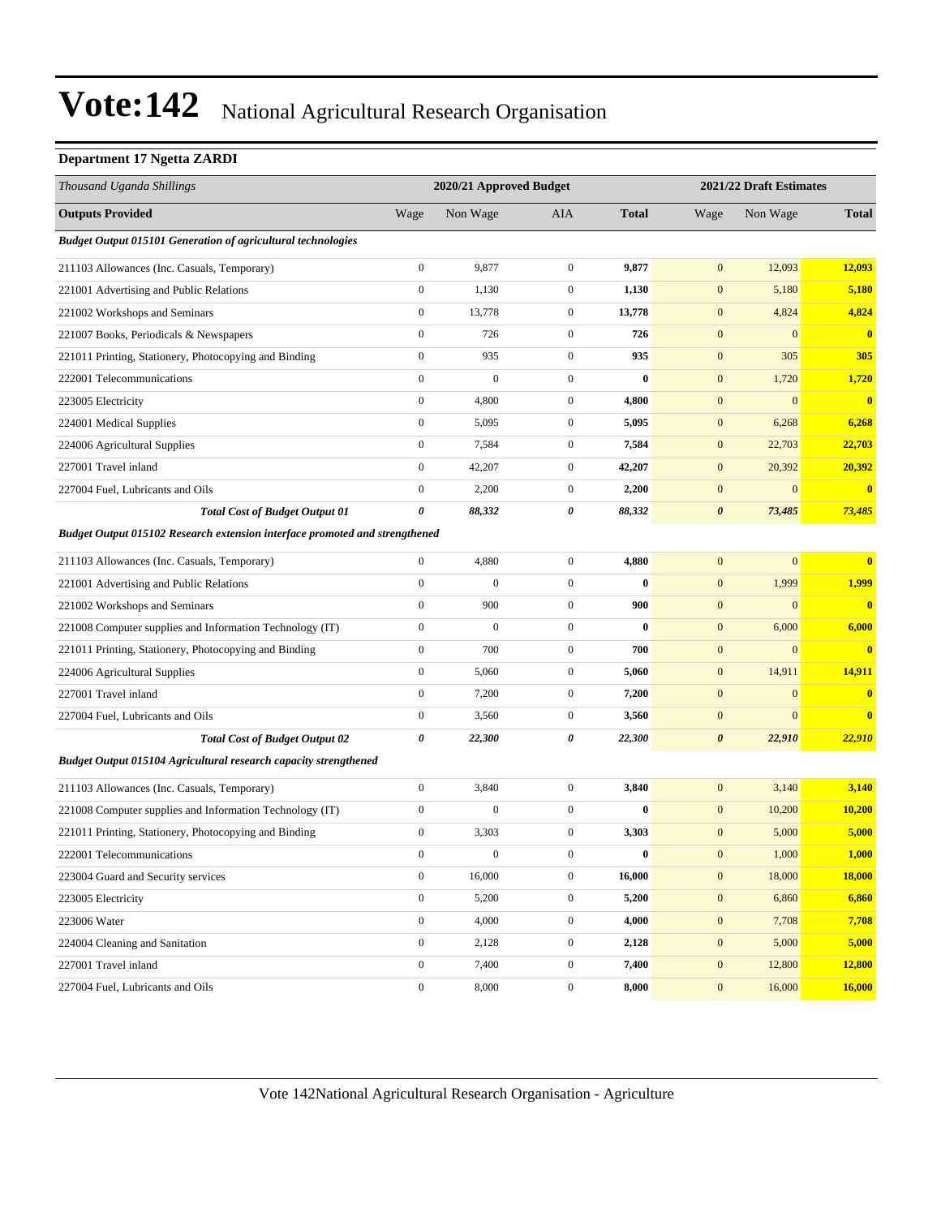# Vote:142 National Agricultural Research Organisation

**Department 17 Ngetta ZARDI**

| *Thousand Uganda Shillings* | 2020/21 Approved Budget | | | | 2021/22 Draft Estimates | | |
|---|---|---|---|---|---|---|---|
| **Outputs Provided** | Wage | Non Wage | AIA | **Total** | Wage | Non Wage | **Total** |
| ***Budget Output 015101 Generation of agricultural technologies*** | | | | | | | |
| 211103 Allowances (Inc. Casuals, Temporary) | 0 | 9,877 | 0 | **9,877** | 0 | 12,093 | **12,093** |
| 221001 Advertising and Public Relations | 0 | 1,130 | 0 | **1,130** | 0 | 5,180 | **5,180** |
| 221002 Workshops and Seminars | 0 | 13,778 | 0 | **13,778** | 0 | 4,824 | **4,824** |
| 221007 Books, Periodicals & Newspapers | 0 | 726 | 0 | **726** | 0 | 0 | **0** |
| 221011 Printing, Stationery, Photocopying and Binding | 0 | 935 | 0 | **935** | 0 | 305 | **305** |
| 222001 Telecommunications | 0 | 0 | 0 | **0** | 0 | 1,720 | **1,720** |
| 223005 Electricity | 0 | 4,800 | 0 | **4,800** | 0 | 0 | **0** |
| 224001 Medical Supplies | 0 | 5,095 | 0 | **5,095** | 0 | 6,268 | **6,268** |
| 224006 Agricultural Supplies | 0 | 7,584 | 0 | **7,584** | 0 | 22,703 | **22,703** |
| 227001 Travel inland | 0 | 42,207 | 0 | **42,207** | 0 | 20,392 | **20,392** |
| 227004 Fuel, Lubricants and Oils | 0 | 2,200 | 0 | **2,200** | 0 | 0 | **0** |
| ***Total Cost of Budget Output 01*** | ***0*** | ***88,332*** | ***0*** | ***88,332*** | ***0*** | ***73,485*** | ***73,485*** |
| ***Budget Output 015102 Research extension interface promoted and strengthened*** | | | | | | | |
| 211103 Allowances (Inc. Casuals, Temporary) | 0 | 4,880 | 0 | **4,880** | 0 | 0 | **0** |
| 221001 Advertising and Public Relations | 0 | 0 | 0 | **0** | 0 | 1,999 | **1,999** |
| 221002 Workshops and Seminars | 0 | 900 | 0 | **900** | 0 | 0 | **0** |
| 221008 Computer supplies and Information Technology (IT) | 0 | 0 | 0 | **0** | 0 | 6,000 | **6,000** |
| 221011 Printing, Stationery, Photocopying and Binding | 0 | 700 | 0 | **700** | 0 | 0 | **0** |
| 224006 Agricultural Supplies | 0 | 5,060 | 0 | **5,060** | 0 | 14,911 | **14,911** |
| 227001 Travel inland | 0 | 7,200 | 0 | **7,200** | 0 | 0 | **0** |
| 227004 Fuel, Lubricants and Oils | 0 | 3,560 | 0 | **3,560** | 0 | 0 | **0** |
| ***Total Cost of Budget Output 02*** | ***0*** | ***22,300*** | ***0*** | ***22,300*** | ***0*** | ***22,910*** | ***22,910*** |
| ***Budget Output 015104 Agricultural research capacity strengthened*** | | | | | | | |
| 211103 Allowances (Inc. Casuals, Temporary) | 0 | 3,840 | 0 | **3,840** | 0 | 3,140 | **3,140** |
| 221008 Computer supplies and Information Technology (IT) | 0 | 0 | 0 | **0** | 0 | 10,200 | **10,200** |
| 221011 Printing, Stationery, Photocopying and Binding | 0 | 3,303 | 0 | **3,303** | 0 | 5,000 | **5,000** |
| 222001 Telecommunications | 0 | 0 | 0 | **0** | 0 | 1,000 | **1,000** |
| 223004 Guard and Security services | 0 | 16,000 | 0 | **16,000** | 0 | 18,000 | **18,000** |
| 223005 Electricity | 0 | 5,200 | 0 | **5,200** | 0 | 6,860 | **6,860** |
| 223006 Water | 0 | 4,000 | 0 | **4,000** | 0 | 7,708 | **7,708** |
| 224004 Cleaning and Sanitation | 0 | 2,128 | 0 | **2,128** | 0 | 5,000 | **5,000** |
| 227001 Travel inland | 0 | 7,400 | 0 | **7,400** | 0 | 12,800 | **12,800** |
| 227004 Fuel, Lubricants and Oils | 0 | 8,000 | 0 | **8,000** | 0 | 16,000 | **16,000** |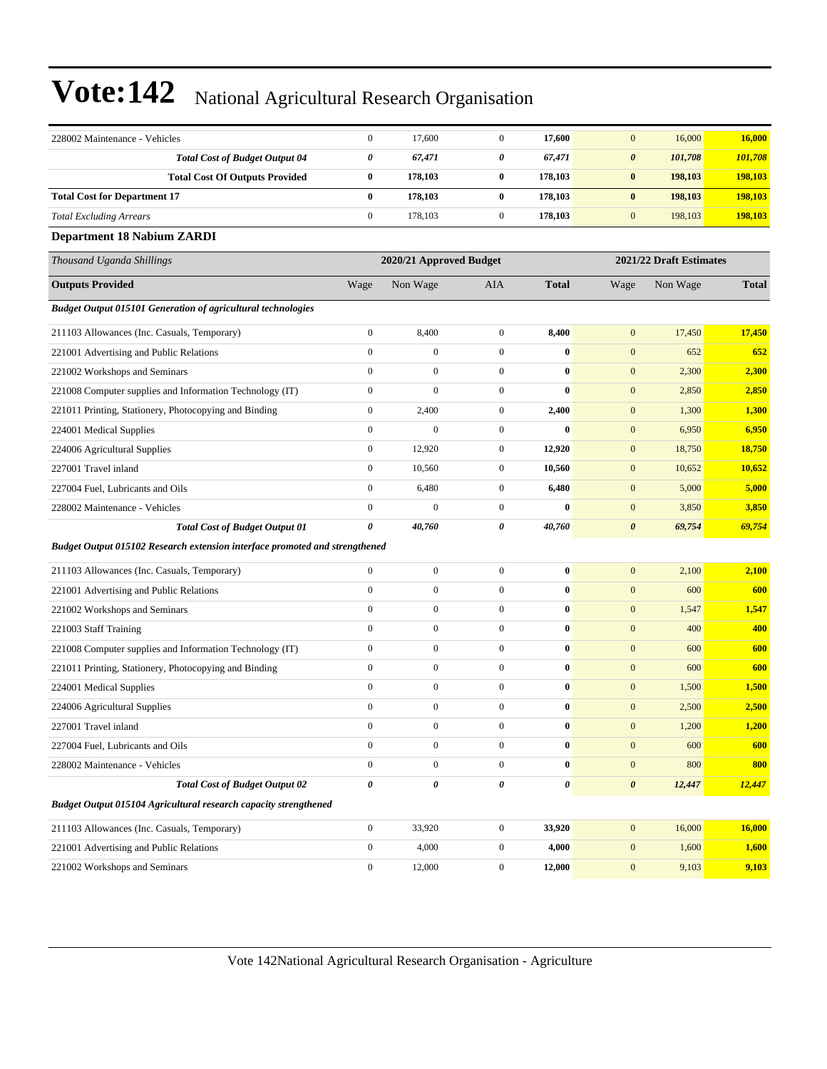| | | | | | | | |
|---|---|---|---|---|---|---|---|
| 228002 Maintenance - Vehicles | 0 | 17,600 | 0 | **17,600** | 0 | 16,000 | **16,000** |
| ***Total Cost of Budget Output 04*** | ***0*** | ***67,471*** | ***0*** | ***67,471*** | ***0*** | ***101,708*** | ***101,708*** |
| **Total Cost Of Outputs Provided** | **0** | **178,103** | **0** | **178,103** | **0** | **198,103** | **198,103** |
| **Total Cost for Department 17** | **0** | **178,103** | **0** | **178,103** | **0** | **198,103** | **198,103** |
| *Total Excluding Arrears* | 0 | 178,103 | 0 | **178,103** | 0 | 198,103 | **198,103** |

**Department 18 Nabium ZARDI**

| *Thousand Uganda Shillings* | 2020/21 Approved Budget | | | | 2021/22 Draft Estimates | | |
|---|---|---|---|---|---|---|---|
| **Outputs Provided** | Wage | Non Wage | AIA | **Total** | Wage | Non Wage | **Total** |
| ***Budget Output 015101 Generation of agricultural technologies*** | | | | | | | |
| 211103 Allowances (Inc. Casuals, Temporary) | 0 | 8,400 | 0 | **8,400** | 0 | 17,450 | **17,450** |
| 221001 Advertising and Public Relations | 0 | 0 | 0 | **0** | 0 | 652 | **652** |
| 221002 Workshops and Seminars | 0 | 0 | 0 | **0** | 0 | 2,300 | **2,300** |
| 221008 Computer supplies and Information Technology (IT) | 0 | 0 | 0 | **0** | 0 | 2,850 | **2,850** |
| 221011 Printing, Stationery, Photocopying and Binding | 0 | 2,400 | 0 | **2,400** | 0 | 1,300 | **1,300** |
| 224001 Medical Supplies | 0 | 0 | 0 | **0** | 0 | 6,950 | **6,950** |
| 224006 Agricultural Supplies | 0 | 12,920 | 0 | **12,920** | 0 | 18,750 | **18,750** |
| 227001 Travel inland | 0 | 10,560 | 0 | **10,560** | 0 | 10,652 | **10,652** |
| 227004 Fuel, Lubricants and Oils | 0 | 6,480 | 0 | **6,480** | 0 | 5,000 | **5,000** |
| 228002 Maintenance - Vehicles | 0 | 0 | 0 | **0** | 0 | 3,850 | **3,850** |
| ***Total Cost of Budget Output 01*** | ***0*** | ***40,760*** | ***0*** | ***40,760*** | ***0*** | ***69,754*** | ***69,754*** |
| ***Budget Output 015102 Research extension interface promoted and strengthened*** | | | | | | | |
| 211103 Allowances (Inc. Casuals, Temporary) | 0 | 0 | 0 | **0** | 0 | 2,100 | **2,100** |
| 221001 Advertising and Public Relations | 0 | 0 | 0 | **0** | 0 | 600 | **600** |
| 221002 Workshops and Seminars | 0 | 0 | 0 | **0** | 0 | 1,547 | **1,547** |
| 221003 Staff Training | 0 | 0 | 0 | **0** | 0 | 400 | **400** |
| 221008 Computer supplies and Information Technology (IT) | 0 | 0 | 0 | **0** | 0 | 600 | **600** |
| 221011 Printing, Stationery, Photocopying and Binding | 0 | 0 | 0 | **0** | 0 | 600 | **600** |
| 224001 Medical Supplies | 0 | 0 | 0 | **0** | 0 | 1,500 | **1,500** |
| 224006 Agricultural Supplies | 0 | 0 | 0 | **0** | 0 | 2,500 | **2,500** |
| 227001 Travel inland | 0 | 0 | 0 | **0** | 0 | 1,200 | **1,200** |
| 227004 Fuel, Lubricants and Oils | 0 | 0 | 0 | **0** | 0 | 600 | **600** |
| 228002 Maintenance - Vehicles | 0 | 0 | 0 | **0** | 0 | 800 | **800** |
| ***Total Cost of Budget Output 02*** | ***0*** | ***0*** | ***0*** | ***0*** | ***0*** | ***12,447*** | ***12,447*** |
| ***Budget Output 015104 Agricultural research capacity strengthened*** | | | | | | | |
| 211103 Allowances (Inc. Casuals, Temporary) | 0 | 33,920 | 0 | **33,920** | 0 | 16,000 | **16,000** |
| 221001 Advertising and Public Relations | 0 | 4,000 | 0 | **4,000** | 0 | 1,600 | **1,600** |
| 221002 Workshops and Seminars | 0 | 12,000 | 0 | **12,000** | 0 | 9,103 | **9,103** |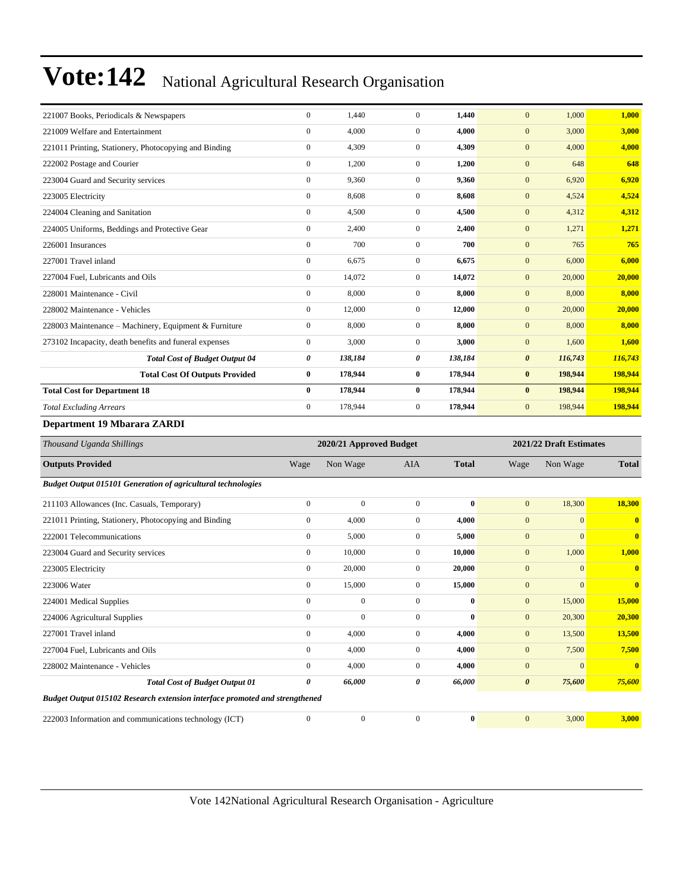| | | | | | | | |
|---|---|---|---|---|---|---|---|
| 221007 Books, Periodicals & Newspapers | 0 | 1,440 | 0 | **1,440** | 0 | 1,000 | **1,000** |
| 221009 Welfare and Entertainment | 0 | 4,000 | 0 | **4,000** | 0 | 3,000 | **3,000** |
| 221011 Printing, Stationery, Photocopying and Binding | 0 | 4,309 | 0 | **4,309** | 0 | 4,000 | **4,000** |
| 222002 Postage and Courier | 0 | 1,200 | 0 | **1,200** | 0 | 648 | **648** |
| 223004 Guard and Security services | 0 | 9,360 | 0 | **9,360** | 0 | 6,920 | **6,920** |
| 223005 Electricity | 0 | 8,608 | 0 | **8,608** | 0 | 4,524 | **4,524** |
| 224004 Cleaning and Sanitation | 0 | 4,500 | 0 | **4,500** | 0 | 4,312 | **4,312** |
| 224005 Uniforms, Beddings and Protective Gear | 0 | 2,400 | 0 | **2,400** | 0 | 1,271 | **1,271** |
| 226001 Insurances | 0 | 700 | 0 | **700** | 0 | 765 | **765** |
| 227001 Travel inland | 0 | 6,675 | 0 | **6,675** | 0 | 6,000 | **6,000** |
| 227004 Fuel, Lubricants and Oils | 0 | 14,072 | 0 | **14,072** | 0 | 20,000 | **20,000** |
| 228001 Maintenance - Civil | 0 | 8,000 | 0 | **8,000** | 0 | 8,000 | **8,000** |
| 228002 Maintenance - Vehicles | 0 | 12,000 | 0 | **12,000** | 0 | 20,000 | **20,000** |
| 228003 Maintenance – Machinery, Equipment & Furniture | 0 | 8,000 | 0 | **8,000** | 0 | 8,000 | **8,000** |
| 273102 Incapacity, death benefits and funeral expenses | 0 | 3,000 | 0 | **3,000** | 0 | 1,600 | **1,600** |
| ***Total Cost of Budget Output 04*** | ***0*** | ***138,184*** | ***0*** | ***138,184*** | ***0*** | ***116,743*** | ***116,743*** |
| **Total Cost Of Outputs Provided** | **0** | **178,944** | **0** | **178,944** | **0** | **198,944** | **198,944** |
| **Total Cost for Department 18** | **0** | **178,944** | **0** | **178,944** | **0** | **198,944** | **198,944** |
| *Total Excluding Arrears* | 0 | 178,944 | 0 | **178,944** | 0 | 198,944 | **198,944** |

**Department 19 Mbarara ZARDI**

| *Thousand Uganda Shillings* | 2020/21 Approved Budget | | | | 2021/22 Draft Estimates | | |
|---|---|---|---|---|---|---|---|
| **Outputs Provided** | Wage | Non Wage | AIA | **Total** | Wage | Non Wage | **Total** |
| ***Budget Output 015101 Generation of agricultural technologies*** | | | | | | | |
| 211103 Allowances (Inc. Casuals, Temporary) | 0 | 0 | 0 | **0** | 0 | 18,300 | **18,300** |
| 221011 Printing, Stationery, Photocopying and Binding | 0 | 4,000 | 0 | **4,000** | 0 | 0 | **0** |
| 222001 Telecommunications | 0 | 5,000 | 0 | **5,000** | 0 | 0 | **0** |
| 223004 Guard and Security services | 0 | 10,000 | 0 | **10,000** | 0 | 1,000 | **1,000** |
| 223005 Electricity | 0 | 20,000 | 0 | **20,000** | 0 | 0 | **0** |
| 223006 Water | 0 | 15,000 | 0 | **15,000** | 0 | 0 | **0** |
| 224001 Medical Supplies | 0 | 0 | 0 | **0** | 0 | 15,000 | **15,000** |
| 224006 Agricultural Supplies | 0 | 0 | 0 | **0** | 0 | 20,300 | **20,300** |
| 227001 Travel inland | 0 | 4,000 | 0 | **4,000** | 0 | 13,500 | **13,500** |
| 227004 Fuel, Lubricants and Oils | 0 | 4,000 | 0 | **4,000** | 0 | 7,500 | **7,500** |
| 228002 Maintenance - Vehicles | 0 | 4,000 | 0 | **4,000** | 0 | 0 | **0** |
| ***Total Cost of Budget Output 01*** | ***0*** | ***66,000*** | ***0*** | ***66,000*** | ***0*** | ***75,600*** | ***75,600*** |
| ***Budget Output 015102 Research extension interface promoted and strengthened*** | | | | | | | |
| 222003 Information and communications technology (ICT) | 0 | 0 | 0 | **0** | 0 | 3,000 | **3,000** |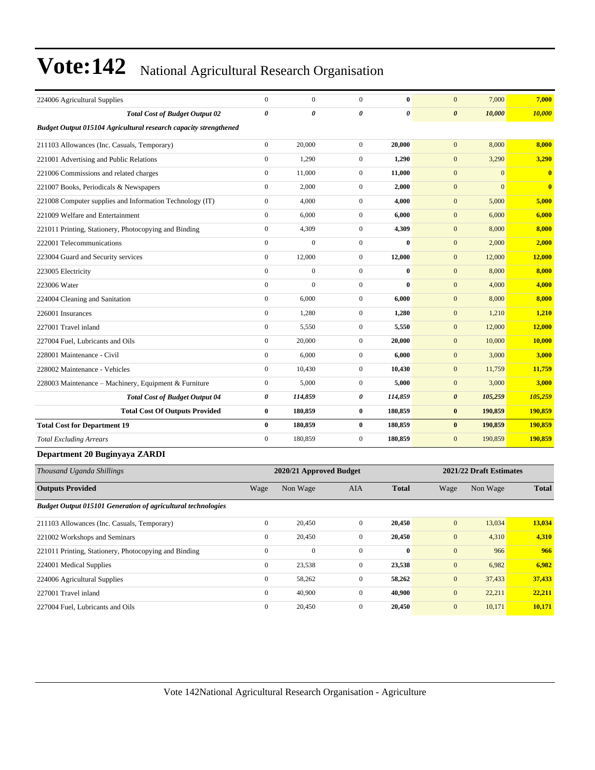| 224006 Agricultural Supplies | 0 | 0 | 0 | **0** | 0 | 7,000 | **7,000** |
|---|---|---|---|---|---|---|---|
| ***Total Cost of Budget Output 02*** | ***0*** | ***0*** | ***0*** | ***0*** | ***0*** | ***10,000*** | ***10,000*** |
| ***Budget Output 015104 Agricultural research capacity strengthened*** | | | | | | | |
| 211103 Allowances (Inc. Casuals, Temporary) | 0 | 20,000 | 0 | **20,000** | 0 | 8,000 | **8,000** |
| 221001 Advertising and Public Relations | 0 | 1,290 | 0 | **1,290** | 0 | 3,290 | **3,290** |
| 221006 Commissions and related charges | 0 | 11,000 | 0 | **11,000** | 0 | 0 | **0** |
| 221007 Books, Periodicals & Newspapers | 0 | 2,000 | 0 | **2,000** | 0 | 0 | **0** |
| 221008 Computer supplies and Information Technology (IT) | 0 | 4,000 | 0 | **4,000** | 0 | 5,000 | **5,000** |
| 221009 Welfare and Entertainment | 0 | 6,000 | 0 | **6,000** | 0 | 6,000 | **6,000** |
| 221011 Printing, Stationery, Photocopying and Binding | 0 | 4,309 | 0 | **4,309** | 0 | 8,000 | **8,000** |
| 222001 Telecommunications | 0 | 0 | 0 | **0** | 0 | 2,000 | **2,000** |
| 223004 Guard and Security services | 0 | 12,000 | 0 | **12,000** | 0 | 12,000 | **12,000** |
| 223005 Electricity | 0 | 0 | 0 | **0** | 0 | 8,000 | **8,000** |
| 223006 Water | 0 | 0 | 0 | **0** | 0 | 4,000 | **4,000** |
| 224004 Cleaning and Sanitation | 0 | 6,000 | 0 | **6,000** | 0 | 8,000 | **8,000** |
| 226001 Insurances | 0 | 1,280 | 0 | **1,280** | 0 | 1,210 | **1,210** |
| 227001 Travel inland | 0 | 5,550 | 0 | **5,550** | 0 | 12,000 | **12,000** |
| 227004 Fuel, Lubricants and Oils | 0 | 20,000 | 0 | **20,000** | 0 | 10,000 | **10,000** |
| 228001 Maintenance - Civil | 0 | 6,000 | 0 | **6,000** | 0 | 3,000 | **3,000** |
| 228002 Maintenance - Vehicles | 0 | 10,430 | 0 | **10,430** | 0 | 11,759 | **11,759** |
| 228003 Maintenance – Machinery, Equipment & Furniture | 0 | 5,000 | 0 | **5,000** | 0 | 3,000 | **3,000** |
| ***Total Cost of Budget Output 04*** | ***0*** | ***114,859*** | ***0*** | ***114,859*** | ***0*** | ***105,259*** | ***105,259*** |
| **Total Cost Of Outputs Provided** | **0** | **180,859** | **0** | **180,859** | **0** | **190,859** | **190,859** |
| **Total Cost for Department 19** | **0** | **180,859** | **0** | **180,859** | **0** | **190,859** | **190,859** |
| *Total Excluding Arrears* | 0 | 180,859 | 0 | **180,859** | 0 | 190,859 | **190,859** |

### Department 20 Buginyaya ZARDI

| *Thousand Uganda Shillings* | 2020/21 Approved Budget | | | | 2021/22 Draft Estimates | | |
|---|---|---|---|---|---|---|---|
| **Outputs Provided** | Wage | Non Wage | AIA | **Total** | Wage | Non Wage | **Total** |
| ***Budget Output 015101 Generation of agricultural technologies*** | | | | | | | |
| 211103 Allowances (Inc. Casuals, Temporary) | 0 | 20,450 | 0 | **20,450** | 0 | 13,034 | **13,034** |
| 221002 Workshops and Seminars | 0 | 20,450 | 0 | **20,450** | 0 | 4,310 | **4,310** |
| 221011 Printing, Stationery, Photocopying and Binding | 0 | 0 | 0 | **0** | 0 | 966 | **966** |
| 224001 Medical Supplies | 0 | 23,538 | 0 | **23,538** | 0 | 6,982 | **6,982** |
| 224006 Agricultural Supplies | 0 | 58,262 | 0 | **58,262** | 0 | 37,433 | **37,433** |
| 227001 Travel inland | 0 | 40,900 | 0 | **40,900** | 0 | 22,211 | **22,211** |
| 227004 Fuel, Lubricants and Oils | 0 | 20,450 | 0 | **20,450** | 0 | 10,171 | **10,171** |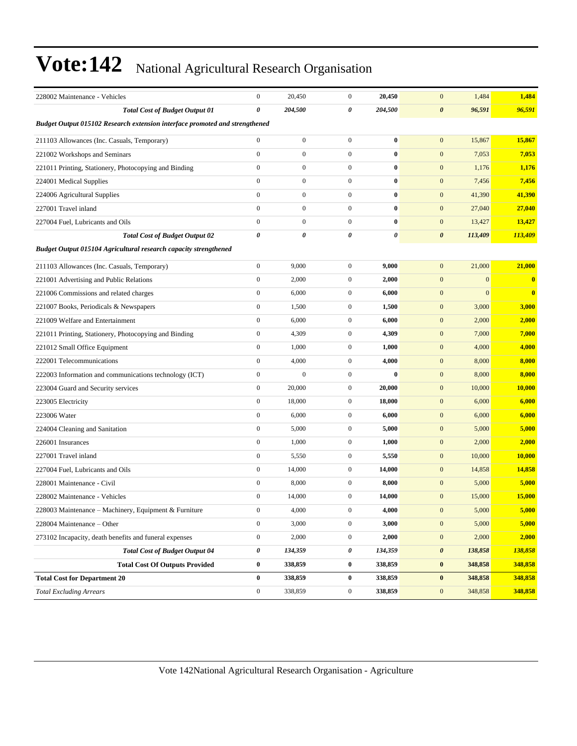# Vote:142 National Agricultural Research Organisation

| | | | | | | | |
|---|---|---|---|---|---|---|---|
| 228002 Maintenance - Vehicles | 0 | 20,450 | 0 | **20,450** | 0 | 1,484 | **1,484** |
| ***Total Cost of Budget Output 01*** | ***0*** | ***204,500*** | ***0*** | ***204,500*** | ***0*** | ***96,591*** | ***96,591*** |
| ***Budget Output 015102 Research extension interface promoted and strengthened*** | | | | | | | |
| 211103 Allowances (Inc. Casuals, Temporary) | 0 | 0 | 0 | **0** | 0 | 15,867 | **15,867** |
| 221002 Workshops and Seminars | 0 | 0 | 0 | **0** | 0 | 7,053 | **7,053** |
| 221011 Printing, Stationery, Photocopying and Binding | 0 | 0 | 0 | **0** | 0 | 1,176 | **1,176** |
| 224001 Medical Supplies | 0 | 0 | 0 | **0** | 0 | 7,456 | **7,456** |
| 224006 Agricultural Supplies | 0 | 0 | 0 | **0** | 0 | 41,390 | **41,390** |
| 227001 Travel inland | 0 | 0 | 0 | **0** | 0 | 27,040 | **27,040** |
| 227004 Fuel, Lubricants and Oils | 0 | 0 | 0 | **0** | 0 | 13,427 | **13,427** |
| ***Total Cost of Budget Output 02*** | ***0*** | ***0*** | ***0*** | ***0*** | ***0*** | ***113,409*** | ***113,409*** |
| ***Budget Output 015104 Agricultural research capacity strengthened*** | | | | | | | |
| 211103 Allowances (Inc. Casuals, Temporary) | 0 | 9,000 | 0 | **9,000** | 0 | 21,000 | **21,000** |
| 221001 Advertising and Public Relations | 0 | 2,000 | 0 | **2,000** | 0 | 0 | **0** |
| 221006 Commissions and related charges | 0 | 6,000 | 0 | **6,000** | 0 | 0 | **0** |
| 221007 Books, Periodicals & Newspapers | 0 | 1,500 | 0 | **1,500** | 0 | 3,000 | **3,000** |
| 221009 Welfare and Entertainment | 0 | 6,000 | 0 | **6,000** | 0 | 2,000 | **2,000** |
| 221011 Printing, Stationery, Photocopying and Binding | 0 | 4,309 | 0 | **4,309** | 0 | 7,000 | **7,000** |
| 221012 Small Office Equipment | 0 | 1,000 | 0 | **1,000** | 0 | 4,000 | **4,000** |
| 222001 Telecommunications | 0 | 4,000 | 0 | **4,000** | 0 | 8,000 | **8,000** |
| 222003 Information and communications technology (ICT) | 0 | 0 | 0 | **0** | 0 | 8,000 | **8,000** |
| 223004 Guard and Security services | 0 | 20,000 | 0 | **20,000** | 0 | 10,000 | **10,000** |
| 223005 Electricity | 0 | 18,000 | 0 | **18,000** | 0 | 6,000 | **6,000** |
| 223006 Water | 0 | 6,000 | 0 | **6,000** | 0 | 6,000 | **6,000** |
| 224004 Cleaning and Sanitation | 0 | 5,000 | 0 | **5,000** | 0 | 5,000 | **5,000** |
| 226001 Insurances | 0 | 1,000 | 0 | **1,000** | 0 | 2,000 | **2,000** |
| 227001 Travel inland | 0 | 5,550 | 0 | **5,550** | 0 | 10,000 | **10,000** |
| 227004 Fuel, Lubricants and Oils | 0 | 14,000 | 0 | **14,000** | 0 | 14,858 | **14,858** |
| 228001 Maintenance - Civil | 0 | 8,000 | 0 | **8,000** | 0 | 5,000 | **5,000** |
| 228002 Maintenance - Vehicles | 0 | 14,000 | 0 | **14,000** | 0 | 15,000 | **15,000** |
| 228003 Maintenance – Machinery, Equipment & Furniture | 0 | 4,000 | 0 | **4,000** | 0 | 5,000 | **5,000** |
| 228004 Maintenance – Other | 0 | 3,000 | 0 | **3,000** | 0 | 5,000 | **5,000** |
| 273102 Incapacity, death benefits and funeral expenses | 0 | 2,000 | 0 | **2,000** | 0 | 2,000 | **2,000** |
| ***Total Cost of Budget Output 04*** | ***0*** | ***134,359*** | ***0*** | ***134,359*** | ***0*** | ***138,858*** | ***138,858*** |
| **Total Cost Of Outputs Provided** | **0** | **338,859** | **0** | **338,859** | **0** | **348,858** | **348,858** |
| **Total Cost for Department 20** | **0** | **338,859** | **0** | **338,859** | **0** | **348,858** | **348,858** |
| *Total Excluding Arrears* | 0 | 338,859 | 0 | 338,859 | 0 | 348,858 | 348,858 |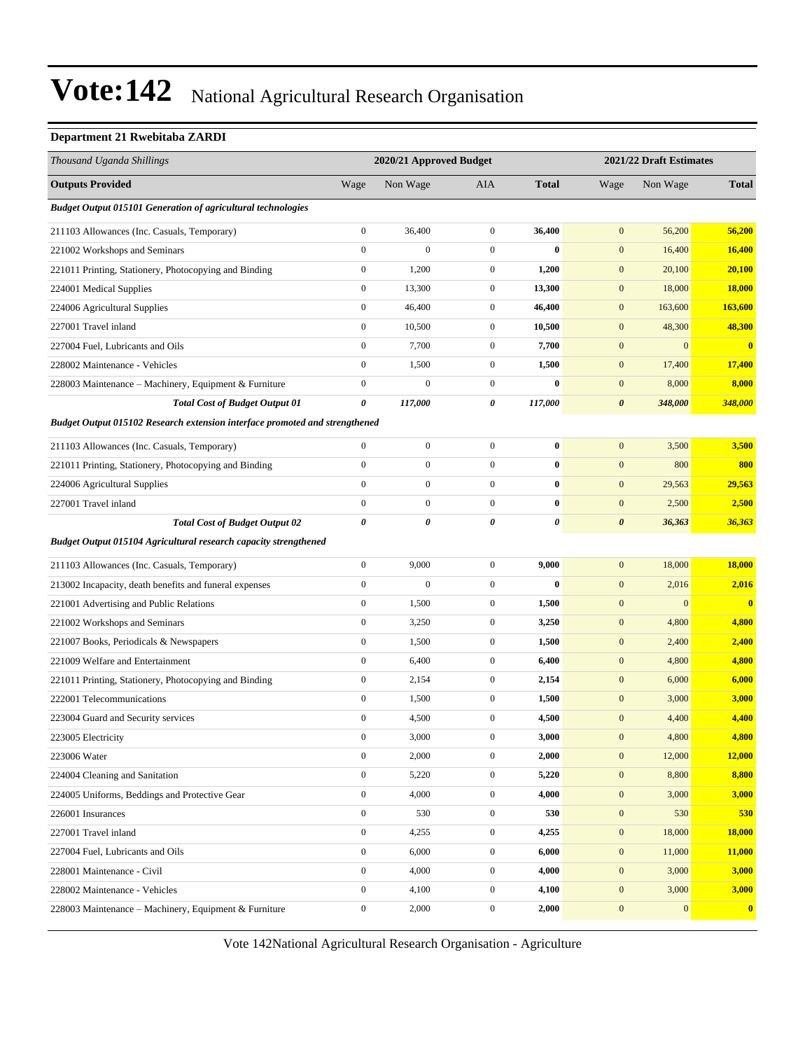# Vote:142 National Agricultural Research Organisation

### Department 21 Rwebitaba ZARDI

| *Thousand Uganda Shillings* | 2020/21 Approved Budget | | | | 2021/22 Draft Estimates | | |
|---|---|---|---|---|---|---|---|
| **Outputs Provided** | Wage | Non Wage | AIA | **Total** | Wage | Non Wage | **Total** |
| ***Budget Output 015101 Generation of agricultural technologies*** | | | | | | | |
| 211103 Allowances (Inc. Casuals, Temporary) | 0 | 36,400 | 0 | **36,400** | 0 | 56,200 | **56,200** |
| 221002 Workshops and Seminars | 0 | 0 | 0 | **0** | 0 | 16,400 | **16,400** |
| 221011 Printing, Stationery, Photocopying and Binding | 0 | 1,200 | 0 | **1,200** | 0 | 20,100 | **20,100** |
| 224001 Medical Supplies | 0 | 13,300 | 0 | **13,300** | 0 | 18,000 | **18,000** |
| 224006 Agricultural Supplies | 0 | 46,400 | 0 | **46,400** | 0 | 163,600 | **163,600** |
| 227001 Travel inland | 0 | 10,500 | 0 | **10,500** | 0 | 48,300 | **48,300** |
| 227004 Fuel, Lubricants and Oils | 0 | 7,700 | 0 | **7,700** | 0 | 0 | **0** |
| 228002 Maintenance - Vehicles | 0 | 1,500 | 0 | **1,500** | 0 | 17,400 | **17,400** |
| 228003 Maintenance – Machinery, Equipment & Furniture | 0 | 0 | 0 | **0** | 0 | 8,000 | **8,000** |
| ***Total Cost of Budget Output 01*** | ***0*** | ***117,000*** | ***0*** | ***117,000*** | ***0*** | ***348,000*** | ***348,000*** |
| ***Budget Output 015102 Research extension interface promoted and strengthened*** | | | | | | | |
| 211103 Allowances (Inc. Casuals, Temporary) | 0 | 0 | 0 | **0** | 0 | 3,500 | **3,500** |
| 221011 Printing, Stationery, Photocopying and Binding | 0 | 0 | 0 | **0** | 0 | 800 | **800** |
| 224006 Agricultural Supplies | 0 | 0 | 0 | **0** | 0 | 29,563 | **29,563** |
| 227001 Travel inland | 0 | 0 | 0 | **0** | 0 | 2,500 | **2,500** |
| ***Total Cost of Budget Output 02*** | ***0*** | ***0*** | ***0*** | ***0*** | ***0*** | ***36,363*** | ***36,363*** |
| ***Budget Output 015104 Agricultural research capacity strengthened*** | | | | | | | |
| 211103 Allowances (Inc. Casuals, Temporary) | 0 | 9,000 | 0 | **9,000** | 0 | 18,000 | **18,000** |
| 213002 Incapacity, death benefits and funeral expenses | 0 | 0 | 0 | **0** | 0 | 2,016 | **2,016** |
| 221001 Advertising and Public Relations | 0 | 1,500 | 0 | **1,500** | 0 | 0 | **0** |
| 221002 Workshops and Seminars | 0 | 3,250 | 0 | **3,250** | 0 | 4,800 | **4,800** |
| 221007 Books, Periodicals & Newspapers | 0 | 1,500 | 0 | **1,500** | 0 | 2,400 | **2,400** |
| 221009 Welfare and Entertainment | 0 | 6,400 | 0 | **6,400** | 0 | 4,800 | **4,800** |
| 221011 Printing, Stationery, Photocopying and Binding | 0 | 2,154 | 0 | **2,154** | 0 | 6,000 | **6,000** |
| 222001 Telecommunications | 0 | 1,500 | 0 | **1,500** | 0 | 3,000 | **3,000** |
| 223004 Guard and Security services | 0 | 4,500 | 0 | **4,500** | 0 | 4,400 | **4,400** |
| 223005 Electricity | 0 | 3,000 | 0 | **3,000** | 0 | 4,800 | **4,800** |
| 223006 Water | 0 | 2,000 | 0 | **2,000** | 0 | 12,000 | **12,000** |
| 224004 Cleaning and Sanitation | 0 | 5,220 | 0 | **5,220** | 0 | 8,800 | **8,800** |
| 224005 Uniforms, Beddings and Protective Gear | 0 | 4,000 | 0 | **4,000** | 0 | 3,000 | **3,000** |
| 226001 Insurances | 0 | 530 | 0 | **530** | 0 | 530 | **530** |
| 227001 Travel inland | 0 | 4,255 | 0 | **4,255** | 0 | 18,000 | **18,000** |
| 227004 Fuel, Lubricants and Oils | 0 | 6,000 | 0 | **6,000** | 0 | 11,000 | **11,000** |
| 228001 Maintenance - Civil | 0 | 4,000 | 0 | **4,000** | 0 | 3,000 | **3,000** |
| 228002 Maintenance - Vehicles | 0 | 4,100 | 0 | **4,100** | 0 | 3,000 | **3,000** |
| 228003 Maintenance – Machinery, Equipment & Furniture | 0 | 2,000 | 0 | **2,000** | 0 | 0 | **0** |

Vote 142National Agricultural Research Organisation - Agriculture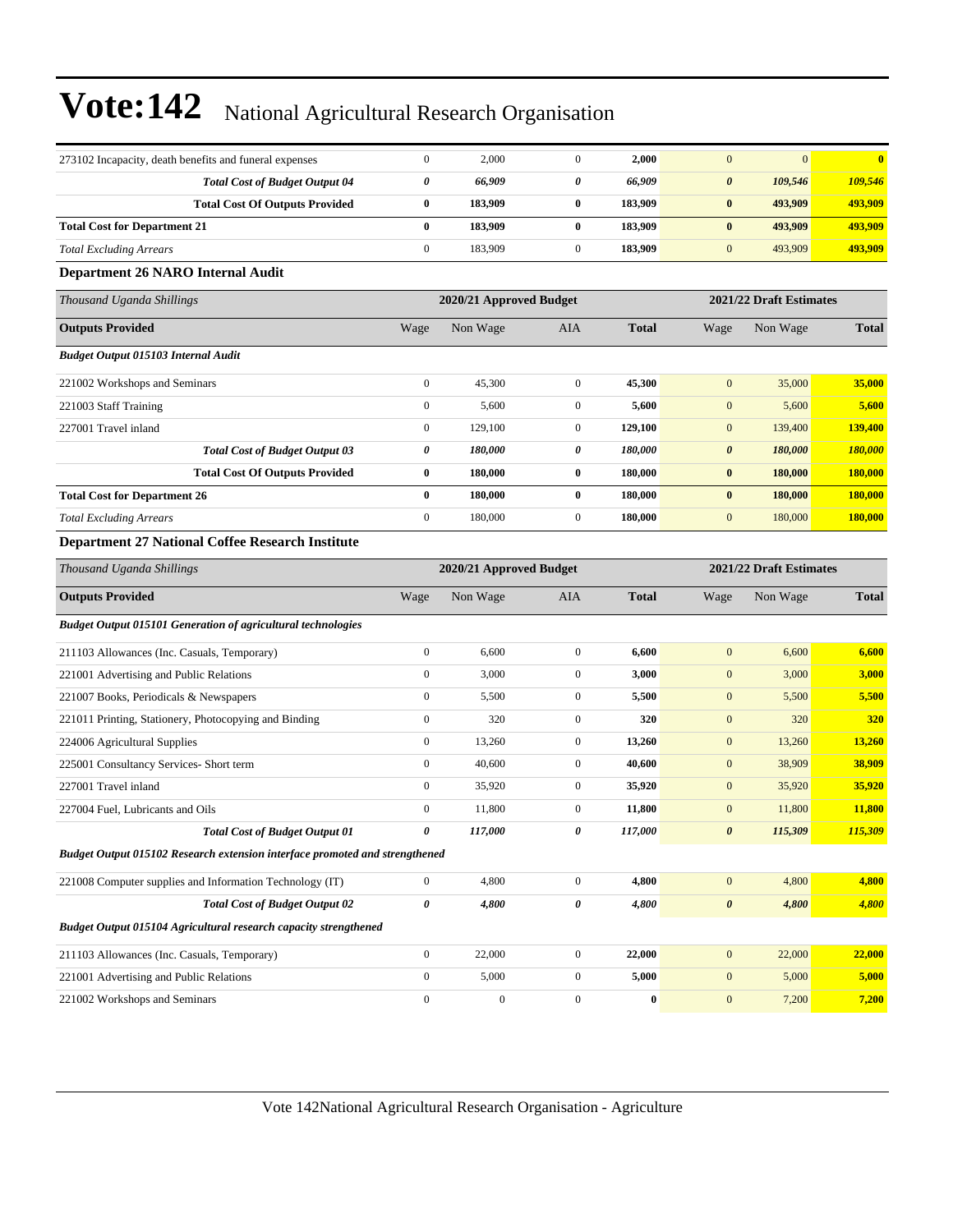| | | | | | | | |
|---|---|---|---|---|---|---|---|
| 273102 Incapacity, death benefits and funeral expenses | 0 | 2,000 | 0 | **2,000** | 0 | 0 | **0** |
| ***Total Cost of Budget Output 04*** | ***0*** | ***66,909*** | ***0*** | ***66,909*** | ***0*** | ***109,546*** | ***109,546*** |
| **Total Cost Of Outputs Provided** | **0** | **183,909** | **0** | **183,909** | **0** | **493,909** | **493,909** |
| **Total Cost for Department 21** | **0** | **183,909** | **0** | **183,909** | **0** | **493,909** | **493,909** |
| *Total Excluding Arrears* | 0 | 183,909 | 0 | **183,909** | 0 | 493,909 | **493,909** |

**Department 26 NARO Internal Audit**

| *Thousand Uganda Shillings* | 2020/21 Approved Budget | | | | 2021/22 Draft Estimates | | |
|---|---|---|---|---|---|---|---|
| **Outputs Provided** | Wage | Non Wage | AIA | **Total** | Wage | Non Wage | **Total** |
| ***Budget Output 015103 Internal Audit*** | | | | | | | |
| 221002 Workshops and Seminars | 0 | 45,300 | 0 | **45,300** | 0 | 35,000 | **35,000** |
| 221003 Staff Training | 0 | 5,600 | 0 | **5,600** | 0 | 5,600 | **5,600** |
| 227001 Travel inland | 0 | 129,100 | 0 | **129,100** | 0 | 139,400 | **139,400** |
| ***Total Cost of Budget Output 03*** | ***0*** | ***180,000*** | ***0*** | ***180,000*** | ***0*** | ***180,000*** | ***180,000*** |
| **Total Cost Of Outputs Provided** | **0** | **180,000** | **0** | **180,000** | **0** | **180,000** | **180,000** |
| **Total Cost for Department 26** | **0** | **180,000** | **0** | **180,000** | **0** | **180,000** | **180,000** |
| *Total Excluding Arrears* | 0 | 180,000 | 0 | **180,000** | 0 | 180,000 | **180,000** |

**Department 27 National Coffee Research Institute**

| *Thousand Uganda Shillings* | 2020/21 Approved Budget | | | | 2021/22 Draft Estimates | | |
|---|---|---|---|---|---|---|---|
| **Outputs Provided** | Wage | Non Wage | AIA | **Total** | Wage | Non Wage | **Total** |
| ***Budget Output 015101 Generation of agricultural technologies*** | | | | | | | |
| 211103 Allowances (Inc. Casuals, Temporary) | 0 | 6,600 | 0 | **6,600** | 0 | 6,600 | **6,600** |
| 221001 Advertising and Public Relations | 0 | 3,000 | 0 | **3,000** | 0 | 3,000 | **3,000** |
| 221007 Books, Periodicals & Newspapers | 0 | 5,500 | 0 | **5,500** | 0 | 5,500 | **5,500** |
| 221011 Printing, Stationery, Photocopying and Binding | 0 | 320 | 0 | **320** | 0 | 320 | **320** |
| 224006 Agricultural Supplies | 0 | 13,260 | 0 | **13,260** | 0 | 13,260 | **13,260** |
| 225001 Consultancy Services- Short term | 0 | 40,600 | 0 | **40,600** | 0 | 38,909 | **38,909** |
| 227001 Travel inland | 0 | 35,920 | 0 | **35,920** | 0 | 35,920 | **35,920** |
| 227004 Fuel, Lubricants and Oils | 0 | 11,800 | 0 | **11,800** | 0 | 11,800 | **11,800** |
| ***Total Cost of Budget Output 01*** | ***0*** | ***117,000*** | ***0*** | ***117,000*** | ***0*** | ***115,309*** | ***115,309*** |
| ***Budget Output 015102 Research extension interface promoted and strengthened*** | | | | | | | |
| 221008 Computer supplies and Information Technology (IT) | 0 | 4,800 | 0 | **4,800** | 0 | 4,800 | **4,800** |
| ***Total Cost of Budget Output 02*** | ***0*** | ***4,800*** | ***0*** | ***4,800*** | ***0*** | ***4,800*** | ***4,800*** |
| ***Budget Output 015104 Agricultural research capacity strengthened*** | | | | | | | |
| 211103 Allowances (Inc. Casuals, Temporary) | 0 | 22,000 | 0 | **22,000** | 0 | 22,000 | **22,000** |
| 221001 Advertising and Public Relations | 0 | 5,000 | 0 | **5,000** | 0 | 5,000 | **5,000** |
| 221002 Workshops and Seminars | 0 | 0 | 0 | **0** | 0 | 7,200 | **7,200** |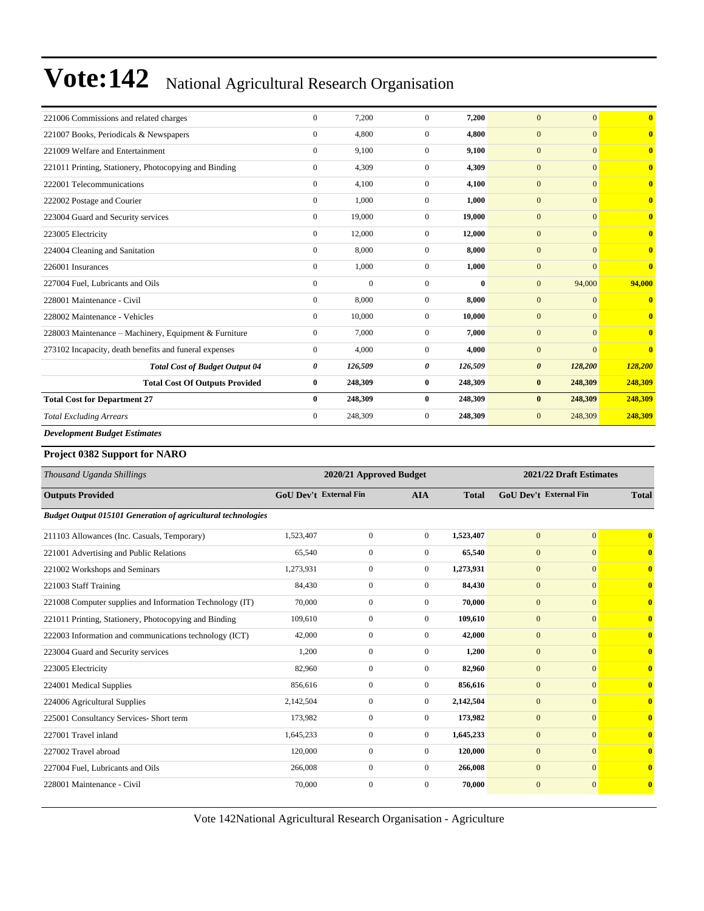# Vote:142 National Agricultural Research Organisation

| | | | | | | | |
|---|---|---|---|---|---|---|---|
| 221006 Commissions and related charges | 0 | 7,200 | 0 | **7,200** | 0 | 0 | **0** |
| 221007 Books, Periodicals & Newspapers | 0 | 4,800 | 0 | **4,800** | 0 | 0 | **0** |
| 221009 Welfare and Entertainment | 0 | 9,100 | 0 | **9,100** | 0 | 0 | **0** |
| 221011 Printing, Stationery, Photocopying and Binding | 0 | 4,309 | 0 | **4,309** | 0 | 0 | **0** |
| 222001 Telecommunications | 0 | 4,100 | 0 | **4,100** | 0 | 0 | **0** |
| 222002 Postage and Courier | 0 | 1,000 | 0 | **1,000** | 0 | 0 | **0** |
| 223004 Guard and Security services | 0 | 19,000 | 0 | **19,000** | 0 | 0 | **0** |
| 223005 Electricity | 0 | 12,000 | 0 | **12,000** | 0 | 0 | **0** |
| 224004 Cleaning and Sanitation | 0 | 8,000 | 0 | **8,000** | 0 | 0 | **0** |
| 226001 Insurances | 0 | 1,000 | 0 | **1,000** | 0 | 0 | **0** |
| 227004 Fuel, Lubricants and Oils | 0 | 0 | 0 | **0** | 0 | 94,000 | **94,000** |
| 228001 Maintenance - Civil | 0 | 8,000 | 0 | **8,000** | 0 | 0 | **0** |
| 228002 Maintenance - Vehicles | 0 | 10,000 | 0 | **10,000** | 0 | 0 | **0** |
| 228003 Maintenance – Machinery, Equipment & Furniture | 0 | 7,000 | 0 | **7,000** | 0 | 0 | **0** |
| 273102 Incapacity, death benefits and funeral expenses | 0 | 4,000 | 0 | **4,000** | 0 | 0 | **0** |
| ***Total Cost of Budget Output 04*** | ***0*** | ***126,509*** | ***0*** | ***126,509*** | ***0*** | ***128,200*** | ***128,200*** |
| **Total Cost Of Outputs Provided** | **0** | **248,309** | **0** | **248,309** | **0** | **248,309** | **248,309** |
| **Total Cost for Department 27** | **0** | **248,309** | **0** | **248,309** | **0** | **248,309** | **248,309** |
| *Total Excluding Arrears* | 0 | 248,309 | 0 | 248,309 | 0 | 248,309 | **248,309** |

***Development Budget Estimates***

### Project 0382 Support for NARO

| *Thousand Uganda Shillings* | 2020/21 Approved Budget | | | | 2021/22 Draft Estimates | | |
|---|---|---|---|---|---|---|---|
| **Outputs Provided** | **GoU Dev't** | **External Fin** | **AIA** | **Total** | **GoU Dev't** | **External Fin** | **Total** |
| ***Budget Output 015101 Generation of agricultural technologies*** | | | | | | | |
| 211103 Allowances (Inc. Casuals, Temporary) | 1,523,407 | 0 | 0 | **1,523,407** | 0 | 0 | **0** |
| 221001 Advertising and Public Relations | 65,540 | 0 | 0 | **65,540** | 0 | 0 | **0** |
| 221002 Workshops and Seminars | 1,273,931 | 0 | 0 | **1,273,931** | 0 | 0 | **0** |
| 221003 Staff Training | 84,430 | 0 | 0 | **84,430** | 0 | 0 | **0** |
| 221008 Computer supplies and Information Technology (IT) | 70,000 | 0 | 0 | **70,000** | 0 | 0 | **0** |
| 221011 Printing, Stationery, Photocopying and Binding | 109,610 | 0 | 0 | **109,610** | 0 | 0 | **0** |
| 222003 Information and communications technology (ICT) | 42,000 | 0 | 0 | **42,000** | 0 | 0 | **0** |
| 223004 Guard and Security services | 1,200 | 0 | 0 | **1,200** | 0 | 0 | **0** |
| 223005 Electricity | 82,960 | 0 | 0 | **82,960** | 0 | 0 | **0** |
| 224001 Medical Supplies | 856,616 | 0 | 0 | **856,616** | 0 | 0 | **0** |
| 224006 Agricultural Supplies | 2,142,504 | 0 | 0 | **2,142,504** | 0 | 0 | **0** |
| 225001 Consultancy Services- Short term | 173,982 | 0 | 0 | **173,982** | 0 | 0 | **0** |
| 227001 Travel inland | 1,645,233 | 0 | 0 | **1,645,233** | 0 | 0 | **0** |
| 227002 Travel abroad | 120,000 | 0 | 0 | **120,000** | 0 | 0 | **0** |
| 227004 Fuel, Lubricants and Oils | 266,008 | 0 | 0 | **266,008** | 0 | 0 | **0** |
| 228001 Maintenance - Civil | 70,000 | 0 | 0 | **70,000** | 0 | 0 | **0** |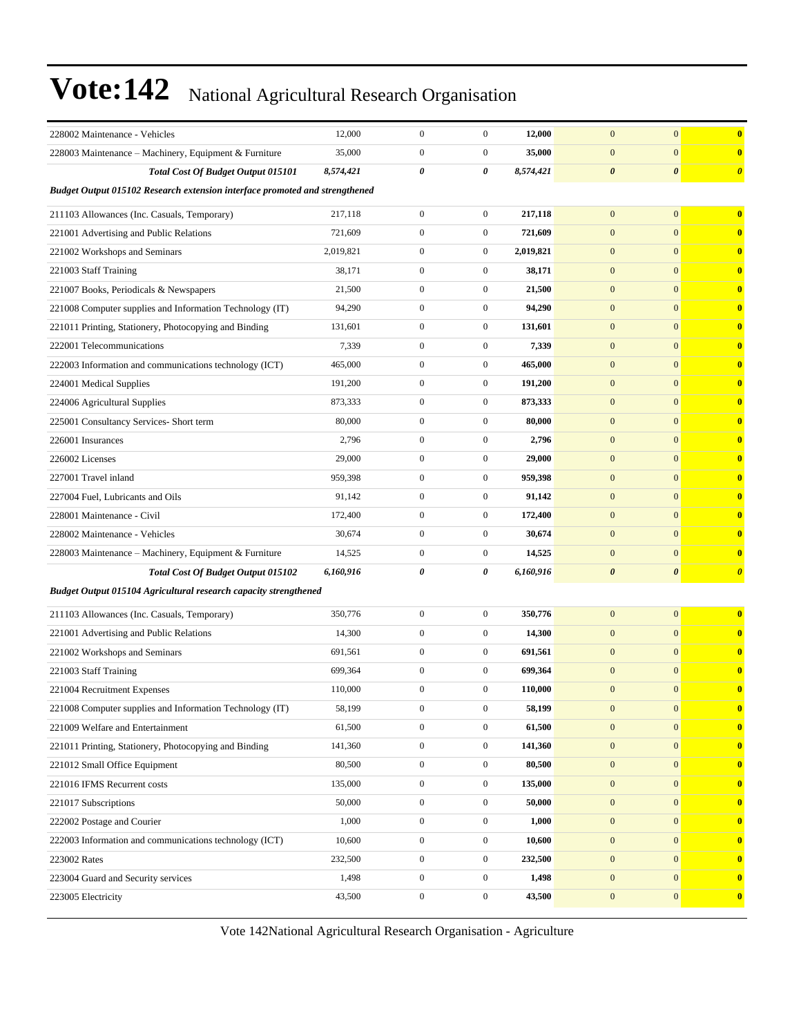| | | | | | | | |
|---|---|---|---|---|---|---|---|
| 228002 Maintenance - Vehicles | 12,000 | 0 | 0 | **12,000** | 0 | 0 | **0** |
| 228003 Maintenance – Machinery, Equipment & Furniture | 35,000 | 0 | 0 | **35,000** | 0 | 0 | **0** |
| ***Total Cost Of Budget Output 015101*** | ***8,574,421*** | ***0*** | ***0*** | ***8,574,421*** | ***0*** | ***0*** | ***0*** |
| ***Budget Output 015102 Research extension interface promoted and strengthened*** | | | | | | | |
| 211103 Allowances (Inc. Casuals, Temporary) | 217,118 | 0 | 0 | **217,118** | 0 | 0 | **0** |
| 221001 Advertising and Public Relations | 721,609 | 0 | 0 | **721,609** | 0 | 0 | **0** |
| 221002 Workshops and Seminars | 2,019,821 | 0 | 0 | **2,019,821** | 0 | 0 | **0** |
| 221003 Staff Training | 38,171 | 0 | 0 | **38,171** | 0 | 0 | **0** |
| 221007 Books, Periodicals & Newspapers | 21,500 | 0 | 0 | **21,500** | 0 | 0 | **0** |
| 221008 Computer supplies and Information Technology (IT) | 94,290 | 0 | 0 | **94,290** | 0 | 0 | **0** |
| 221011 Printing, Stationery, Photocopying and Binding | 131,601 | 0 | 0 | **131,601** | 0 | 0 | **0** |
| 222001 Telecommunications | 7,339 | 0 | 0 | **7,339** | 0 | 0 | **0** |
| 222003 Information and communications technology (ICT) | 465,000 | 0 | 0 | **465,000** | 0 | 0 | **0** |
| 224001 Medical Supplies | 191,200 | 0 | 0 | **191,200** | 0 | 0 | **0** |
| 224006 Agricultural Supplies | 873,333 | 0 | 0 | **873,333** | 0 | 0 | **0** |
| 225001 Consultancy Services- Short term | 80,000 | 0 | 0 | **80,000** | 0 | 0 | **0** |
| 226001 Insurances | 2,796 | 0 | 0 | **2,796** | 0 | 0 | **0** |
| 226002 Licenses | 29,000 | 0 | 0 | **29,000** | 0 | 0 | **0** |
| 227001 Travel inland | 959,398 | 0 | 0 | **959,398** | 0 | 0 | **0** |
| 227004 Fuel, Lubricants and Oils | 91,142 | 0 | 0 | **91,142** | 0 | 0 | **0** |
| 228001 Maintenance - Civil | 172,400 | 0 | 0 | **172,400** | 0 | 0 | **0** |
| 228002 Maintenance - Vehicles | 30,674 | 0 | 0 | **30,674** | 0 | 0 | **0** |
| 228003 Maintenance – Machinery, Equipment & Furniture | 14,525 | 0 | 0 | **14,525** | 0 | 0 | **0** |
| ***Total Cost Of Budget Output 015102*** | ***6,160,916*** | ***0*** | ***0*** | ***6,160,916*** | ***0*** | ***0*** | ***0*** |
| ***Budget Output 015104 Agricultural research capacity strengthened*** | | | | | | | |
| 211103 Allowances (Inc. Casuals, Temporary) | 350,776 | 0 | 0 | **350,776** | 0 | 0 | **0** |
| 221001 Advertising and Public Relations | 14,300 | 0 | 0 | **14,300** | 0 | 0 | **0** |
| 221002 Workshops and Seminars | 691,561 | 0 | 0 | **691,561** | 0 | 0 | **0** |
| 221003 Staff Training | 699,364 | 0 | 0 | **699,364** | 0 | 0 | **0** |
| 221004 Recruitment Expenses | 110,000 | 0 | 0 | **110,000** | 0 | 0 | **0** |
| 221008 Computer supplies and Information Technology (IT) | 58,199 | 0 | 0 | **58,199** | 0 | 0 | **0** |
| 221009 Welfare and Entertainment | 61,500 | 0 | 0 | **61,500** | 0 | 0 | **0** |
| 221011 Printing, Stationery, Photocopying and Binding | 141,360 | 0 | 0 | **141,360** | 0 | 0 | **0** |
| 221012 Small Office Equipment | 80,500 | 0 | 0 | **80,500** | 0 | 0 | **0** |
| 221016 IFMS Recurrent costs | 135,000 | 0 | 0 | **135,000** | 0 | 0 | **0** |
| 221017 Subscriptions | 50,000 | 0 | 0 | **50,000** | 0 | 0 | **0** |
| 222002 Postage and Courier | 1,000 | 0 | 0 | **1,000** | 0 | 0 | **0** |
| 222003 Information and communications technology (ICT) | 10,600 | 0 | 0 | **10,600** | 0 | 0 | **0** |
| 223002 Rates | 232,500 | 0 | 0 | **232,500** | 0 | 0 | **0** |
| 223004 Guard and Security services | 1,498 | 0 | 0 | **1,498** | 0 | 0 | **0** |
| 223005 Electricity | 43,500 | 0 | 0 | **43,500** | 0 | 0 | **0** |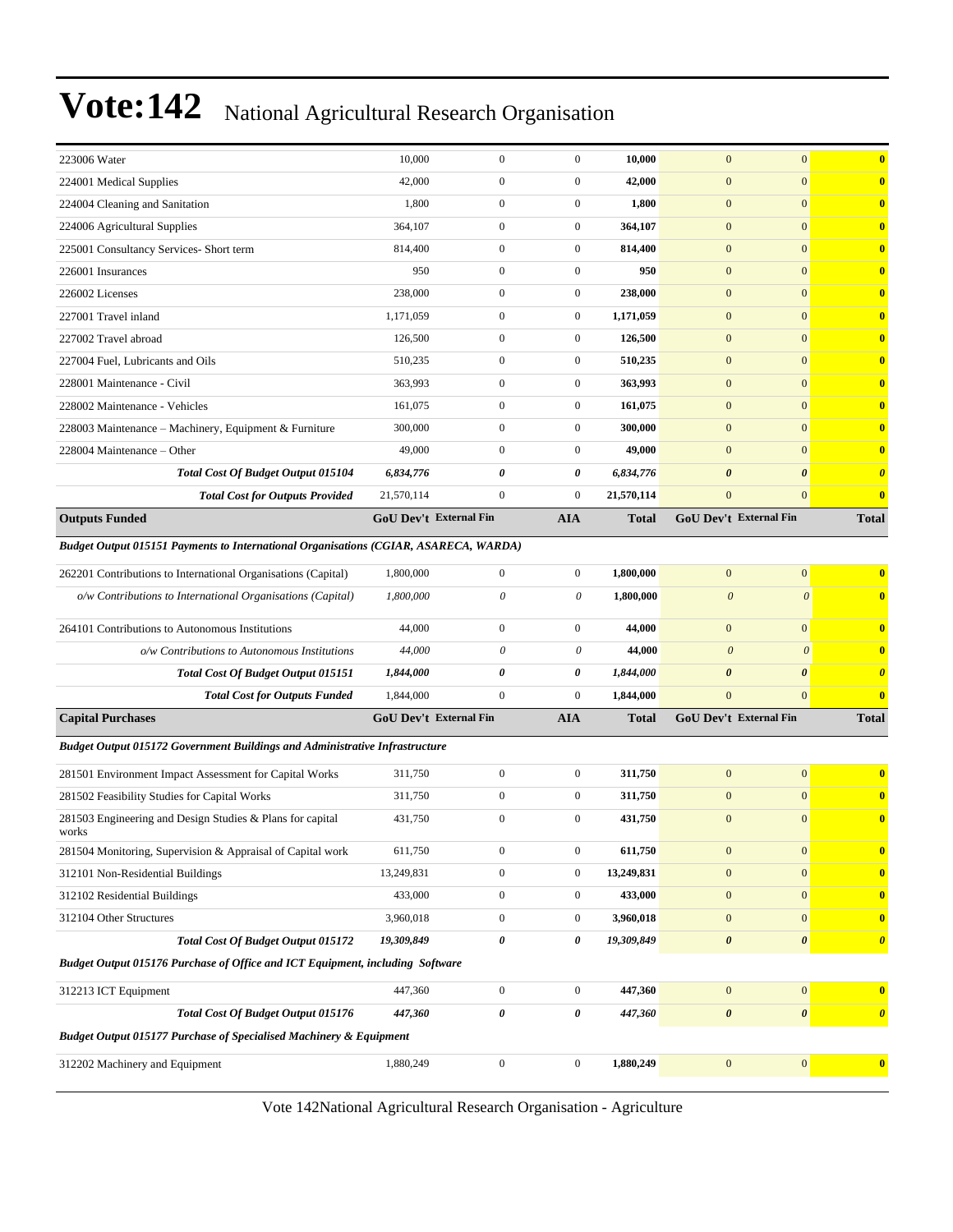# Vote:142 National Agricultural Research Organisation

| | | | | | | | |
|---|---|---|---|---|---|---|---|
| 223006 Water | 10,000 | 0 | 0 | **10,000** | 0 | 0 | **0** |
| 224001 Medical Supplies | 42,000 | 0 | 0 | **42,000** | 0 | 0 | **0** |
| 224004 Cleaning and Sanitation | 1,800 | 0 | 0 | **1,800** | 0 | 0 | **0** |
| 224006 Agricultural Supplies | 364,107 | 0 | 0 | **364,107** | 0 | 0 | **0** |
| 225001 Consultancy Services- Short term | 814,400 | 0 | 0 | **814,400** | 0 | 0 | **0** |
| 226001 Insurances | 950 | 0 | 0 | **950** | 0 | 0 | **0** |
| 226002 Licenses | 238,000 | 0 | 0 | **238,000** | 0 | 0 | **0** |
| 227001 Travel inland | 1,171,059 | 0 | 0 | **1,171,059** | 0 | 0 | **0** |
| 227002 Travel abroad | 126,500 | 0 | 0 | **126,500** | 0 | 0 | **0** |
| 227004 Fuel, Lubricants and Oils | 510,235 | 0 | 0 | **510,235** | 0 | 0 | **0** |
| 228001 Maintenance - Civil | 363,993 | 0 | 0 | **363,993** | 0 | 0 | **0** |
| 228002 Maintenance - Vehicles | 161,075 | 0 | 0 | **161,075** | 0 | 0 | **0** |
| 228003 Maintenance – Machinery, Equipment & Furniture | 300,000 | 0 | 0 | **300,000** | 0 | 0 | **0** |
| 228004 Maintenance – Other | 49,000 | 0 | 0 | **49,000** | 0 | 0 | **0** |
| ***Total Cost Of Budget Output 015104*** | ***6,834,776*** | ***0*** | ***0*** | ***6,834,776*** | ***0*** | ***0*** | ***0*** |
| ***Total Cost for Outputs Provided*** | 21,570,114 | 0 | 0 | **21,570,114** | 0 | 0 | **0** |
| **Outputs Funded** | **GoU Dev't** | **External Fin** | **AIA** | **Total** | **GoU Dev't** | **External Fin** | **Total** |
| ***Budget Output 015151 Payments to International Organisations (CGIAR, ASARECA, WARDA)*** | | | | | | | |
| 262201 Contributions to International Organisations (Capital) | 1,800,000 | 0 | 0 | **1,800,000** | 0 | 0 | **0** |
| *o/w Contributions to International Organisations (Capital)* | *1,800,000* | *0* | *0* | **1,800,000** | *0* | *0* | **0** |
| 264101 Contributions to Autonomous Institutions | 44,000 | 0 | 0 | **44,000** | 0 | 0 | **0** |
| *o/w Contributions to Autonomous Institutions* | *44,000* | *0* | *0* | **44,000** | *0* | *0* | **0** |
| ***Total Cost Of Budget Output 015151*** | ***1,844,000*** | ***0*** | ***0*** | ***1,844,000*** | ***0*** | ***0*** | ***0*** |
| ***Total Cost for Outputs Funded*** | 1,844,000 | 0 | 0 | **1,844,000** | 0 | 0 | **0** |
| **Capital Purchases** | **GoU Dev't** | **External Fin** | **AIA** | **Total** | **GoU Dev't** | **External Fin** | **Total** |
| ***Budget Output 015172 Government Buildings and Administrative Infrastructure*** | | | | | | | |
| 281501 Environment Impact Assessment for Capital Works | 311,750 | 0 | 0 | **311,750** | 0 | 0 | **0** |
| 281502 Feasibility Studies for Capital Works | 311,750 | 0 | 0 | **311,750** | 0 | 0 | **0** |
| 281503 Engineering and Design Studies & Plans for capital works | 431,750 | 0 | 0 | **431,750** | 0 | 0 | **0** |
| 281504 Monitoring, Supervision & Appraisal of Capital work | 611,750 | 0 | 0 | **611,750** | 0 | 0 | **0** |
| 312101 Non-Residential Buildings | 13,249,831 | 0 | 0 | **13,249,831** | 0 | 0 | **0** |
| 312102 Residential Buildings | 433,000 | 0 | 0 | **433,000** | 0 | 0 | **0** |
| 312104 Other Structures | 3,960,018 | 0 | 0 | **3,960,018** | 0 | 0 | **0** |
| ***Total Cost Of Budget Output 015172*** | ***19,309,849*** | ***0*** | ***0*** | ***19,309,849*** | ***0*** | ***0*** | ***0*** |
| ***Budget Output 015176 Purchase of Office and ICT Equipment, including Software*** | | | | | | | |
| 312213 ICT Equipment | 447,360 | 0 | 0 | **447,360** | 0 | 0 | **0** |
| ***Total Cost Of Budget Output 015176*** | ***447,360*** | ***0*** | ***0*** | ***447,360*** | ***0*** | ***0*** | ***0*** |
| ***Budget Output 015177 Purchase of Specialised Machinery & Equipment*** | | | | | | | |
| 312202 Machinery and Equipment | 1,880,249 | 0 | 0 | **1,880,249** | 0 | 0 | **0** |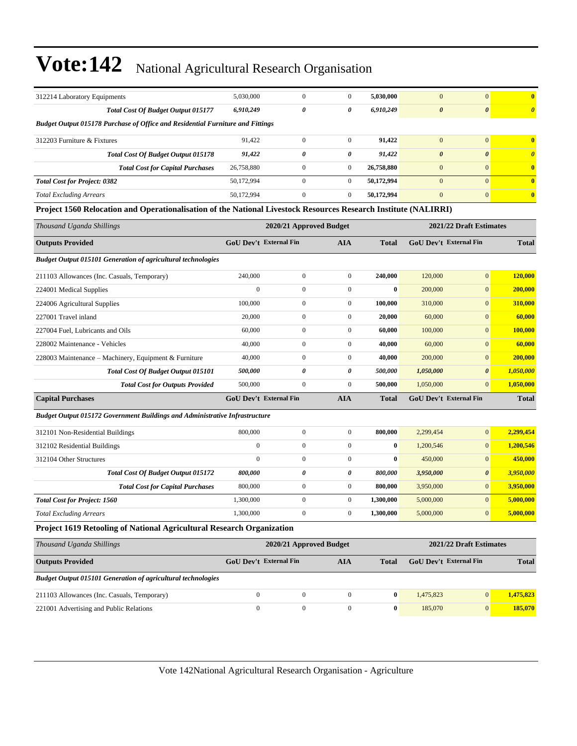| 312214 Laboratory Equipments | 5,030,000 | 0 | 0 | **5,030,000** | 0 | 0 | **0** |
|---|---|---|---|---|---|---|---|
| ***Total Cost Of Budget Output 015177*** | ***6,910,249*** | ***0*** | ***0*** | ***6,910,249*** | ***0*** | ***0*** | ***0*** |
| ***Budget Output 015178 Purchase of Office and Residential Furniture and Fittings*** | | | | | | | |
| 312203 Furniture & Fixtures | 91,422 | 0 | 0 | **91,422** | 0 | 0 | **0** |
| ***Total Cost Of Budget Output 015178*** | ***91,422*** | ***0*** | ***0*** | ***91,422*** | ***0*** | ***0*** | ***0*** |
| ***Total Cost for Capital Purchases*** | 26,758,880 | 0 | 0 | **26,758,880** | 0 | 0 | **0** |
| ***Total Cost for Project: 0382*** | 50,172,994 | 0 | 0 | **50,172,994** | 0 | 0 | **0** |
| *Total Excluding Arrears* | 50,172,994 | 0 | 0 | **50,172,994** | 0 | 0 | **0** |

**Project 1560 Relocation and Operationalisation of the National Livestock Resources Research Institute (NALIRRI)**

| *Thousand Uganda Shillings* | 2020/21 Approved Budget | | | | 2021/22 Draft Estimates | | |
|---|---|---|---|---|---|---|---|
| **Outputs Provided** | **GoU Dev't** | **External Fin** | **AIA** | **Total** | **GoU Dev't** | **External Fin** | **Total** |
| ***Budget Output 015101 Generation of agricultural technologies*** | | | | | | | |
| 211103 Allowances (Inc. Casuals, Temporary) | 240,000 | 0 | 0 | **240,000** | 120,000 | 0 | **120,000** |
| 224001 Medical Supplies | 0 | 0 | 0 | **0** | 200,000 | 0 | **200,000** |
| 224006 Agricultural Supplies | 100,000 | 0 | 0 | **100,000** | 310,000 | 0 | **310,000** |
| 227001 Travel inland | 20,000 | 0 | 0 | **20,000** | 60,000 | 0 | **60,000** |
| 227004 Fuel, Lubricants and Oils | 60,000 | 0 | 0 | **60,000** | 100,000 | 0 | **100,000** |
| 228002 Maintenance - Vehicles | 40,000 | 0 | 0 | **40,000** | 60,000 | 0 | **60,000** |
| 228003 Maintenance – Machinery, Equipment & Furniture | 40,000 | 0 | 0 | **40,000** | 200,000 | 0 | **200,000** |
| ***Total Cost Of Budget Output 015101*** | ***500,000*** | ***0*** | ***0*** | ***500,000*** | ***1,050,000*** | ***0*** | ***1,050,000*** |
| ***Total Cost for Outputs Provided*** | 500,000 | 0 | 0 | **500,000** | 1,050,000 | 0 | **1,050,000** |
| **Capital Purchases** | **GoU Dev't** | **External Fin** | **AIA** | **Total** | **GoU Dev't** | **External Fin** | **Total** |
| ***Budget Output 015172 Government Buildings and Administrative Infrastructure*** | | | | | | | |
| 312101 Non-Residential Buildings | 800,000 | 0 | 0 | **800,000** | 2,299,454 | 0 | **2,299,454** |
| 312102 Residential Buildings | 0 | 0 | 0 | **0** | 1,200,546 | 0 | **1,200,546** |
| 312104 Other Structures | 0 | 0 | 0 | **0** | 450,000 | 0 | **450,000** |
| ***Total Cost Of Budget Output 015172*** | ***800,000*** | ***0*** | ***0*** | ***800,000*** | ***3,950,000*** | ***0*** | ***3,950,000*** |
| ***Total Cost for Capital Purchases*** | 800,000 | 0 | 0 | **800,000** | 3,950,000 | 0 | **3,950,000** |
| ***Total Cost for Project: 1560*** | 1,300,000 | 0 | 0 | **1,300,000** | 5,000,000 | 0 | **5,000,000** |
| *Total Excluding Arrears* | 1,300,000 | 0 | 0 | **1,300,000** | 5,000,000 | 0 | **5,000,000** |

**Project 1619 Retooling of National Agricultural Research Organization**

| *Thousand Uganda Shillings* | 2020/21 Approved Budget | | | | 2021/22 Draft Estimates | | |
|---|---|---|---|---|---|---|---|
| **Outputs Provided** | **GoU Dev't** | **External Fin** | **AIA** | **Total** | **GoU Dev't** | **External Fin** | **Total** |
| ***Budget Output 015101 Generation of agricultural technologies*** | | | | | | | |
| 211103 Allowances (Inc. Casuals, Temporary) | 0 | 0 | 0 | **0** | 1,475,823 | 0 | **1,475,823** |
| 221001 Advertising and Public Relations | 0 | 0 | 0 | **0** | 185,070 | 0 | **185,070** |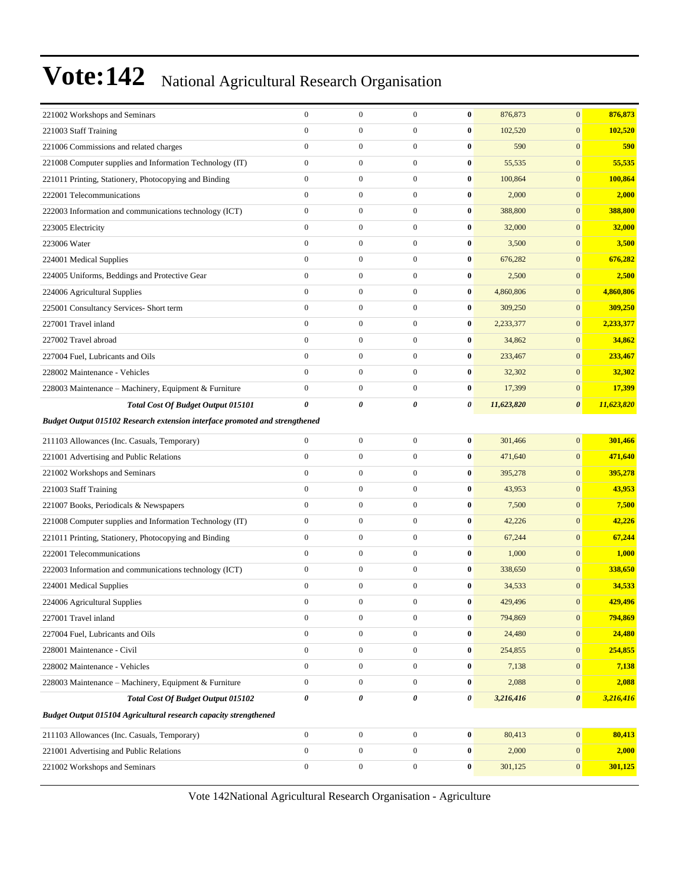| | | | | | | | |
|---|---|---|---|---|---|---|---|
| 221002 Workshops and Seminars | 0 | 0 | 0 | **0** | 876,873 | 0 | **876,873** |
| 221003 Staff Training | 0 | 0 | 0 | **0** | 102,520 | 0 | **102,520** |
| 221006 Commissions and related charges | 0 | 0 | 0 | **0** | 590 | 0 | **590** |
| 221008 Computer supplies and Information Technology (IT) | 0 | 0 | 0 | **0** | 55,535 | 0 | **55,535** |
| 221011 Printing, Stationery, Photocopying and Binding | 0 | 0 | 0 | **0** | 100,864 | 0 | **100,864** |
| 222001 Telecommunications | 0 | 0 | 0 | **0** | 2,000 | 0 | **2,000** |
| 222003 Information and communications technology (ICT) | 0 | 0 | 0 | **0** | 388,800 | 0 | **388,800** |
| 223005 Electricity | 0 | 0 | 0 | **0** | 32,000 | 0 | **32,000** |
| 223006 Water | 0 | 0 | 0 | **0** | 3,500 | 0 | **3,500** |
| 224001 Medical Supplies | 0 | 0 | 0 | **0** | 676,282 | 0 | **676,282** |
| 224005 Uniforms, Beddings and Protective Gear | 0 | 0 | 0 | **0** | 2,500 | 0 | **2,500** |
| 224006 Agricultural Supplies | 0 | 0 | 0 | **0** | 4,860,806 | 0 | **4,860,806** |
| 225001 Consultancy Services- Short term | 0 | 0 | 0 | **0** | 309,250 | 0 | **309,250** |
| 227001 Travel inland | 0 | 0 | 0 | **0** | 2,233,377 | 0 | **2,233,377** |
| 227002 Travel abroad | 0 | 0 | 0 | **0** | 34,862 | 0 | **34,862** |
| 227004 Fuel, Lubricants and Oils | 0 | 0 | 0 | **0** | 233,467 | 0 | **233,467** |
| 228002 Maintenance - Vehicles | 0 | 0 | 0 | **0** | 32,302 | 0 | **32,302** |
| 228003 Maintenance – Machinery, Equipment & Furniture | 0 | 0 | 0 | **0** | 17,399 | 0 | **17,399** |
| ***Total Cost Of Budget Output 015101*** | ***0*** | ***0*** | ***0*** | ***0*** | ***11,623,820*** | ***0*** | ***11,623,820*** |
| ***Budget Output 015102 Research extension interface promoted and strengthened*** | | | | | | | |
| 211103 Allowances (Inc. Casuals, Temporary) | 0 | 0 | 0 | **0** | 301,466 | 0 | **301,466** |
| 221001 Advertising and Public Relations | 0 | 0 | 0 | **0** | 471,640 | 0 | **471,640** |
| 221002 Workshops and Seminars | 0 | 0 | 0 | **0** | 395,278 | 0 | **395,278** |
| 221003 Staff Training | 0 | 0 | 0 | **0** | 43,953 | 0 | **43,953** |
| 221007 Books, Periodicals & Newspapers | 0 | 0 | 0 | **0** | 7,500 | 0 | **7,500** |
| 221008 Computer supplies and Information Technology (IT) | 0 | 0 | 0 | **0** | 42,226 | 0 | **42,226** |
| 221011 Printing, Stationery, Photocopying and Binding | 0 | 0 | 0 | **0** | 67,244 | 0 | **67,244** |
| 222001 Telecommunications | 0 | 0 | 0 | **0** | 1,000 | 0 | **1,000** |
| 222003 Information and communications technology (ICT) | 0 | 0 | 0 | **0** | 338,650 | 0 | **338,650** |
| 224001 Medical Supplies | 0 | 0 | 0 | **0** | 34,533 | 0 | **34,533** |
| 224006 Agricultural Supplies | 0 | 0 | 0 | **0** | 429,496 | 0 | **429,496** |
| 227001 Travel inland | 0 | 0 | 0 | **0** | 794,869 | 0 | **794,869** |
| 227004 Fuel, Lubricants and Oils | 0 | 0 | 0 | **0** | 24,480 | 0 | **24,480** |
| 228001 Maintenance - Civil | 0 | 0 | 0 | **0** | 254,855 | 0 | **254,855** |
| 228002 Maintenance - Vehicles | 0 | 0 | 0 | **0** | 7,138 | 0 | **7,138** |
| 228003 Maintenance – Machinery, Equipment & Furniture | 0 | 0 | 0 | **0** | 2,088 | 0 | **2,088** |
| ***Total Cost Of Budget Output 015102*** | ***0*** | ***0*** | ***0*** | ***0*** | ***3,216,416*** | ***0*** | ***3,216,416*** |
| ***Budget Output 015104 Agricultural research capacity strengthened*** | | | | | | | |
| 211103 Allowances (Inc. Casuals, Temporary) | 0 | 0 | 0 | **0** | 80,413 | 0 | **80,413** |
| 221001 Advertising and Public Relations | 0 | 0 | 0 | **0** | 2,000 | 0 | **2,000** |
| 221002 Workshops and Seminars | 0 | 0 | 0 | **0** | 301,125 | 0 | **301,125** |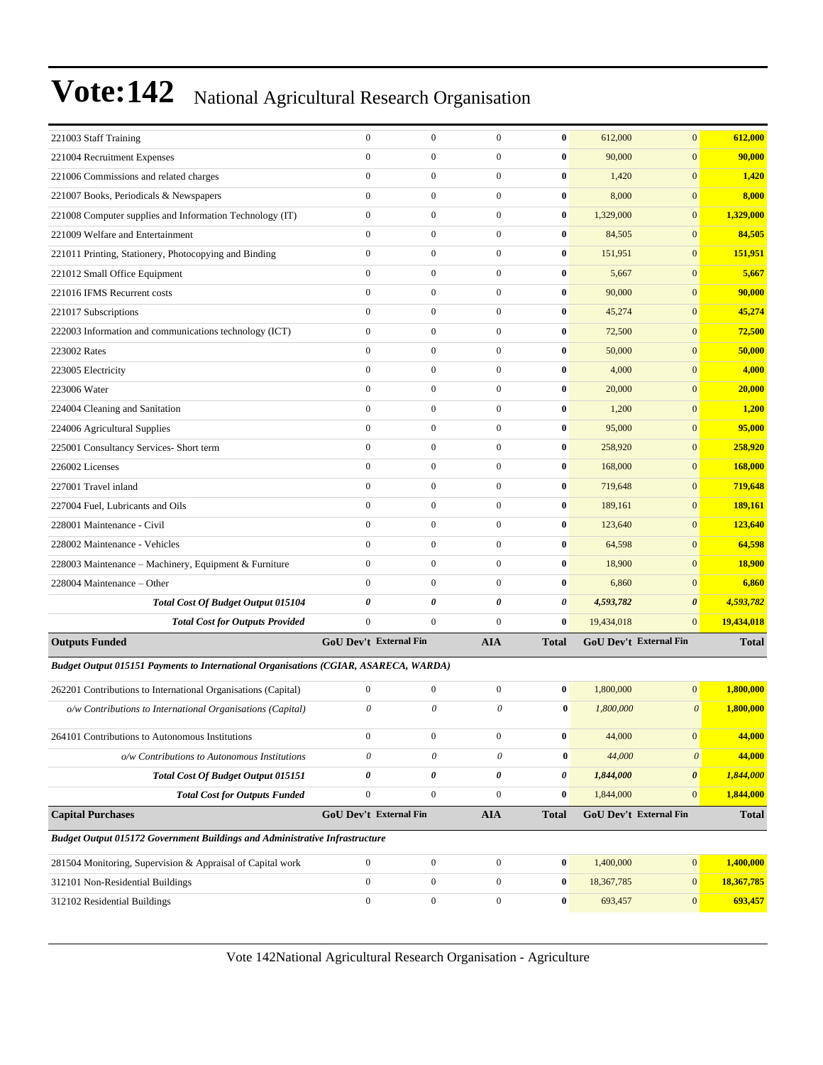# Vote:142 National Agricultural Research Organisation

| | | | | | | | |
|---|---|---|---|---|---|---|---|
| 221003 Staff Training | 0 | 0 | 0 | **0** | 612,000 | 0 | **612,000** |
| 221004 Recruitment Expenses | 0 | 0 | 0 | **0** | 90,000 | 0 | **90,000** |
| 221006 Commissions and related charges | 0 | 0 | 0 | **0** | 1,420 | 0 | **1,420** |
| 221007 Books, Periodicals & Newspapers | 0 | 0 | 0 | **0** | 8,000 | 0 | **8,000** |
| 221008 Computer supplies and Information Technology (IT) | 0 | 0 | 0 | **0** | 1,329,000 | 0 | **1,329,000** |
| 221009 Welfare and Entertainment | 0 | 0 | 0 | **0** | 84,505 | 0 | **84,505** |
| 221011 Printing, Stationery, Photocopying and Binding | 0 | 0 | 0 | **0** | 151,951 | 0 | **151,951** |
| 221012 Small Office Equipment | 0 | 0 | 0 | **0** | 5,667 | 0 | **5,667** |
| 221016 IFMS Recurrent costs | 0 | 0 | 0 | **0** | 90,000 | 0 | **90,000** |
| 221017 Subscriptions | 0 | 0 | 0 | **0** | 45,274 | 0 | **45,274** |
| 222003 Information and communications technology (ICT) | 0 | 0 | 0 | **0** | 72,500 | 0 | **72,500** |
| 223002 Rates | 0 | 0 | 0 | **0** | 50,000 | 0 | **50,000** |
| 223005 Electricity | 0 | 0 | 0 | **0** | 4,000 | 0 | **4,000** |
| 223006 Water | 0 | 0 | 0 | **0** | 20,000 | 0 | **20,000** |
| 224004 Cleaning and Sanitation | 0 | 0 | 0 | **0** | 1,200 | 0 | **1,200** |
| 224006 Agricultural Supplies | 0 | 0 | 0 | **0** | 95,000 | 0 | **95,000** |
| 225001 Consultancy Services- Short term | 0 | 0 | 0 | **0** | 258,920 | 0 | **258,920** |
| 226002 Licenses | 0 | 0 | 0 | **0** | 168,000 | 0 | **168,000** |
| 227001 Travel inland | 0 | 0 | 0 | **0** | 719,648 | 0 | **719,648** |
| 227004 Fuel, Lubricants and Oils | 0 | 0 | 0 | **0** | 189,161 | 0 | **189,161** |
| 228001 Maintenance - Civil | 0 | 0 | 0 | **0** | 123,640 | 0 | **123,640** |
| 228002 Maintenance - Vehicles | 0 | 0 | 0 | **0** | 64,598 | 0 | **64,598** |
| 228003 Maintenance – Machinery, Equipment & Furniture | 0 | 0 | 0 | **0** | 18,900 | 0 | **18,900** |
| 228004 Maintenance – Other | 0 | 0 | 0 | **0** | 6,860 | 0 | **6,860** |
| ***Total Cost Of Budget Output 015104*** | ***0*** | ***0*** | ***0*** | ***0*** | ***4,593,782*** | ***0*** | ***4,593,782*** |
| ***Total Cost for Outputs Provided*** | 0 | 0 | 0 | **0** | 19,434,018 | 0 | **19,434,018** |
| **Outputs Funded** | **GoU Dev't** | **External Fin** | **AIA** | **Total** | **GoU Dev't** | **External Fin** | **Total** |
| ***Budget Output 015151 Payments to International Organisations (CGIAR, ASARECA, WARDA)*** | | | | | | | |
| 262201 Contributions to International Organisations (Capital) | 0 | 0 | 0 | **0** | 1,800,000 | 0 | **1,800,000** |
| *o/w Contributions to International Organisations (Capital)* | *0* | *0* | *0* | **0** | *1,800,000* | *0* | **1,800,000** |
| 264101 Contributions to Autonomous Institutions | 0 | 0 | 0 | **0** | 44,000 | 0 | **44,000** |
| *o/w Contributions to Autonomous Institutions* | *0* | *0* | *0* | **0** | *44,000* | *0* | **44,000** |
| ***Total Cost Of Budget Output 015151*** | ***0*** | ***0*** | ***0*** | ***0*** | ***1,844,000*** | ***0*** | ***1,844,000*** |
| ***Total Cost for Outputs Funded*** | 0 | 0 | 0 | **0** | 1,844,000 | 0 | **1,844,000** |
| **Capital Purchases** | **GoU Dev't** | **External Fin** | **AIA** | **Total** | **GoU Dev't** | **External Fin** | **Total** |
| ***Budget Output 015172 Government Buildings and Administrative Infrastructure*** | | | | | | | |
| 281504 Monitoring, Supervision & Appraisal of Capital work | 0 | 0 | 0 | **0** | 1,400,000 | 0 | **1,400,000** |
| 312101 Non-Residential Buildings | 0 | 0 | 0 | **0** | 18,367,785 | 0 | **18,367,785** |
| 312102 Residential Buildings | 0 | 0 | 0 | **0** | 693,457 | 0 | **693,457** |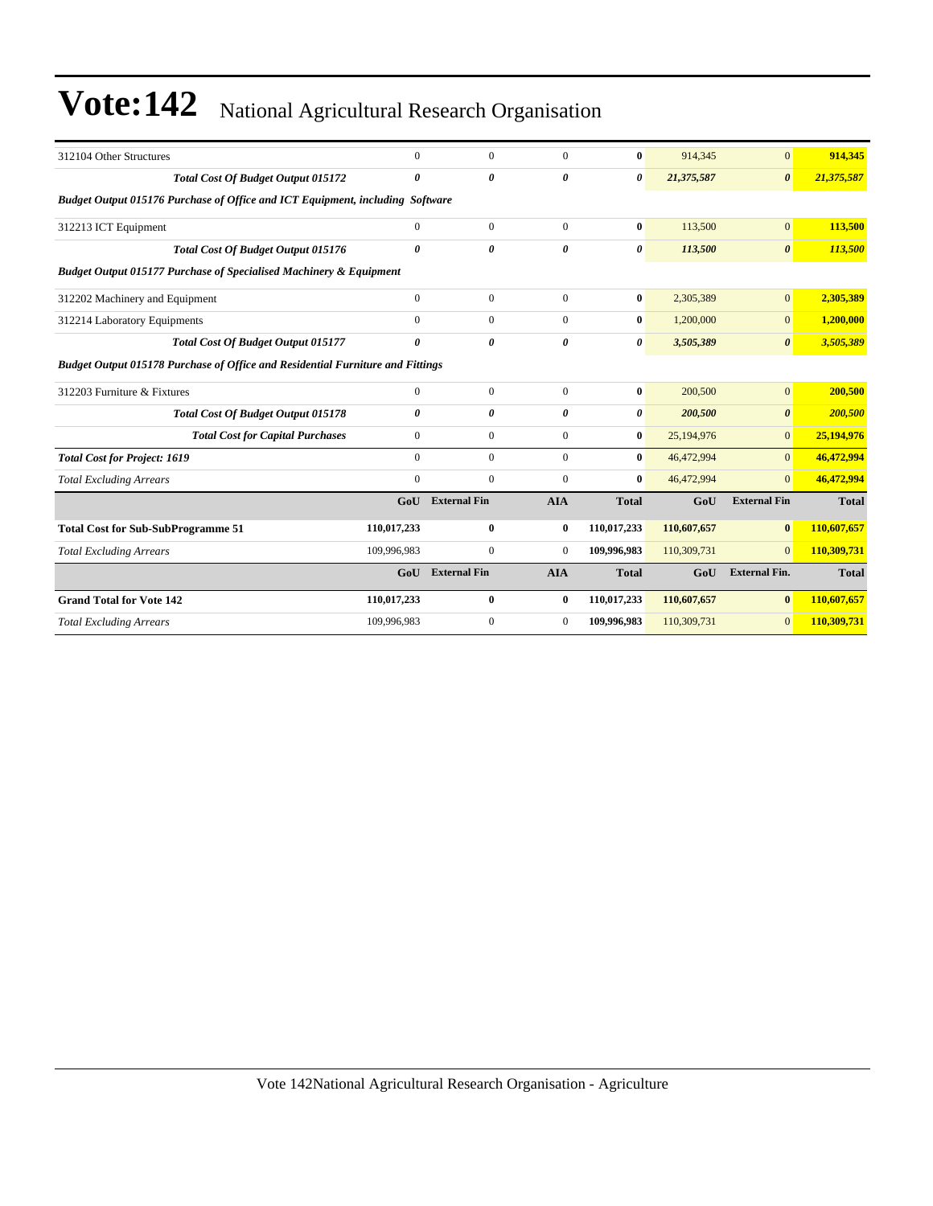# Vote:142 National Agricultural Research Organisation

| | | | | | | | |
|---|---|---|---|---|---|---|---|
| 312104 Other Structures | 0 | 0 | 0 | **0** | 914,345 | 0 | **914,345** |
| ***Total Cost Of Budget Output 015172*** | ***0*** | ***0*** | ***0*** | ***0*** | ***21,375,587*** | ***0*** | ***21,375,587*** |
| ***Budget Output 015176 Purchase of Office and ICT Equipment, including Software*** | | | | | | | |
| 312213 ICT Equipment | 0 | 0 | 0 | **0** | 113,500 | 0 | **113,500** |
| ***Total Cost Of Budget Output 015176*** | ***0*** | ***0*** | ***0*** | ***0*** | ***113,500*** | ***0*** | ***113,500*** |
| ***Budget Output 015177 Purchase of Specialised Machinery & Equipment*** | | | | | | | |
| 312202 Machinery and Equipment | 0 | 0 | 0 | **0** | 2,305,389 | 0 | **2,305,389** |
| 312214 Laboratory Equipments | 0 | 0 | 0 | **0** | 1,200,000 | 0 | **1,200,000** |
| ***Total Cost Of Budget Output 015177*** | ***0*** | ***0*** | ***0*** | ***0*** | ***3,505,389*** | ***0*** | ***3,505,389*** |
| ***Budget Output 015178 Purchase of Office and Residential Furniture and Fittings*** | | | | | | | |
| 312203 Furniture & Fixtures | 0 | 0 | 0 | **0** | 200,500 | 0 | **200,500** |
| ***Total Cost Of Budget Output 015178*** | ***0*** | ***0*** | ***0*** | ***0*** | ***200,500*** | ***0*** | ***200,500*** |
| ***Total Cost for Capital Purchases*** | 0 | 0 | 0 | **0** | 25,194,976 | 0 | **25,194,976** |
| ***Total Cost for Project: 1619*** | 0 | 0 | 0 | **0** | 46,472,994 | 0 | **46,472,994** |
| *Total Excluding Arrears* | 0 | 0 | 0 | **0** | 46,472,994 | 0 | **46,472,994** |
| | **GoU** | **External Fin** | **AIA** | **Total** | **GoU** | **External Fin** | **Total** |
| **Total Cost for Sub-SubProgramme 51** | **110,017,233** | **0** | **0** | **110,017,233** | **110,607,657** | **0** | **110,607,657** |
| *Total Excluding Arrears* | 109,996,983 | 0 | 0 | **109,996,983** | 110,309,731 | 0 | **110,309,731** |
| | **GoU** | **External Fin** | **AIA** | **Total** | **GoU** | **External Fin.** | **Total** |
| **Grand Total for Vote 142** | **110,017,233** | **0** | **0** | **110,017,233** | **110,607,657** | **0** | **110,607,657** |
| *Total Excluding Arrears* | 109,996,983 | 0 | 0 | **109,996,983** | 110,309,731 | 0 | **110,309,731** |